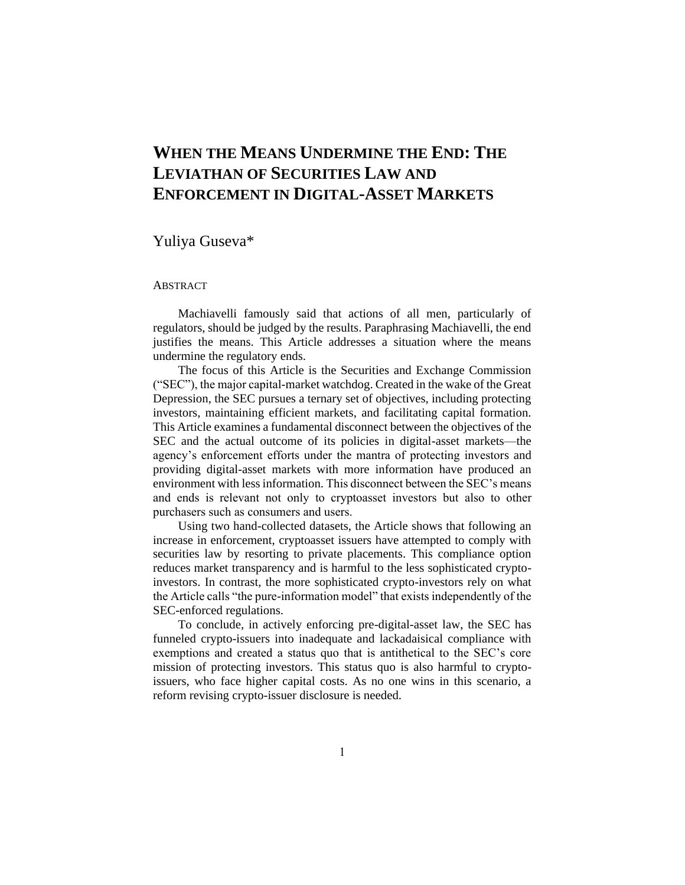# WHEN THE MEANS UNDERMINE THE END: THE LEVIATHAN OF SECURITIES LAW AND ENFORCEMENT IN DIGITAL-ASSET MARKETS

Yuliya Guseva*

ABSTRACT

Machiavelli famously said that actions of all men, particularly of regulators, should be judged by the results. Paraphrasing Machiavelli, the end justifies the means. This Article addresses a situation where the means undermine the regulatory ends.

The focus of this Article is the Securities and Exchange Commission ("SEC"), the major capital-market watchdog. Created in the wake of the Great Depression, the SEC pursues a ternary set of objectives, including protecting investors, maintaining efficient markets, and facilitating capital formation. This Article examines a fundamental disconnect between the objectives of the SEC and the actual outcome of its policies in digital-asset markets—the agency's enforcement efforts under the mantra of protecting investors and providing digital-asset markets with more information have produced an environment with less information. This disconnect between the SEC's means and ends is relevant not only to cryptoasset investors but also to other purchasers such as consumers and users.

Using two hand-collected datasets, the Article shows that following an increase in enforcement, cryptoasset issuers have attempted to comply with securities law by resorting to private placements. This compliance option reduces market transparency and is harmful to the less sophisticated crypto-investors. In contrast, the more sophisticated crypto-investors rely on what the Article calls "the pure-information model" that exists independently of the SEC-enforced regulations.

To conclude, in actively enforcing pre-digital-asset law, the SEC has funneled crypto-issuers into inadequate and lackadaisical compliance with exemptions and created a status quo that is antithetical to the SEC's core mission of protecting investors. This status quo is also harmful to crypto-issuers, who face higher capital costs. As no one wins in this scenario, a reform revising crypto-issuer disclosure is needed.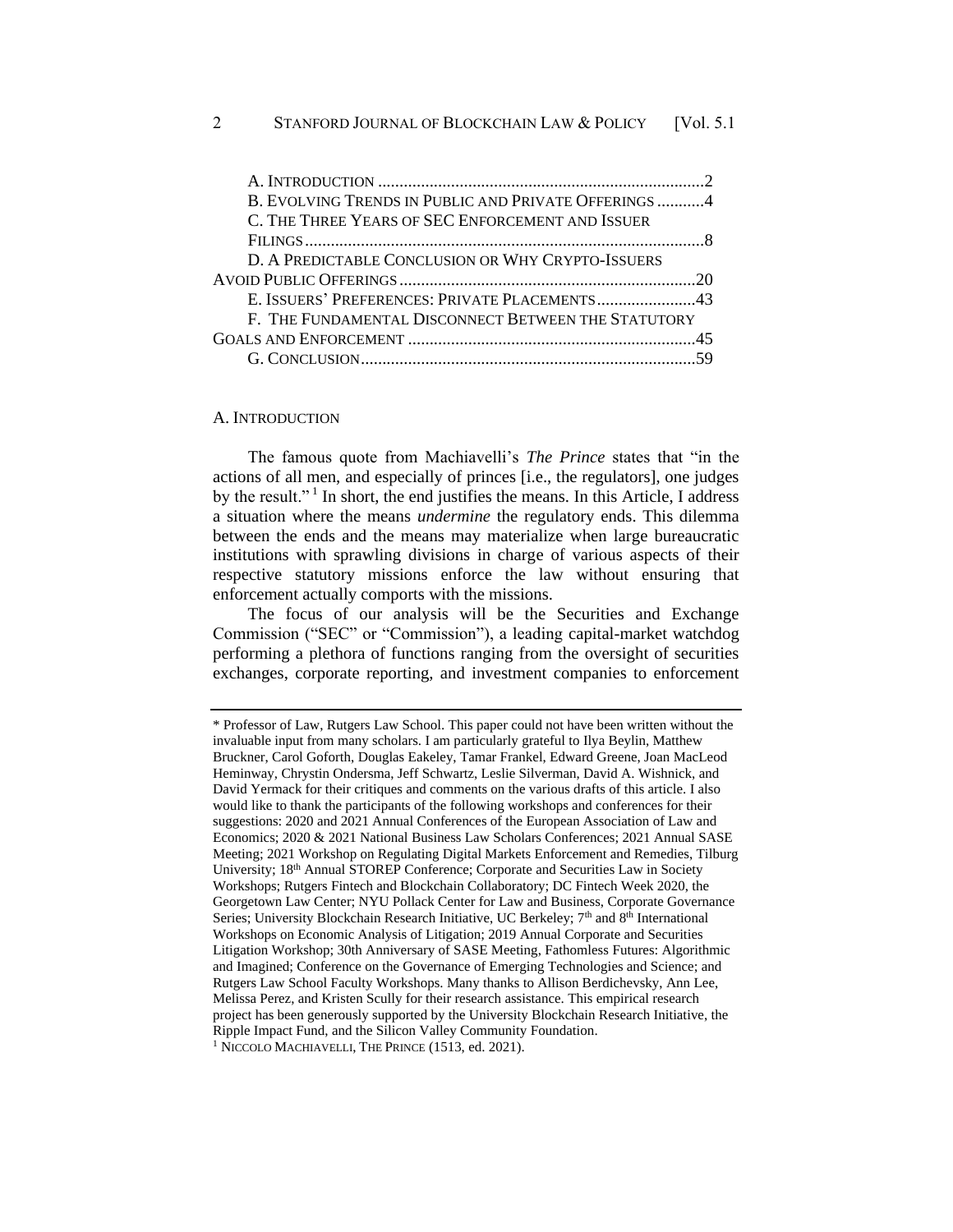A. INTRODUCTION ........................................................................2
B. EVOLVING TRENDS IN PUBLIC AND PRIVATE OFFERINGS ...........4
C. THE THREE YEARS OF SEC ENFORCEMENT AND ISSUER FILINGS ..........................................................................................8
D. A PREDICTABLE CONCLUSION OR WHY CRYPTO-ISSUERS AVOID PUBLIC OFFERINGS ....................................................................20
E. ISSUERS' PREFERENCES: PRIVATE PLACEMENTS.......................43
F. THE FUNDAMENTAL DISCONNECT BETWEEN THE STATUTORY GOALS AND ENFORCEMENT ..................................................................45
G. CONCLUSION.............................................................................59

## A. INTRODUCTION

The famous quote from Machiavelli's *The Prince* states that "in the actions of all men, and especially of princes [i.e., the regulators], one judges by the result."[1] In short, the end justifies the means. In this Article, I address a situation where the means *undermine* the regulatory ends. This dilemma between the ends and the means may materialize when large bureaucratic institutions with sprawling divisions in charge of various aspects of their respective statutory missions enforce the law without ensuring that enforcement actually comports with the missions.

The focus of our analysis will be the Securities and Exchange Commission ("SEC" or "Commission"), a leading capital-market watchdog performing a plethora of functions ranging from the oversight of securities exchanges, corporate reporting, and investment companies to enforcement

---

\* Professor of Law, Rutgers Law School. This paper could not have been written without the invaluable input from many scholars. I am particularly grateful to Ilya Beylin, Matthew Bruckner, Carol Goforth, Douglas Eakeley, Tamar Frankel, Edward Greene, Joan MacLeod Heminway, Chrystin Ondersma, Jeff Schwartz, Leslie Silverman, David A. Wishnick, and David Yermack for their critiques and comments on the various drafts of this article. I also would like to thank the participants of the following workshops and conferences for their suggestions: 2020 and 2021 Annual Conferences of the European Association of Law and Economics; 2020 & 2021 National Business Law Scholars Conferences; 2021 Annual SASE Meeting; 2021 Workshop on Regulating Digital Markets Enforcement and Remedies, Tilburg University; 18th Annual STOREP Conference; Corporate and Securities Law in Society Workshops; Rutgers Fintech and Blockchain Collaboratory; DC Fintech Week 2020, the Georgetown Law Center; NYU Pollack Center for Law and Business, Corporate Governance Series; University Blockchain Research Initiative, UC Berkeley; 7th and 8th International Workshops on Economic Analysis of Litigation; 2019 Annual Corporate and Securities Litigation Workshop; 30th Anniversary of SASE Meeting, Fathomless Futures: Algorithmic and Imagined; Conference on the Governance of Emerging Technologies and Science; and Rutgers Law School Faculty Workshops. Many thanks to Allison Berdichevsky, Ann Lee, Melissa Perez, and Kristen Scully for their research assistance. This empirical research project has been generously supported by the University Blockchain Research Initiative, the Ripple Impact Fund, and the Silicon Valley Community Foundation.

[1] NICCOLO MACHIAVELLI, THE PRINCE (1513, ed. 2021).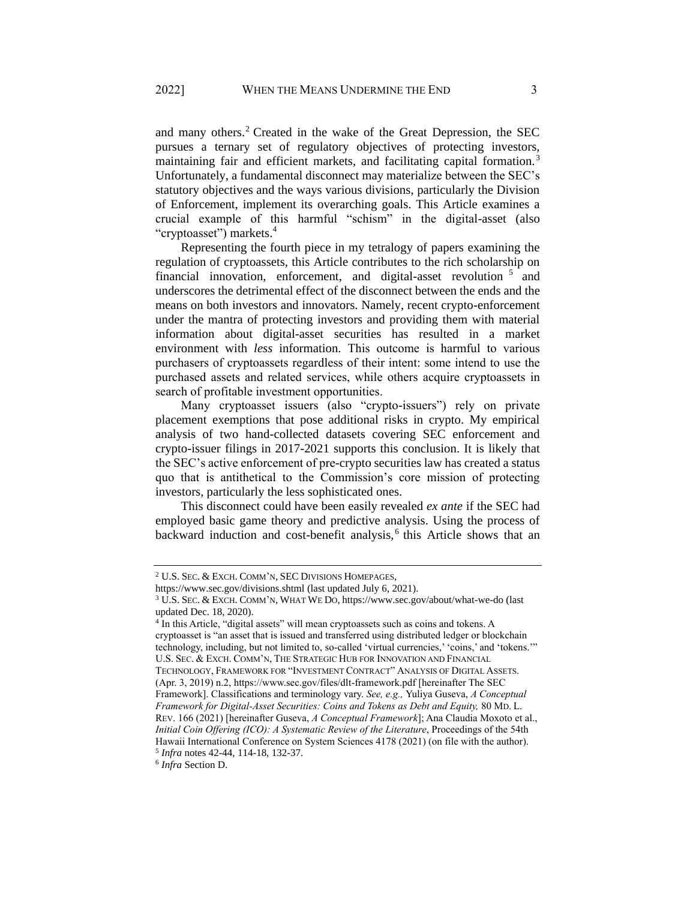and many others.[2] Created in the wake of the Great Depression, the SEC pursues a ternary set of regulatory objectives of protecting investors, maintaining fair and efficient markets, and facilitating capital formation.[3] Unfortunately, a fundamental disconnect may materialize between the SEC's statutory objectives and the ways various divisions, particularly the Division of Enforcement, implement its overarching goals. This Article examines a crucial example of this harmful "schism" in the digital-asset (also "cryptoasset") markets.[4]

Representing the fourth piece in my tetralogy of papers examining the regulation of cryptoassets, this Article contributes to the rich scholarship on financial innovation, enforcement, and digital-asset revolution[5] and underscores the detrimental effect of the disconnect between the ends and the means on both investors and innovators. Namely, recent crypto-enforcement under the mantra of protecting investors and providing them with material information about digital-asset securities has resulted in a market environment with *less* information. This outcome is harmful to various purchasers of cryptoassets regardless of their intent: some intend to use the purchased assets and related services, while others acquire cryptoassets in search of profitable investment opportunities.

Many cryptoasset issuers (also "crypto-issuers") rely on private placement exemptions that pose additional risks in crypto. My empirical analysis of two hand-collected datasets covering SEC enforcement and crypto-issuer filings in 2017-2021 supports this conclusion. It is likely that the SEC's active enforcement of pre-crypto securities law has created a status quo that is antithetical to the Commission's core mission of protecting investors, particularly the less sophisticated ones.

This disconnect could have been easily revealed *ex ante* if the SEC had employed basic game theory and predictive analysis. Using the process of backward induction and cost-benefit analysis,[6] this Article shows that an

---

[2] U.S. SEC. & EXCH. COMM'N, SEC DIVISIONS HOMEPAGES, https://www.sec.gov/divisions.shtml (last updated July 6, 2021).

[3] U.S. SEC. & EXCH. COMM'N, WHAT WE DO, https://www.sec.gov/about/what-we-do (last updated Dec. 18, 2020).

[4] In this Article, "digital assets" will mean cryptoassets such as coins and tokens. A cryptoasset is "an asset that is issued and transferred using distributed ledger or blockchain technology, including, but not limited to, so-called 'virtual currencies,' 'coins,' and 'tokens.'" U.S. SEC. & EXCH. COMM'N, THE STRATEGIC HUB FOR INNOVATION AND FINANCIAL TECHNOLOGY, FRAMEWORK FOR "INVESTMENT CONTRACT" ANALYSIS OF DIGITAL ASSETS. (Apr. 3, 2019) n.2, https://www.sec.gov/files/dlt-framework.pdf [hereinafter The SEC Framework]. Classifications and terminology vary. *See, e.g.,* Yuliya Guseva, *A Conceptual Framework for Digital-Asset Securities: Coins and Tokens as Debt and Equity,* 80 MD. L. REV. 166 (2021) [hereinafter Guseva, *A Conceptual Framework*]; Ana Claudia Moxoto et al., *Initial Coin Offering (ICO): A Systematic Review of the Literature*, Proceedings of the 54th Hawaii International Conference on System Sciences 4178 (2021) (on file with the author).

[5] *Infra* notes 42-44, 114-18, 132-37.

[6] *Infra* Section D.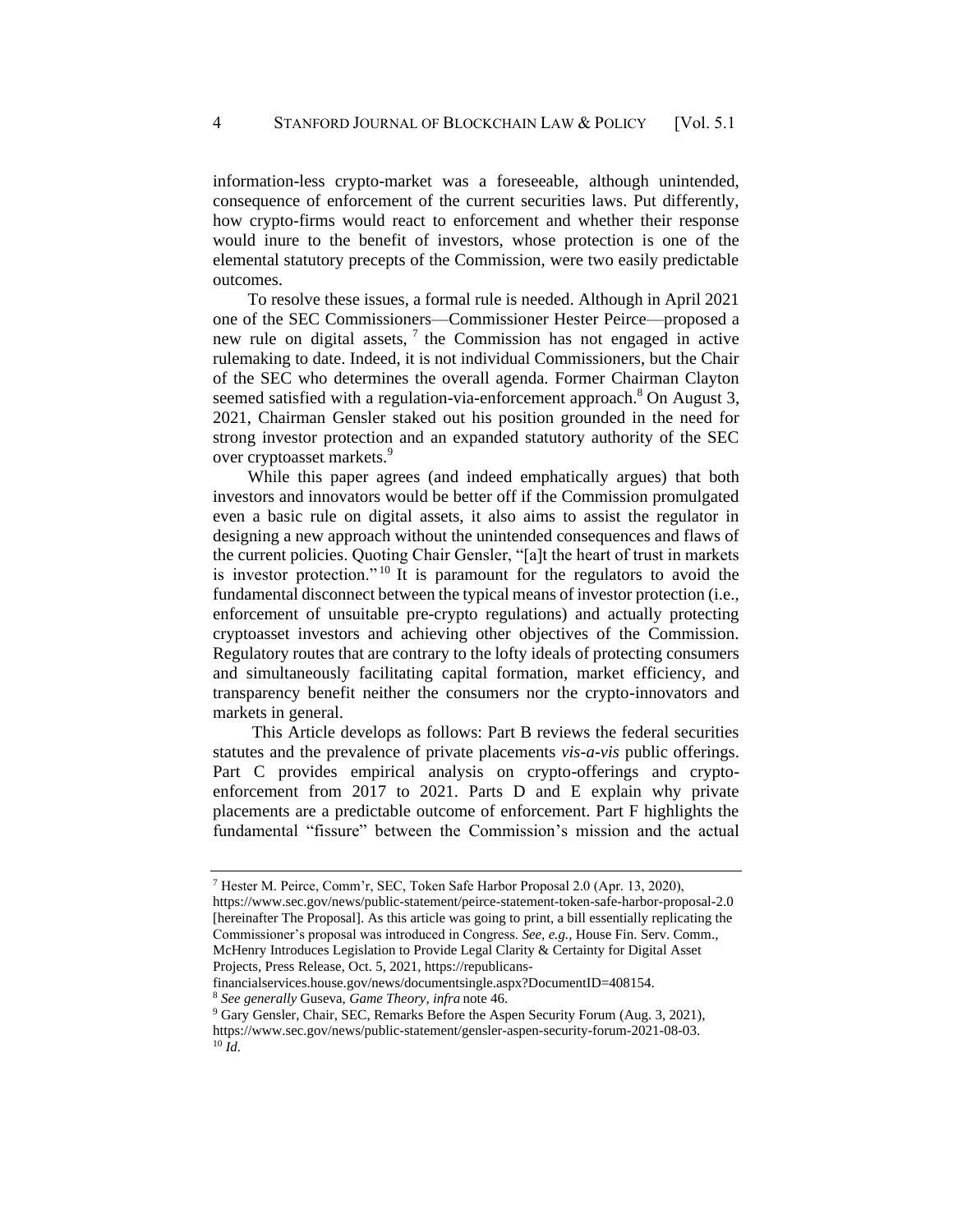information-less crypto-market was a foreseeable, although unintended, consequence of enforcement of the current securities laws. Put differently, how crypto-firms would react to enforcement and whether their response would inure to the benefit of investors, whose protection is one of the elemental statutory precepts of the Commission, were two easily predictable outcomes.

To resolve these issues, a formal rule is needed. Although in April 2021 one of the SEC Commissioners—Commissioner Hester Peirce—proposed a new rule on digital assets,[7] the Commission has not engaged in active rulemaking to date. Indeed, it is not individual Commissioners, but the Chair of the SEC who determines the overall agenda. Former Chairman Clayton seemed satisfied with a regulation-via-enforcement approach.[8] On August 3, 2021, Chairman Gensler staked out his position grounded in the need for strong investor protection and an expanded statutory authority of the SEC over cryptoasset markets.[9]

While this paper agrees (and indeed emphatically argues) that both investors and innovators would be better off if the Commission promulgated even a basic rule on digital assets, it also aims to assist the regulator in designing a new approach without the unintended consequences and flaws of the current policies. Quoting Chair Gensler, "[a]t the heart of trust in markets is investor protection."[10] It is paramount for the regulators to avoid the fundamental disconnect between the typical means of investor protection (i.e., enforcement of unsuitable pre-crypto regulations) and actually protecting cryptoasset investors and achieving other objectives of the Commission. Regulatory routes that are contrary to the lofty ideals of protecting consumers and simultaneously facilitating capital formation, market efficiency, and transparency benefit neither the consumers nor the crypto-innovators and markets in general.

This Article develops as follows: Part B reviews the federal securities statutes and the prevalence of private placements *vis-a-vis* public offerings. Part C provides empirical analysis on crypto-offerings and crypto-enforcement from 2017 to 2021. Parts D and E explain why private placements are a predictable outcome of enforcement. Part F highlights the fundamental "fissure" between the Commission's mission and the actual

---

[7] Hester M. Peirce, Comm'r, SEC, Token Safe Harbor Proposal 2.0 (Apr. 13, 2020), https://www.sec.gov/news/public-statement/peirce-statement-token-safe-harbor-proposal-2.0 [hereinafter The Proposal]. As this article was going to print, a bill essentially replicating the Commissioner's proposal was introduced in Congress. *See, e.g.,* House Fin. Serv. Comm., McHenry Introduces Legislation to Provide Legal Clarity & Certainty for Digital Asset Projects, Press Release, Oct. 5, 2021, https://republicans-financialservices.house.gov/news/documentsingle.aspx?DocumentID=408154.

[8] *See generally* Guseva, *Game Theory*, *infra* note 46.

[9] Gary Gensler, Chair, SEC, Remarks Before the Aspen Security Forum (Aug. 3, 2021), https://www.sec.gov/news/public-statement/gensler-aspen-security-forum-2021-08-03.

[10] *Id.*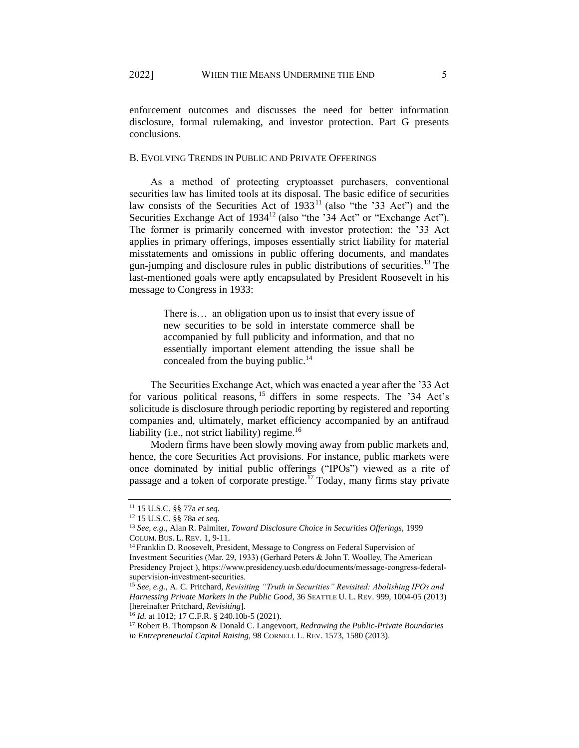enforcement outcomes and discusses the need for better information disclosure, formal rulemaking, and investor protection. Part G presents conclusions.

## B. Evolving Trends in Public and Private Offerings

As a method of protecting cryptoasset purchasers, conventional securities law has limited tools at its disposal. The basic edifice of securities law consists of the Securities Act of 1933[11] (also "the '33 Act") and the Securities Exchange Act of 1934[12] (also "the '34 Act" or "Exchange Act"). The former is primarily concerned with investor protection: the '33 Act applies in primary offerings, imposes essentially strict liability for material misstatements and omissions in public offering documents, and mandates gun-jumping and disclosure rules in public distributions of securities.[13] The last-mentioned goals were aptly encapsulated by President Roosevelt in his message to Congress in 1933:

> There is… an obligation upon us to insist that every issue of new securities to be sold in interstate commerce shall be accompanied by full publicity and information, and that no essentially important element attending the issue shall be concealed from the buying public.[14]

The Securities Exchange Act, which was enacted a year after the '33 Act for various political reasons,[15] differs in some respects. The '34 Act's solicitude is disclosure through periodic reporting by registered and reporting companies and, ultimately, market efficiency accompanied by an antifraud liability (i.e., not strict liability) regime.[16]

Modern firms have been slowly moving away from public markets and, hence, the core Securities Act provisions. For instance, public markets were once dominated by initial public offerings ("IPOs") viewed as a rite of passage and a token of corporate prestige.[17] Today, many firms stay private

---

[11] 15 U.S.C. §§ 77a *et seq.*

[12] 15 U.S.C. §§ 78a *et seq.*

[13] *See, e.g.,* Alan R. Palmiter, *Toward Disclosure Choice in Securities Offerings*, 1999 Colum. Bus. L. Rev. 1, 9-11.

[14] Franklin D. Roosevelt, President, Message to Congress on Federal Supervision of Investment Securities (Mar. 29, 1933) (Gerhard Peters & John T. Woolley, The American Presidency Project ), https://www.presidency.ucsb.edu/documents/message-congress-federal-supervision-investment-securities.

[15] *See, e.g.,* A. C. Pritchard, *Revisiting "Truth in Securities" Revisited: Abolishing IPOs and Harnessing Private Markets in the Public Good*, 36 Seattle U. L. Rev. 999, 1004-05 (2013) [hereinafter Pritchard, *Revisiting*].

[16] *Id.* at 1012; 17 C.F.R. § 240.10b-5 (2021).

[17] Robert B. Thompson & Donald C. Langevoort, *Redrawing the Public-Private Boundaries in Entrepreneurial Capital Raising*, 98 Cornell L. Rev. 1573, 1580 (2013).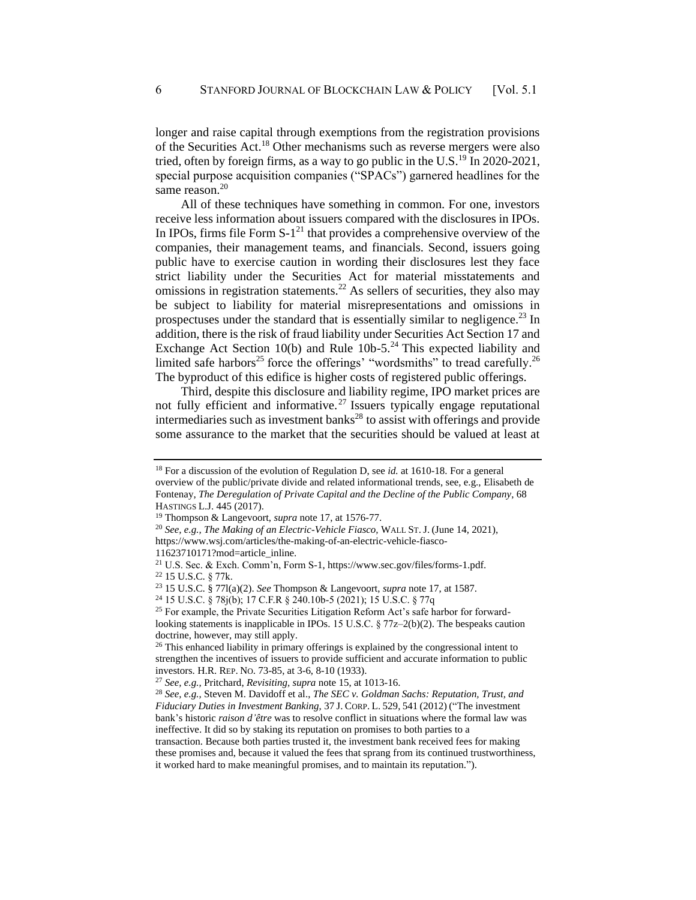longer and raise capital through exemptions from the registration provisions of the Securities Act.[18] Other mechanisms such as reverse mergers were also tried, often by foreign firms, as a way to go public in the U.S.[19] In 2020-2021, special purpose acquisition companies ("SPACs") garnered headlines for the same reason.[20]

All of these techniques have something in common. For one, investors receive less information about issuers compared with the disclosures in IPOs. In IPOs, firms file Form S-1[21] that provides a comprehensive overview of the companies, their management teams, and financials. Second, issuers going public have to exercise caution in wording their disclosures lest they face strict liability under the Securities Act for material misstatements and omissions in registration statements.[22] As sellers of securities, they also may be subject to liability for material misrepresentations and omissions in prospectuses under the standard that is essentially similar to negligence.[23] In addition, there is the risk of fraud liability under Securities Act Section 17 and Exchange Act Section 10(b) and Rule 10b-5.[24] This expected liability and limited safe harbors[25] force the offerings' "wordsmiths" to tread carefully.[26] The byproduct of this edifice is higher costs of registered public offerings.

Third, despite this disclosure and liability regime, IPO market prices are not fully efficient and informative.[27] Issuers typically engage reputational intermediaries such as investment banks[28] to assist with offerings and provide some assurance to the market that the securities should be valued at least at

---

[18] For a discussion of the evolution of Regulation D, see *id.* at 1610-18. For a general overview of the public/private divide and related informational trends, see, e.g., Elisabeth de Fontenay, *The Deregulation of Private Capital and the Decline of the Public Company*, 68 HASTINGS L.J. 445 (2017).

[19] Thompson & Langevoort, *supra* note 17, at 1576-77.

[20] *See, e.g., The Making of an Electric-Vehicle Fiasco,* WALL ST. J. (June 14, 2021), https://www.wsj.com/articles/the-making-of-an-electric-vehicle-fiasco-11623710171?mod=article_inline.

[21] U.S. Sec. & Exch. Comm'n, Form S-1, https://www.sec.gov/files/forms-1.pdf.

[22] 15 U.S.C. § 77k.

[23] 15 U.S.C. § 77l(a)(2). *See* Thompson & Langevoort, *supra* note 17, at 1587.

[24] 15 U.S.C. § 78j(b); 17 C.F.R § 240.10b-5 (2021); 15 U.S.C. § 77q

[25] For example, the Private Securities Litigation Reform Act's safe harbor for forward-looking statements is inapplicable in IPOs. 15 U.S.C. § 77z–2(b)(2). The bespeaks caution doctrine, however, may still apply.

[26] This enhanced liability in primary offerings is explained by the congressional intent to strengthen the incentives of issuers to provide sufficient and accurate information to public investors. H.R. REP. NO. 73-85, at 3-6, 8-10 (1933).

[27] *See, e.g.,* Pritchard, *Revisiting*, *supra* note 15, at 1013-16.

[28] *See, e.g.,* Steven M. Davidoff et al., *The SEC v. Goldman Sachs: Reputation, Trust, and Fiduciary Duties in Investment Banking,* 37 J. CORP. L. 529, 541 (2012) ("The investment bank's historic *raison d'être* was to resolve conflict in situations where the formal law was ineffective. It did so by staking its reputation on promises to both parties to a transaction. Because both parties trusted it, the investment bank received fees for making these promises and, because it valued the fees that sprang from its continued trustworthiness, it worked hard to make meaningful promises, and to maintain its reputation.").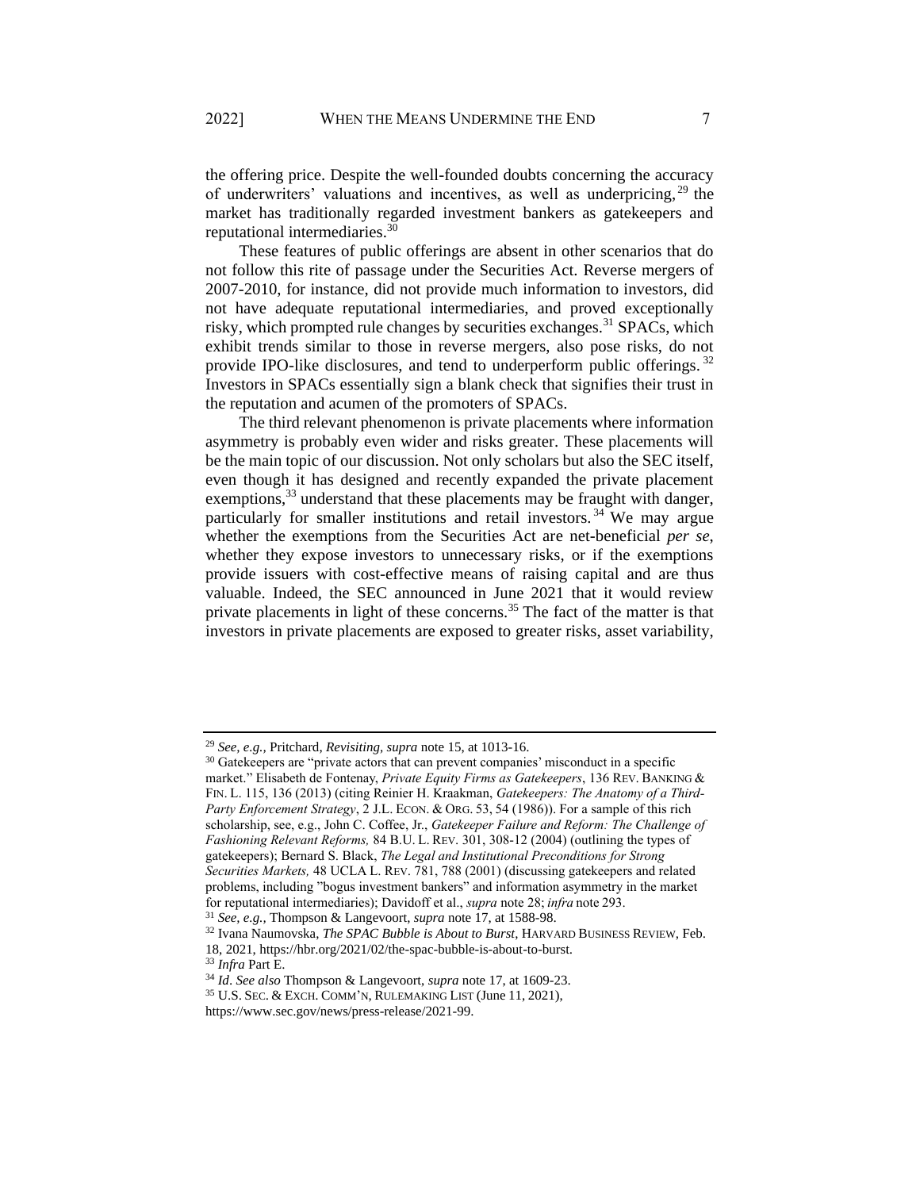the offering price. Despite the well-founded doubts concerning the accuracy of underwriters' valuations and incentives, as well as underpricing,[29] the market has traditionally regarded investment bankers as gatekeepers and reputational intermediaries.[30]

These features of public offerings are absent in other scenarios that do not follow this rite of passage under the Securities Act. Reverse mergers of 2007-2010, for instance, did not provide much information to investors, did not have adequate reputational intermediaries, and proved exceptionally risky, which prompted rule changes by securities exchanges.[31] SPACs, which exhibit trends similar to those in reverse mergers, also pose risks, do not provide IPO-like disclosures, and tend to underperform public offerings.[32] Investors in SPACs essentially sign a blank check that signifies their trust in the reputation and acumen of the promoters of SPACs.

The third relevant phenomenon is private placements where information asymmetry is probably even wider and risks greater. These placements will be the main topic of our discussion. Not only scholars but also the SEC itself, even though it has designed and recently expanded the private placement exemptions,[33] understand that these placements may be fraught with danger, particularly for smaller institutions and retail investors.[34] We may argue whether the exemptions from the Securities Act are net-beneficial *per se*, whether they expose investors to unnecessary risks, or if the exemptions provide issuers with cost-effective means of raising capital and are thus valuable. Indeed, the SEC announced in June 2021 that it would review private placements in light of these concerns.[35] The fact of the matter is that investors in private placements are exposed to greater risks, asset variability,

---

[29] *See, e.g.,* Pritchard, *Revisiting*, *supra* note 15, at 1013-16.

[30] Gatekeepers are "private actors that can prevent companies' misconduct in a specific market." Elisabeth de Fontenay, *Private Equity Firms as Gatekeepers*, 136 REV. BANKING & FIN. L. 115, 136 (2013) (citing Reinier H. Kraakman, *Gatekeepers: The Anatomy of a Third-Party Enforcement Strategy*, 2 J.L. ECON. & ORG. 53, 54 (1986)). For a sample of this rich scholarship, see, e.g., John C. Coffee, Jr., *Gatekeeper Failure and Reform: The Challenge of Fashioning Relevant Reforms,* 84 B.U. L. REV. 301, 308-12 (2004) (outlining the types of gatekeepers); Bernard S. Black, *The Legal and Institutional Preconditions for Strong Securities Markets,* 48 UCLA L. REV. 781, 788 (2001) (discussing gatekeepers and related problems, including "bogus investment bankers" and information asymmetry in the market for reputational intermediaries); Davidoff et al., *supra* note 28; *infra* note 293.

[31] *See, e.g.,* Thompson & Langevoort, *supra* note 17, at 1588-98.

[32] Ivana Naumovska, *The SPAC Bubble is About to Burst*, HARVARD BUSINESS REVIEW, Feb. 18, 2021, https://hbr.org/2021/02/the-spac-bubble-is-about-to-burst.

[33] *Infra* Part E.

[34] *Id*. *See also* Thompson & Langevoort, *supra* note 17, at 1609-23.

[35] U.S. SEC. & EXCH. COMM'N, RULEMAKING LIST (June 11, 2021), https://www.sec.gov/news/press-release/2021-99.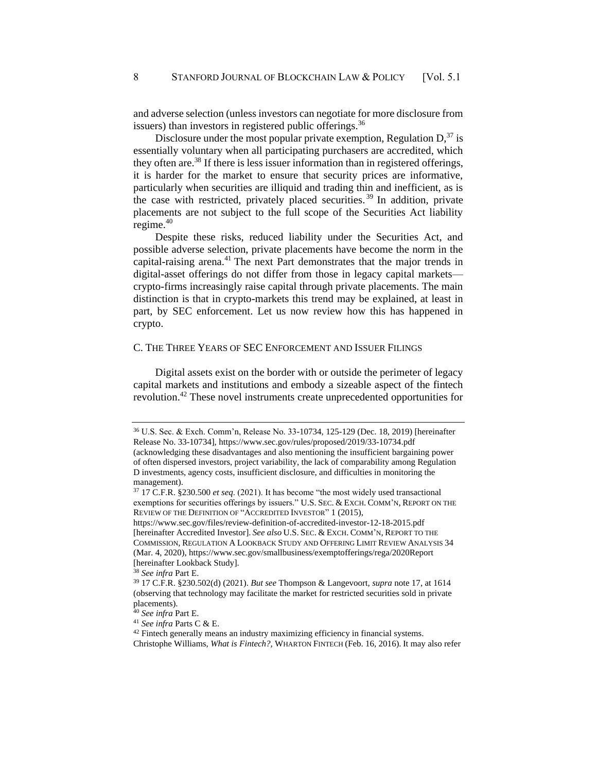and adverse selection (unless investors can negotiate for more disclosure from issuers) than investors in registered public offerings.[36]

Disclosure under the most popular private exemption, Regulation D,[37] is essentially voluntary when all participating purchasers are accredited, which they often are.[38] If there is less issuer information than in registered offerings, it is harder for the market to ensure that security prices are informative, particularly when securities are illiquid and trading thin and inefficient, as is the case with restricted, privately placed securities.[39] In addition, private placements are not subject to the full scope of the Securities Act liability regime.[40]

Despite these risks, reduced liability under the Securities Act, and possible adverse selection, private placements have become the norm in the capital-raising arena.[41] The next Part demonstrates that the major trends in digital-asset offerings do not differ from those in legacy capital markets—crypto-firms increasingly raise capital through private placements. The main distinction is that in crypto-markets this trend may be explained, at least in part, by SEC enforcement. Let us now review how this has happened in crypto.

## C. The Three Years of SEC Enforcement and Issuer Filings

Digital assets exist on the border with or outside the perimeter of legacy capital markets and institutions and embody a sizeable aspect of the fintech revolution.[42] These novel instruments create unprecedented opportunities for

---

[36] U.S. Sec. & Exch. Comm'n, Release No. 33-10734, 125-129 (Dec. 18, 2019) [hereinafter Release No. 33-10734], https://www.sec.gov/rules/proposed/2019/33-10734.pdf (acknowledging these disadvantages and also mentioning the insufficient bargaining power of often dispersed investors, project variability, the lack of comparability among Regulation D investments, agency costs, insufficient disclosure, and difficulties in monitoring the management).

[37] 17 C.F.R. §230.500 *et seq*. (2021). It has become "the most widely used transactional exemptions for securities offerings by issuers." U.S. Sec. & Exch. Comm'n, Report on the Review of the Definition of "Accredited Investor" 1 (2015), https://www.sec.gov/files/review-definition-of-accredited-investor-12-18-2015.pdf [hereinafter Accredited Investor]. *See also* U.S. Sec. & Exch. Comm'n, Report to the Commission, Regulation A Lookback Study and Offering Limit Review Analysis 34 (Mar. 4, 2020), https://www.sec.gov/smallbusiness/exemptofferings/rega/2020Report [hereinafter Lookback Study].

[38] *See infra* Part E.

[39] 17 C.F.R. §230.502(d) (2021). *But see* Thompson & Langevoort, *supra* note 17, at 1614 (observing that technology may facilitate the market for restricted securities sold in private placements).

[40] *See infra* Part E.

[41] *See infra* Parts C & E.

[42] Fintech generally means an industry maximizing efficiency in financial systems. Christophe Williams, *What is Fintech?*, Wharton Fintech (Feb. 16, 2016). It may also refer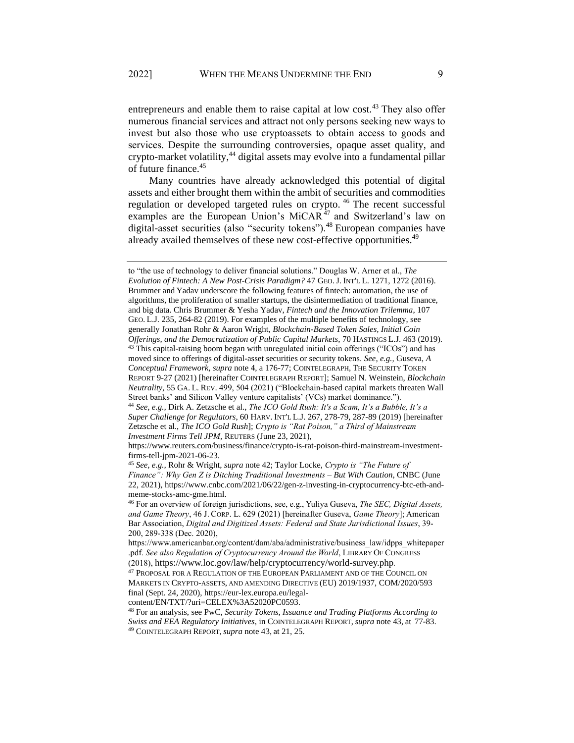entrepreneurs and enable them to raise capital at low cost.[43] They also offer numerous financial services and attract not only persons seeking new ways to invest but also those who use cryptoassets to obtain access to goods and services. Despite the surrounding controversies, opaque asset quality, and crypto-market volatility,[44] digital assets may evolve into a fundamental pillar of future finance.[45]

Many countries have already acknowledged this potential of digital assets and either brought them within the ambit of securities and commodities regulation or developed targeted rules on crypto.[46] The recent successful examples are the European Union's MiCAR[47] and Switzerland's law on digital-asset securities (also "security tokens").[48] European companies have already availed themselves of these new cost-effective opportunities.[49]

---

to "the use of technology to deliver financial solutions." Douglas W. Arner et al., *The Evolution of Fintech: A New Post-Crisis Paradigm?* 47 GEO. J. INT'L L. 1271, 1272 (2016). Brummer and Yadav underscore the following features of fintech: automation, the use of algorithms, the proliferation of smaller startups, the disintermediation of traditional finance, and big data. Chris Brummer & Yesha Yadav, *Fintech and the Innovation Trilemma*, 107 GEO. L.J. 235, 264-82 (2019). For examples of the multiple benefits of technology, see generally Jonathan Rohr & Aaron Wright, *Blockchain-Based Token Sales, Initial Coin Offerings, and the Democratization of Public Capital Markets*, 70 HASTINGS L.J. 463 (2019).

[43] This capital-raising boom began with unregulated initial coin offerings ("ICOs") and has moved since to offerings of digital-asset securities or security tokens. *See, e.g.*, Guseva, *A Conceptual Framework*, *supra* note 4, a 176-77; COINTELEGRAPH, THE SECURITY TOKEN REPORT 9-27 (2021) [hereinafter COINTELEGRAPH REPORT]; Samuel N. Weinstein, *Blockchain Neutrality*, 55 GA. L. REV. 499, 504 (2021) ("Blockchain-based capital markets threaten Wall Street banks' and Silicon Valley venture capitalists' (VCs) market dominance.").

[44] *See, e.g.*, Dirk A. Zetzsche et al., *The ICO Gold Rush: It's a Scam, It's a Bubble, It's a Super Challenge for Regulators*, 60 HARV. INT'L L.J. 267, 278-79, 287-89 (2019) [hereinafter Zetzsche et al., *The ICO Gold Rush*]; *Crypto is "Rat Poison," a Third of Mainstream Investment Firms Tell JPM*, REUTERS (June 23, 2021), https://www.reuters.com/business/finance/crypto-is-rat-poison-third-mainstream-investment-firms-tell-jpm-2021-06-23.

[45] *See, e.g.*, Rohr & Wright, *supra* note 42; Taylor Locke, *Crypto is "The Future of Finance": Why Gen Z is Ditching Traditional Investments – But With Caution*, CNBC (June 22, 2021), https://www.cnbc.com/2021/06/22/gen-z-investing-in-cryptocurrency-btc-eth-and-meme-stocks-amc-gme.html.

[46] For an overview of foreign jurisdictions, see, e.g., Yuliya Guseva, *The SEC, Digital Assets, and Game Theory*, 46 J. CORP. L. 629 (2021) [hereinafter Guseva, *Game Theory*]; American Bar Association, *Digital and Digitized Assets: Federal and State Jurisdictional Issues*, 39-200, 289-338 (Dec. 2020), https://www.americanbar.org/content/dam/aba/administrative/business_law/idpps_whitepaper.pdf. *See also Regulation of Cryptocurrency Around the World*, LIBRARY OF CONGRESS (2018), https://www.loc.gov/law/help/cryptocurrency/world-survey.php.

[47] PROPOSAL FOR A REGULATION OF THE EUROPEAN PARLIAMENT AND OF THE COUNCIL ON MARKETS IN CRYPTO-ASSETS, AND AMENDING DIRECTIVE (EU) 2019/1937, COM/2020/593 final (Sept. 24, 2020), https://eur-lex.europa.eu/legal-content/EN/TXT/?uri=CELEX%3A52020PC0593.

[48] For an analysis, see PwC, *Security Tokens, Issuance and Trading Platforms According to Swiss and EEA Regulatory Initiatives*, in COINTELEGRAPH REPORT, *supra* note 43, at 77-83.

[49] COINTELEGRAPH REPORT, *supra* note 43, at 21, 25.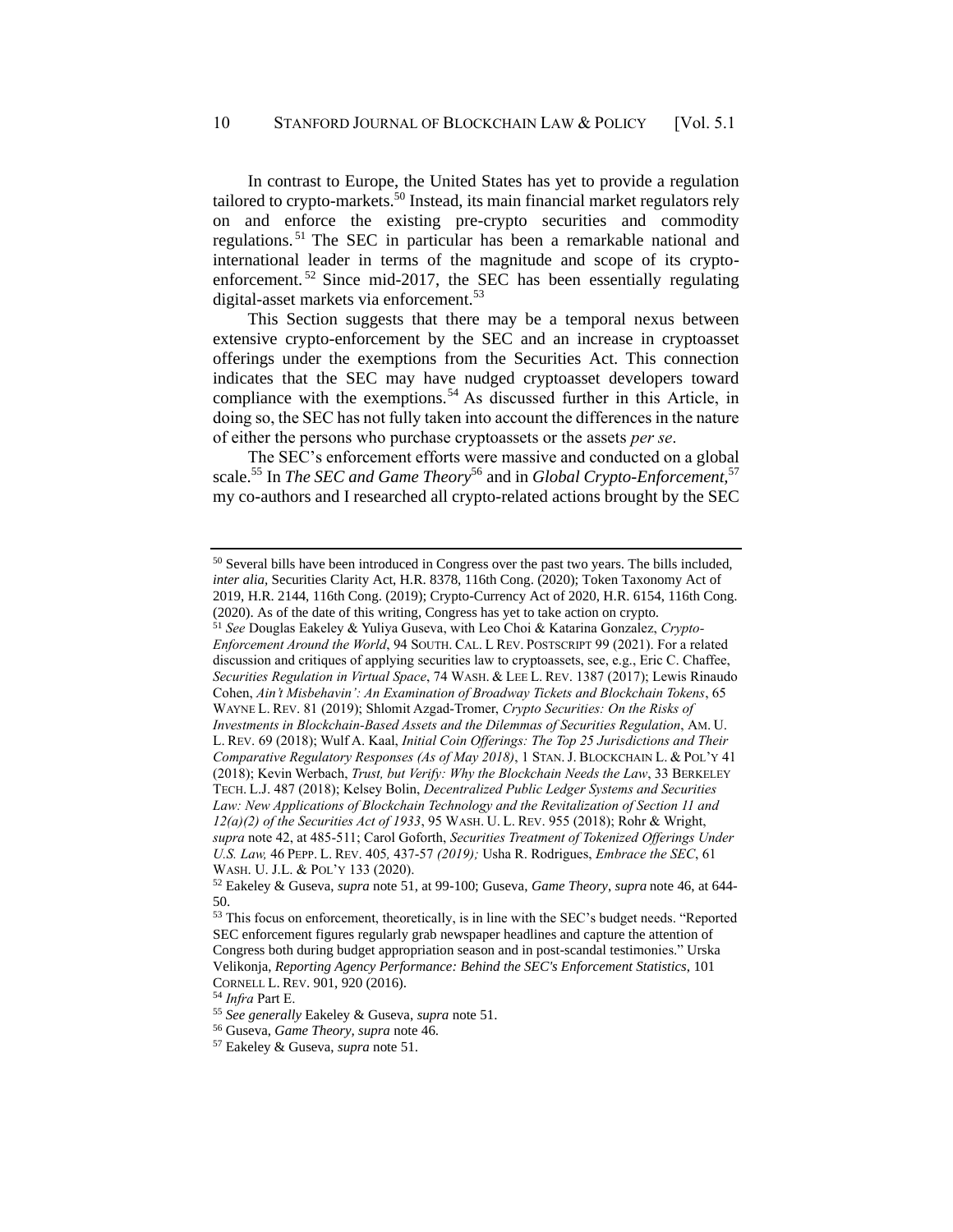In contrast to Europe, the United States has yet to provide a regulation tailored to crypto-markets.[50] Instead, its main financial market regulators rely on and enforce the existing pre-crypto securities and commodity regulations.[51] The SEC in particular has been a remarkable national and international leader in terms of the magnitude and scope of its crypto-enforcement.[52] Since mid-2017, the SEC has been essentially regulating digital-asset markets via enforcement.[53]

This Section suggests that there may be a temporal nexus between extensive crypto-enforcement by the SEC and an increase in cryptoasset offerings under the exemptions from the Securities Act. This connection indicates that the SEC may have nudged cryptoasset developers toward compliance with the exemptions.[54] As discussed further in this Article, in doing so, the SEC has not fully taken into account the differences in the nature of either the persons who purchase cryptoassets or the assets *per se*.

The SEC's enforcement efforts were massive and conducted on a global scale.[55] In *The SEC and Game Theory*[56] and in *Global Crypto-Enforcement*,[57] my co-authors and I researched all crypto-related actions brought by the SEC

---

[50] Several bills have been introduced in Congress over the past two years. The bills included, *inter alia*, Securities Clarity Act, H.R. 8378, 116th Cong. (2020); Token Taxonomy Act of 2019, H.R. 2144, 116th Cong. (2019); Crypto-Currency Act of 2020, H.R. 6154, 116th Cong. (2020). As of the date of this writing, Congress has yet to take action on crypto.

[51] *See* Douglas Eakeley & Yuliya Guseva, with Leo Choi & Katarina Gonzalez, *Crypto-Enforcement Around the World*, 94 SOUTH. CAL. L REV. POSTSCRIPT 99 (2021). For a related discussion and critiques of applying securities law to cryptoassets, see, e.g., Eric C. Chaffee, *Securities Regulation in Virtual Space*, 74 WASH. & LEE L. REV. 1387 (2017); Lewis Rinaudo Cohen, *Ain't Misbehavin': An Examination of Broadway Tickets and Blockchain Tokens*, 65 WAYNE L. REV. 81 (2019); Shlomit Azgad-Tromer, *Crypto Securities: On the Risks of Investments in Blockchain-Based Assets and the Dilemmas of Securities Regulation*, AM. U. L. REV. 69 (2018); Wulf A. Kaal, *Initial Coin Offerings: The Top 25 Jurisdictions and Their Comparative Regulatory Responses (As of May 2018)*, 1 STAN. J. BLOCKCHAIN L. & POL'Y 41 (2018); Kevin Werbach, *Trust, but Verify: Why the Blockchain Needs the Law*, 33 BERKELEY TECH. L.J. 487 (2018); Kelsey Bolin, *Decentralized Public Ledger Systems and Securities Law: New Applications of Blockchain Technology and the Revitalization of Section 11 and 12(a)(2) of the Securities Act of 1933*, 95 WASH. U. L. REV. 955 (2018); Rohr & Wright, *supra* note 42, at 485-511; Carol Goforth, *Securities Treatment of Tokenized Offerings Under U.S. Law,* 46 PEPP. L. REV. 405*,* 437-57 *(2019);* Usha R. Rodrigues, *Embrace the SEC*, 61 WASH. U. J.L. & POL'Y 133 (2020).

[52] Eakeley & Guseva, *supra* note 51, at 99-100; Guseva, *Game Theory*, *supra* note 46, at 644-50.

[53] This focus on enforcement, theoretically, is in line with the SEC's budget needs. "Reported SEC enforcement figures regularly grab newspaper headlines and capture the attention of Congress both during budget appropriation season and in post-scandal testimonies." Urska Velikonja, *Reporting Agency Performance: Behind the SEC's Enforcement Statistics*, 101 CORNELL L. REV. 901, 920 (2016).

[54] *Infra* Part E.

[55] *See generally* Eakeley & Guseva, *supra* note 51.

[56] Guseva, *Game Theory*, *supra* note 46.

[57] Eakeley & Guseva, *supra* note 51.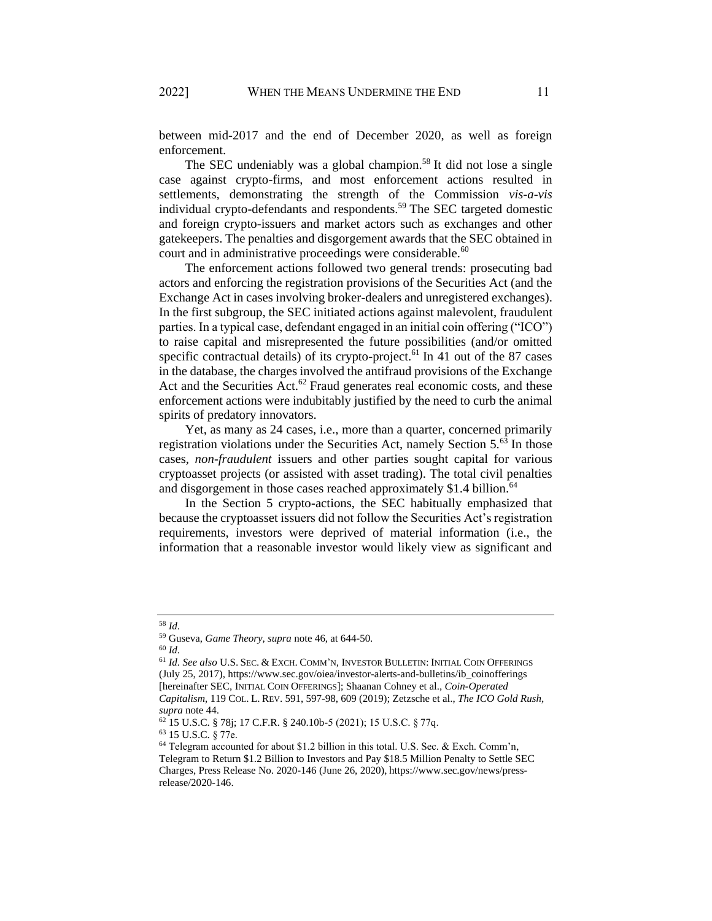between mid-2017 and the end of December 2020, as well as foreign enforcement.

The SEC undeniably was a global champion.[58] It did not lose a single case against crypto-firms, and most enforcement actions resulted in settlements, demonstrating the strength of the Commission *vis-a-vis* individual crypto-defendants and respondents.[59] The SEC targeted domestic and foreign crypto-issuers and market actors such as exchanges and other gatekeepers. The penalties and disgorgement awards that the SEC obtained in court and in administrative proceedings were considerable.[60]

The enforcement actions followed two general trends: prosecuting bad actors and enforcing the registration provisions of the Securities Act (and the Exchange Act in cases involving broker-dealers and unregistered exchanges). In the first subgroup, the SEC initiated actions against malevolent, fraudulent parties. In a typical case, defendant engaged in an initial coin offering ("ICO") to raise capital and misrepresented the future possibilities (and/or omitted specific contractual details) of its crypto-project.[61] In 41 out of the 87 cases in the database, the charges involved the antifraud provisions of the Exchange Act and the Securities Act.[62] Fraud generates real economic costs, and these enforcement actions were indubitably justified by the need to curb the animal spirits of predatory innovators.

Yet, as many as 24 cases, i.e., more than a quarter, concerned primarily registration violations under the Securities Act, namely Section 5.[63] In those cases, *non-fraudulent* issuers and other parties sought capital for various cryptoasset projects (or assisted with asset trading). The total civil penalties and disgorgement in those cases reached approximately $1.4 billion.[64]

In the Section 5 crypto-actions, the SEC habitually emphasized that because the cryptoasset issuers did not follow the Securities Act's registration requirements, investors were deprived of material information (i.e., the information that a reasonable investor would likely view as significant and

---

[58] *Id.*

[59] Guseva, *Game Theory*, *supra* note 46, at 644-50.

[60] *Id.*

[61] *Id. See also* U.S. SEC. & EXCH. COMM'N, INVESTOR BULLETIN: INITIAL COIN OFFERINGS (July 25, 2017), https://www.sec.gov/oiea/investor-alerts-and-bulletins/ib_coinofferings [hereinafter SEC, INITIAL COIN OFFERINGS]; Shaanan Cohney et al., *Coin-Operated Capitalism*, 119 COL. L. REV. 591, 597-98, 609 (2019); Zetzsche et al., *The ICO Gold Rush*, *supra* note 44.

[62] 15 U.S.C. § 78j; 17 C.F.R. § 240.10b-5 (2021); 15 U.S.C. § 77q.

[63] 15 U.S.C. § 77e.

[64] Telegram accounted for about $1.2 billion in this total. U.S. Sec. & Exch. Comm'n, Telegram to Return $1.2 Billion to Investors and Pay $18.5 Million Penalty to Settle SEC Charges, Press Release No. 2020-146 (June 26, 2020), https://www.sec.gov/news/press-release/2020-146.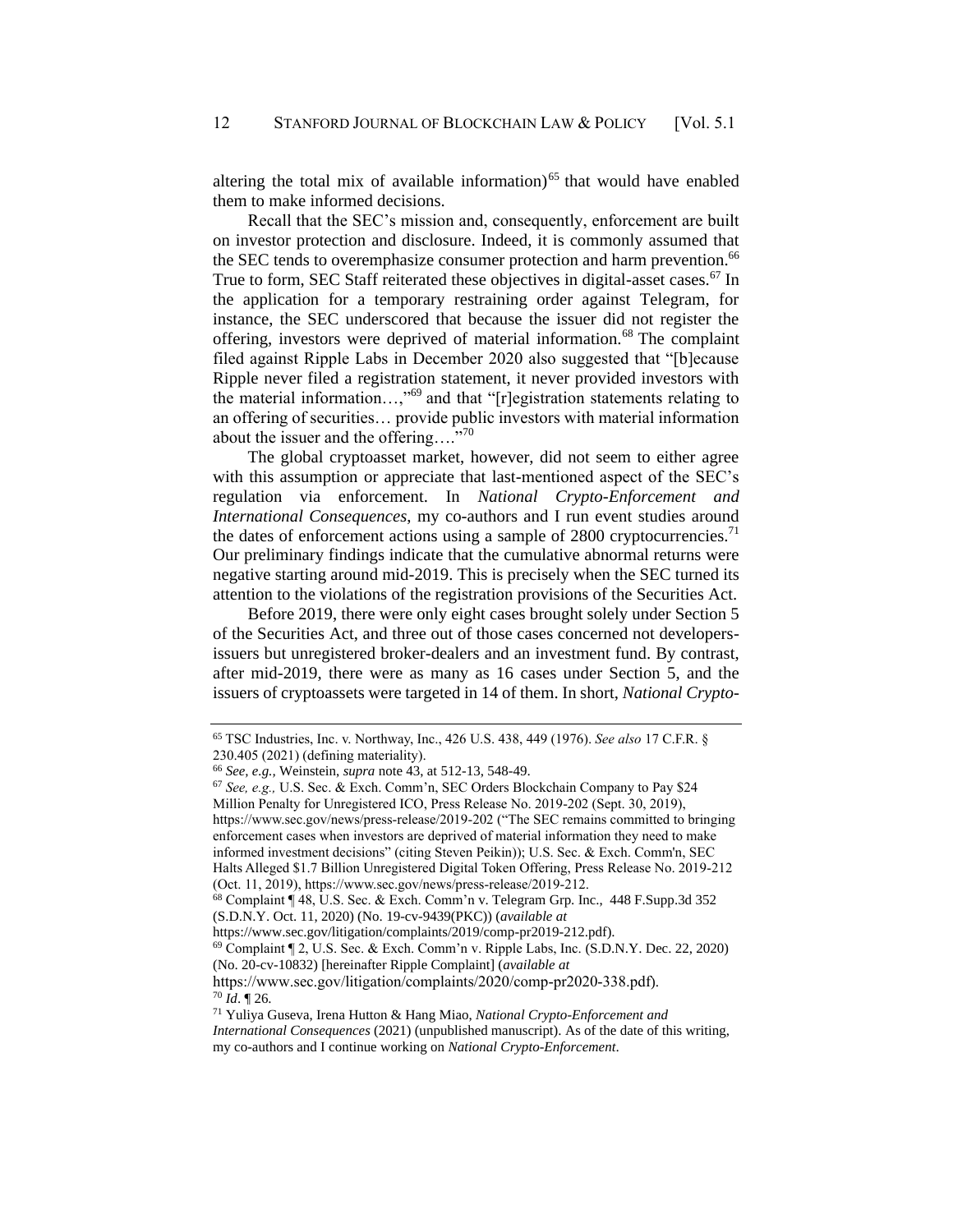altering the total mix of available information)[65] that would have enabled them to make informed decisions.

Recall that the SEC's mission and, consequently, enforcement are built on investor protection and disclosure. Indeed, it is commonly assumed that the SEC tends to overemphasize consumer protection and harm prevention.[66] True to form, SEC Staff reiterated these objectives in digital-asset cases.[67] In the application for a temporary restraining order against Telegram, for instance, the SEC underscored that because the issuer did not register the offering, investors were deprived of material information.[68] The complaint filed against Ripple Labs in December 2020 also suggested that "[b]ecause Ripple never filed a registration statement, it never provided investors with the material information…,"[69] and that "[r]egistration statements relating to an offering of securities… provide public investors with material information about the issuer and the offering…."[70]

The global cryptoasset market, however, did not seem to either agree with this assumption or appreciate that last-mentioned aspect of the SEC's regulation via enforcement. In *National Crypto-Enforcement and International Consequences*, my co-authors and I run event studies around the dates of enforcement actions using a sample of 2800 cryptocurrencies.[71] Our preliminary findings indicate that the cumulative abnormal returns were negative starting around mid-2019. This is precisely when the SEC turned its attention to the violations of the registration provisions of the Securities Act.

Before 2019, there were only eight cases brought solely under Section 5 of the Securities Act, and three out of those cases concerned not developers-issuers but unregistered broker-dealers and an investment fund. By contrast, after mid-2019, there were as many as 16 cases under Section 5, and the issuers of cryptoassets were targeted in 14 of them. In short, *National Crypto-*

---

[65] TSC Industries, Inc. v. Northway, Inc., 426 U.S. 438, 449 (1976). *See also* 17 C.F.R. § 230.405 (2021) (defining materiality).

[66] *See, e.g.,* Weinstein, *supra* note 43, at 512-13, 548-49.

[67] *See, e.g.,* U.S. Sec. & Exch. Comm'n, SEC Orders Blockchain Company to Pay $24 Million Penalty for Unregistered ICO, Press Release No. 2019-202 (Sept. 30, 2019), https://www.sec.gov/news/press-release/2019-202 ("The SEC remains committed to bringing enforcement cases when investors are deprived of material information they need to make informed investment decisions" (citing Steven Peikin)); U.S. Sec. & Exch. Comm'n, SEC Halts Alleged $1.7 Billion Unregistered Digital Token Offering, Press Release No. 2019-212 (Oct. 11, 2019), https://www.sec.gov/news/press-release/2019-212.

[68] Complaint ¶ 48, U.S. Sec. & Exch. Comm'n v. Telegram Grp. Inc., 448 F.Supp.3d 352 (S.D.N.Y. Oct. 11, 2020) (No. 19-cv-9439(PKC)) (*available at* https://www.sec.gov/litigation/complaints/2019/comp-pr2019-212.pdf).

[69] Complaint ¶ 2, U.S. Sec. & Exch. Comm'n v. Ripple Labs, Inc. (S.D.N.Y. Dec. 22, 2020) (No. 20-cv-10832) [hereinafter Ripple Complaint] (*available at* https://www.sec.gov/litigation/complaints/2020/comp-pr2020-338.pdf).

[70] *Id*. ¶ 26.

[71] Yuliya Guseva, Irena Hutton & Hang Miao, *National Crypto-Enforcement and International Consequences* (2021) (unpublished manuscript). As of the date of this writing, my co-authors and I continue working on *National Crypto-Enforcement*.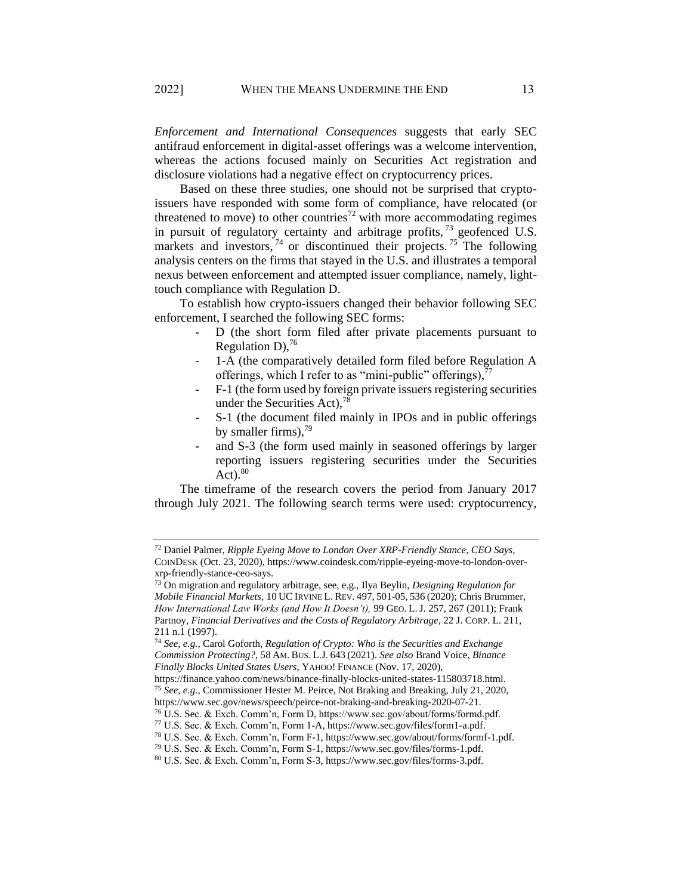*Enforcement and International Consequences* suggests that early SEC antifraud enforcement in digital-asset offerings was a welcome intervention, whereas the actions focused mainly on Securities Act registration and disclosure violations had a negative effect on cryptocurrency prices.

Based on these three studies, one should not be surprised that crypto-issuers have responded with some form of compliance, have relocated (or threatened to move) to other countries[72] with more accommodating regimes in pursuit of regulatory certainty and arbitrage profits,[73] geofenced U.S. markets and investors,[74] or discontinued their projects.[75] The following analysis centers on the firms that stayed in the U.S. and illustrates a temporal nexus between enforcement and attempted issuer compliance, namely, light-touch compliance with Regulation D.

To establish how crypto-issuers changed their behavior following SEC enforcement, I searched the following SEC forms:

- D (the short form filed after private placements pursuant to Regulation D),[76]
- 1-A (the comparatively detailed form filed before Regulation A offerings, which I refer to as "mini-public" offerings),[77]
- F-1 (the form used by foreign private issuers registering securities under the Securities Act),[78]
- S-1 (the document filed mainly in IPOs and in public offerings by smaller firms),[79]
- and S-3 (the form used mainly in seasoned offerings by larger reporting issuers registering securities under the Securities Act).[80]

The timeframe of the research covers the period from January 2017 through July 2021. The following search terms were used: cryptocurrency,

---

[72] Daniel Palmer, *Ripple Eyeing Move to London Over XRP-Friendly Stance, CEO Says*, COINDESK (Oct. 23, 2020), https://www.coindesk.com/ripple-eyeing-move-to-london-over-xrp-friendly-stance-ceo-says.

[73] On migration and regulatory arbitrage, see, e.g., Ilya Beylin, *Designing Regulation for Mobile Financial Markets*, 10 UC IRVINE L. REV. 497, 501-05, 536 (2020); Chris Brummer, *How International Law Works (and How It Doesn't)*, 99 GEO. L. J. 257, 267 (2011); Frank Partnoy, *Financial Derivatives and the Costs of Regulatory Arbitrage*, 22 J. CORP. L. 211, 211 n.1 (1997).

[74] *See, e.g.*, Carol Goforth, *Regulation of Crypto: Who is the Securities and Exchange Commission Protecting?*, 58 AM. BUS. L.J. 643 (2021). *See also* Brand Voice, *Binance Finally Blocks United States Users*, YAHOO! FINANCE (Nov. 17, 2020), https://finance.yahoo.com/news/binance-finally-blocks-united-states-115803718.html.

[75] *See, e.g.*, Commissioner Hester M. Peirce, Not Braking and Breaking, July 21, 2020, https://www.sec.gov/news/speech/peirce-not-braking-and-breaking-2020-07-21.

[76] U.S. Sec. & Exch. Comm'n, Form D, https://www.sec.gov/about/forms/formd.pdf.

[77] U.S. Sec. & Exch. Comm'n, Form 1-A, https://www.sec.gov/files/form1-a.pdf.

[78] U.S. Sec. & Exch. Comm'n, Form F-1, https://www.sec.gov/about/forms/formf-1.pdf.

[79] U.S. Sec. & Exch. Comm'n, Form S-1, https://www.sec.gov/files/forms-1.pdf.

[80] U.S. Sec. & Exch. Comm'n, Form S-3, https://www.sec.gov/files/forms-3.pdf.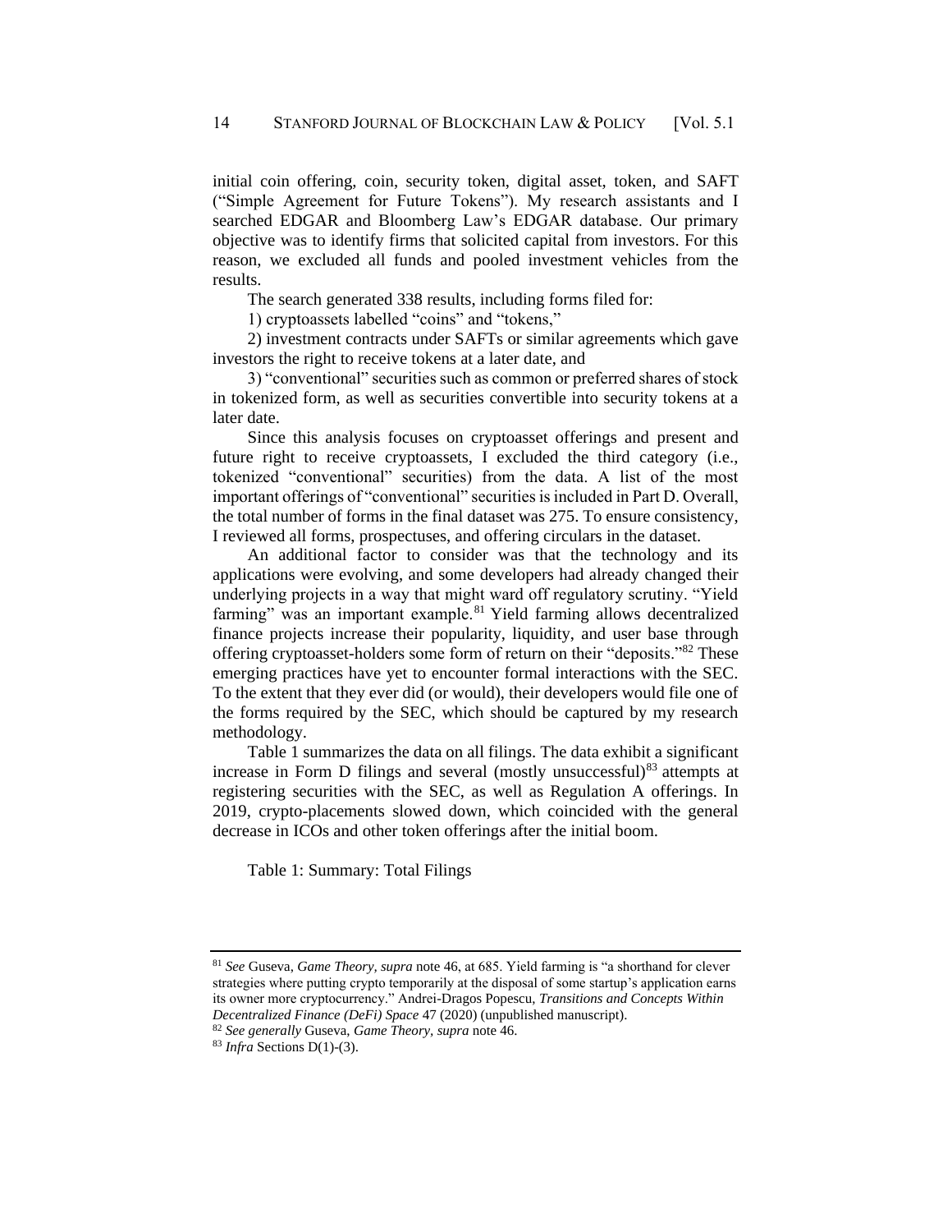initial coin offering, coin, security token, digital asset, token, and SAFT ("Simple Agreement for Future Tokens"). My research assistants and I searched EDGAR and Bloomberg Law's EDGAR database. Our primary objective was to identify firms that solicited capital from investors. For this reason, we excluded all funds and pooled investment vehicles from the results.

The search generated 338 results, including forms filed for:

1) cryptoassets labelled "coins" and "tokens,"

2) investment contracts under SAFTs or similar agreements which gave investors the right to receive tokens at a later date, and

3) "conventional" securities such as common or preferred shares of stock in tokenized form, as well as securities convertible into security tokens at a later date.

Since this analysis focuses on cryptoasset offerings and present and future right to receive cryptoassets, I excluded the third category (i.e., tokenized "conventional" securities) from the data. A list of the most important offerings of "conventional" securities is included in Part D. Overall, the total number of forms in the final dataset was 275. To ensure consistency, I reviewed all forms, prospectuses, and offering circulars in the dataset.

An additional factor to consider was that the technology and its applications were evolving, and some developers had already changed their underlying projects in a way that might ward off regulatory scrutiny. "Yield farming" was an important example.[81] Yield farming allows decentralized finance projects increase their popularity, liquidity, and user base through offering cryptoasset-holders some form of return on their "deposits."[82] These emerging practices have yet to encounter formal interactions with the SEC. To the extent that they ever did (or would), their developers would file one of the forms required by the SEC, which should be captured by my research methodology.

Table 1 summarizes the data on all filings. The data exhibit a significant increase in Form D filings and several (mostly unsuccessful)[83] attempts at registering securities with the SEC, as well as Regulation A offerings. In 2019, crypto-placements slowed down, which coincided with the general decrease in ICOs and other token offerings after the initial boom.

Table 1: Summary: Total Filings

---

[81] *See* Guseva, *Game Theory*, *supra* note 46, at 685. Yield farming is "a shorthand for clever strategies where putting crypto temporarily at the disposal of some startup's application earns its owner more cryptocurrency." Andrei-Dragos Popescu, *Transitions and Concepts Within Decentralized Finance (DeFi) Space* 47 (2020) (unpublished manuscript).

[82] *See generally* Guseva, *Game Theory*, *supra* note 46.

[83] *Infra* Sections D(1)-(3).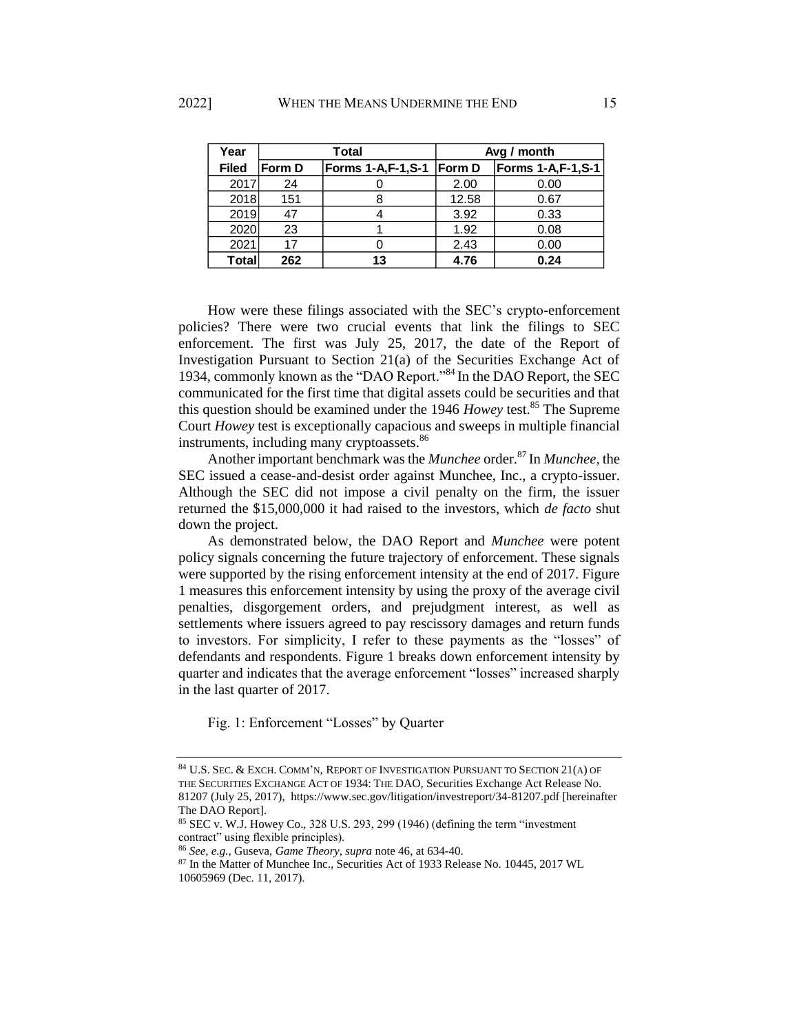| Year | Total | | Avg / month | |
|---|---|---|---|---|
| Filed | Form D | Forms 1-A,F-1,S-1 | Form D | Forms 1-A,F-1,S-1 |
| 2017 | 24 | 0 | 2.00 | 0.00 |
| 2018 | 151 | 8 | 12.58 | 0.67 |
| 2019 | 47 | 4 | 3.92 | 0.33 |
| 2020 | 23 | 1 | 1.92 | 0.08 |
| 2021 | 17 | 0 | 2.43 | 0.00 |
| **Total** | **262** | **13** | **4.76** | **0.24** |

How were these filings associated with the SEC's crypto-enforcement policies? There were two crucial events that link the filings to SEC enforcement. The first was July 25, 2017, the date of the Report of Investigation Pursuant to Section 21(a) of the Securities Exchange Act of 1934, commonly known as the "DAO Report."[84] In the DAO Report, the SEC communicated for the first time that digital assets could be securities and that this question should be examined under the 1946 *Howey* test.[85] The Supreme Court *Howey* test is exceptionally capacious and sweeps in multiple financial instruments, including many cryptoassets.[86]

Another important benchmark was the *Munchee* order.[87] In *Munchee*, the SEC issued a cease-and-desist order against Munchee, Inc., a crypto-issuer. Although the SEC did not impose a civil penalty on the firm, the issuer returned the $15,000,000 it had raised to the investors, which *de facto* shut down the project.

As demonstrated below, the DAO Report and *Munchee* were potent policy signals concerning the future trajectory of enforcement. These signals were supported by the rising enforcement intensity at the end of 2017. Figure 1 measures this enforcement intensity by using the proxy of the average civil penalties, disgorgement orders, and prejudgment interest, as well as settlements where issuers agreed to pay rescissory damages and return funds to investors. For simplicity, I refer to these payments as the "losses" of defendants and respondents. Figure 1 breaks down enforcement intensity by quarter and indicates that the average enforcement "losses" increased sharply in the last quarter of 2017.

Fig. 1: Enforcement "Losses" by Quarter

---

[84] U.S. SEC. & EXCH. COMM'N, REPORT OF INVESTIGATION PURSUANT TO SECTION 21(A) OF THE SECURITIES EXCHANGE ACT OF 1934: THE DAO, Securities Exchange Act Release No. 81207 (July 25, 2017), https://www.sec.gov/litigation/investreport/34-81207.pdf [hereinafter The DAO Report].

[85] SEC v. W.J. Howey Co., 328 U.S. 293, 299 (1946) (defining the term "investment contract" using flexible principles).

[86] *See, e.g.*, Guseva, *Game Theory*, *supra* note 46, at 634-40.

[87] In the Matter of Munchee Inc., Securities Act of 1933 Release No. 10445, 2017 WL 10605969 (Dec. 11, 2017).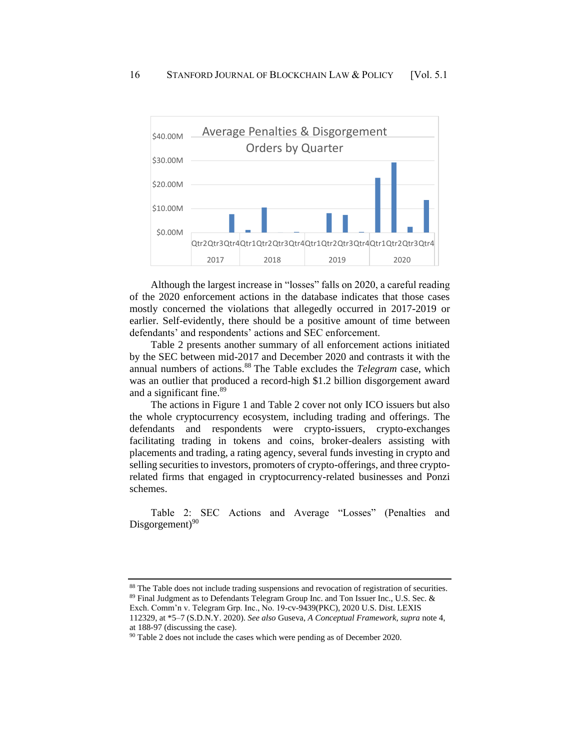Average Penalties & Disgorgement Orders by Quarter

$40.00M
$30.00M
$20.00M
$10.00M
$0.00M

Qtr2 Qtr3 Qtr4 Qtr1 Qtr2 Qtr3 Qtr4 Qtr1 Qtr2 Qtr3 Qtr4 Qtr1 Qtr2 Qtr3 Qtr4

2017 2018 2019 2020

Although the largest increase in "losses" falls on 2020, a careful reading of the 2020 enforcement actions in the database indicates that those cases mostly concerned the violations that allegedly occurred in 2017-2019 or earlier. Self-evidently, there should be a positive amount of time between defendants' and respondents' actions and SEC enforcement.

Table 2 presents another summary of all enforcement actions initiated by the SEC between mid-2017 and December 2020 and contrasts it with the annual numbers of actions.[88] The Table excludes the *Telegram* case, which was an outlier that produced a record-high $1.2 billion disgorgement award and a significant fine.[89]

The actions in Figure 1 and Table 2 cover not only ICO issuers but also the whole cryptocurrency ecosystem, including trading and offerings. The defendants and respondents were crypto-issuers, crypto-exchanges facilitating trading in tokens and coins, broker-dealers assisting with placements and trading, a rating agency, several funds investing in crypto and selling securities to investors, promoters of crypto-offerings, and three crypto-related firms that engaged in cryptocurrency-related businesses and Ponzi schemes.

Table 2: SEC Actions and Average "Losses" (Penalties and Disgorgement)[90]

---

[88] The Table does not include trading suspensions and revocation of registration of securities.

[89] Final Judgment as to Defendants Telegram Group Inc. and Ton Issuer Inc., U.S. Sec. & Exch. Comm'n v. Telegram Grp. Inc., No. 19-cv-9439(PKC), 2020 U.S. Dist. LEXIS 112329, at *5–7 (S.D.N.Y. 2020). *See also* Guseva, *A Conceptual Framework*, *supra* note 4, at 188-97 (discussing the case).

[90] Table 2 does not include the cases which were pending as of December 2020.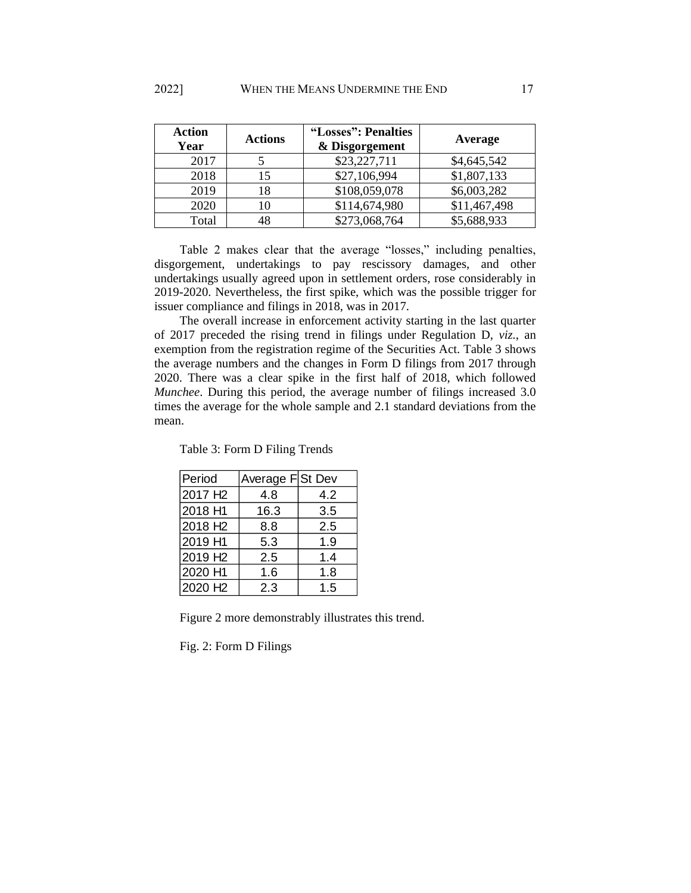| Action Year | Actions | "Losses": Penalties & Disgorgement | Average |
|---|---|---|---|
| 2017 | 5 | $23,227,711 | $4,645,542 |
| 2018 | 15 | $27,106,994 | $1,807,133 |
| 2019 | 18 | $108,059,078 | $6,003,282 |
| 2020 | 10 | $114,674,980 | $11,467,498 |
| Total | 48 | $273,068,764 | $5,688,933 |

Table 2 makes clear that the average "losses," including penalties, disgorgement, undertakings to pay rescissory damages, and other undertakings usually agreed upon in settlement orders, rose considerably in 2019-2020. Nevertheless, the first spike, which was the possible trigger for issuer compliance and filings in 2018, was in 2017.

The overall increase in enforcement activity starting in the last quarter of 2017 preceded the rising trend in filings under Regulation D, *viz.*, an exemption from the registration regime of the Securities Act. Table 3 shows the average numbers and the changes in Form D filings from 2017 through 2020. There was a clear spike in the first half of 2018, which followed *Munchee*. During this period, the average number of filings increased 3.0 times the average for the whole sample and 2.1 standard deviations from the mean.

Table 3: Form D Filing Trends

| Period | Average F | St Dev |
|---|---|---|
| 2017 H2 | 4.8 | 4.2 |
| 2018 H1 | 16.3 | 3.5 |
| 2018 H2 | 8.8 | 2.5 |
| 2019 H1 | 5.3 | 1.9 |
| 2019 H2 | 2.5 | 1.4 |
| 2020 H1 | 1.6 | 1.8 |
| 2020 H2 | 2.3 | 1.5 |

Figure 2 more demonstrably illustrates this trend.

Fig. 2: Form D Filings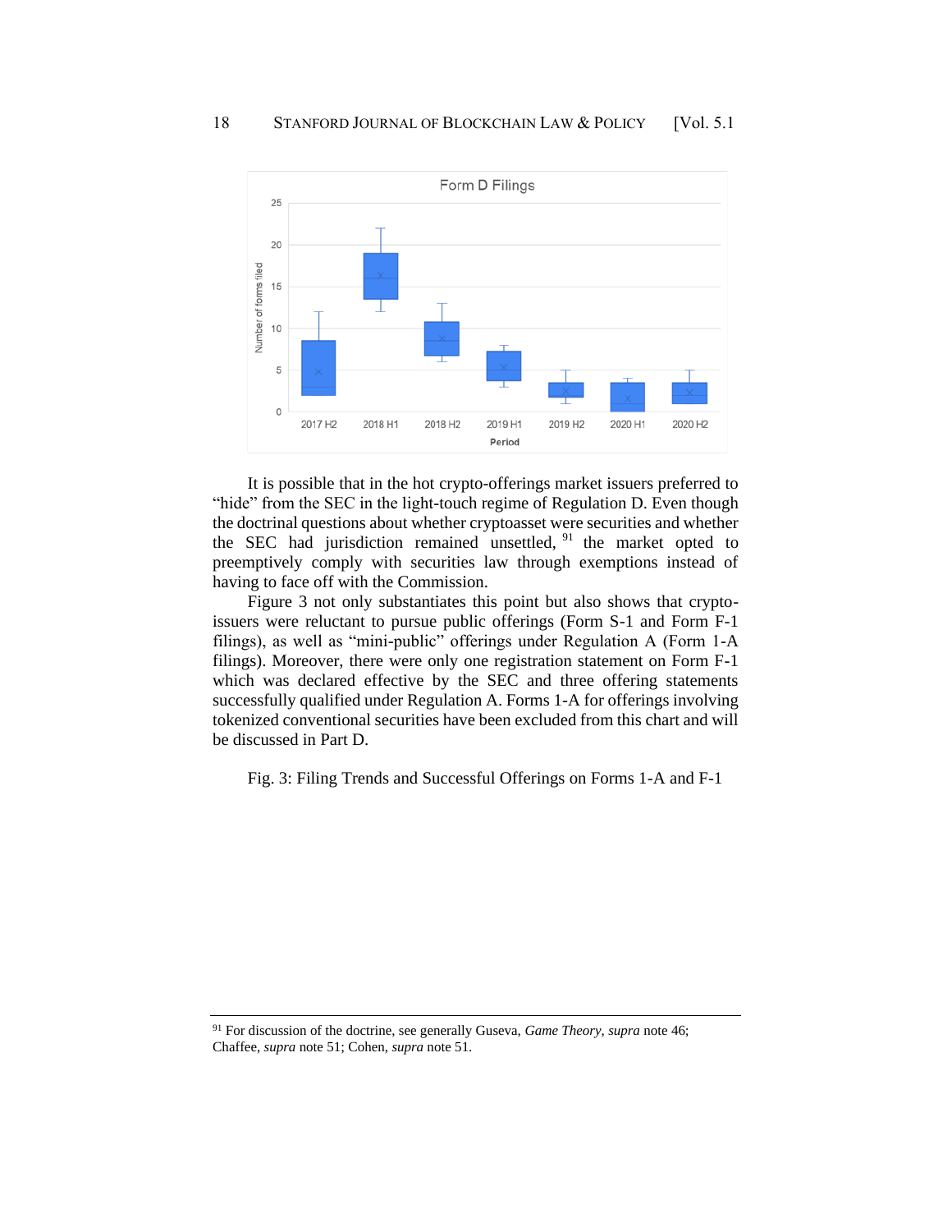Form D Filings

25
20
15
10
5
0

Number of forms filed

2017 H2
2018 H1
2018 H2
2019 H1
2019 H2
2020 H1
2020 H2

Period

It is possible that in the hot crypto-offerings market issuers preferred to "hide" from the SEC in the light-touch regime of Regulation D. Even though the doctrinal questions about whether cryptoasset were securities and whether the SEC had jurisdiction remained unsettled,[91] the market opted to preemptively comply with securities law through exemptions instead of having to face off with the Commission.

Figure 3 not only substantiates this point but also shows that crypto-issuers were reluctant to pursue public offerings (Form S-1 and Form F-1 filings), as well as "mini-public" offerings under Regulation A (Form 1-A filings). Moreover, there were only one registration statement on Form F-1 which was declared effective by the SEC and three offering statements successfully qualified under Regulation A. Forms 1-A for offerings involving tokenized conventional securities have been excluded from this chart and will be discussed in Part D.

Fig. 3: Filing Trends and Successful Offerings on Forms 1-A and F-1

[91] For discussion of the doctrine, see generally Guseva, *Game Theory*, *supra* note 46; Chaffee, *supra* note 51; Cohen, *supra* note 51.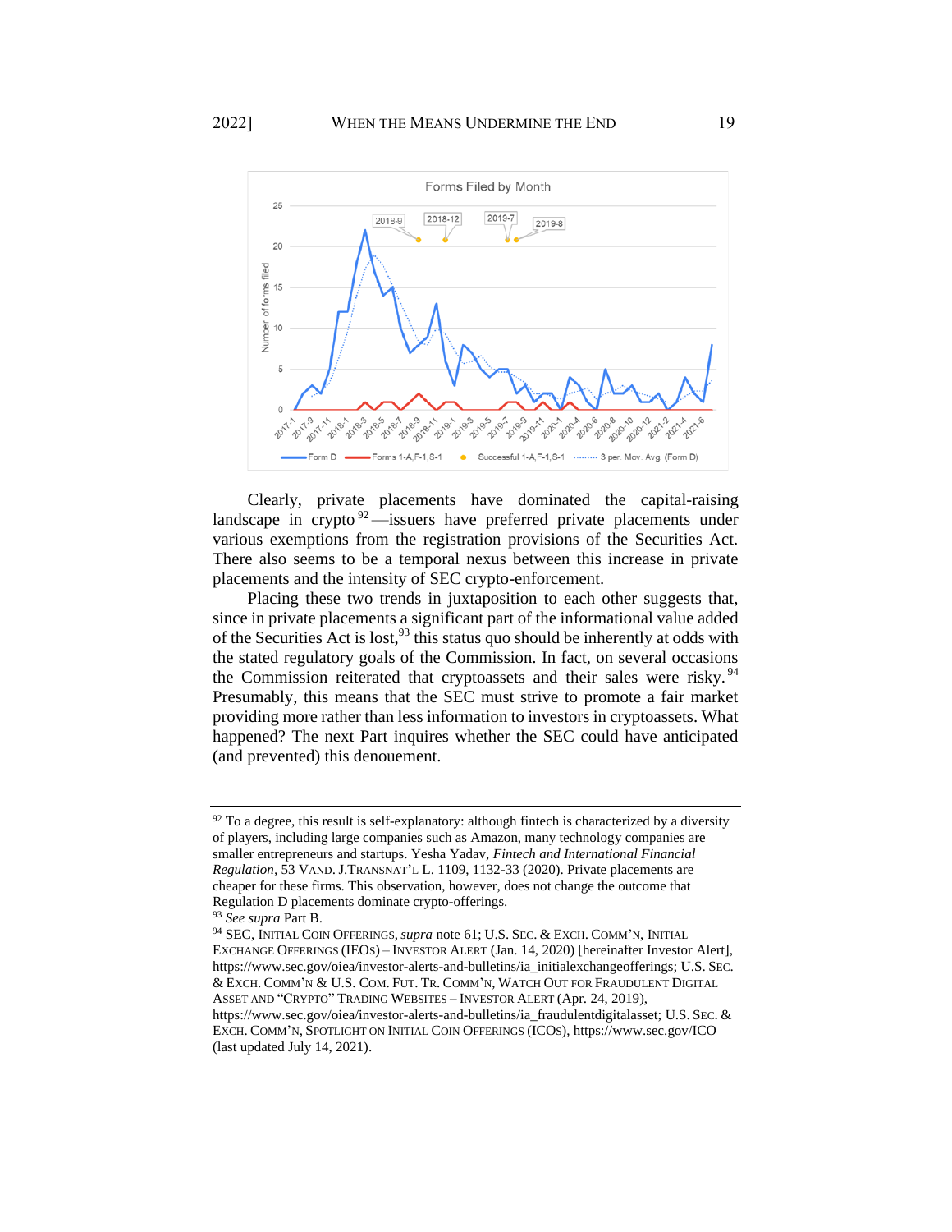Forms Filed by Month

25
20
15
10
5
0

Number of forms filed

2018-9
2018-12
2019-7
2019-8

2017-1, 2017-9, 2017-11, 2018-1, 2018-3, 2018-5, 2018-7, 2018-9, 2018-11, 2019-1, 2019-3, 2019-5, 2019-7, 2019-9, 2019-11, 2020-1, 2020-4, 2020-6, 2020-8, 2020-10, 2020-12, 2021-2, 2021-4, 2021-6

Form D — Forms 1-A,F-1,S-1 — Successful 1-A,F-1,S-1 — 3 per. Mov. Avg. (Form D)

Clearly, private placements have dominated the capital-raising landscape in crypto[92]—issuers have preferred private placements under various exemptions from the registration provisions of the Securities Act. There also seems to be a temporal nexus between this increase in private placements and the intensity of SEC crypto-enforcement.

Placing these two trends in juxtaposition to each other suggests that, since in private placements a significant part of the informational value added of the Securities Act is lost,[93] this status quo should be inherently at odds with the stated regulatory goals of the Commission. In fact, on several occasions the Commission reiterated that cryptoassets and their sales were risky.[94] Presumably, this means that the SEC must strive to promote a fair market providing more rather than less information to investors in cryptoassets. What happened? The next Part inquires whether the SEC could have anticipated (and prevented) this denouement.

---

[92] To a degree, this result is self-explanatory: although fintech is characterized by a diversity of players, including large companies such as Amazon, many technology companies are smaller entrepreneurs and startups. Yesha Yadav, *Fintech and International Financial Regulation*, 53 VAND. J.TRANSNAT'L L. 1109, 1132-33 (2020). Private placements are cheaper for these firms. This observation, however, does not change the outcome that Regulation D placements dominate crypto-offerings.

[93] *See supra* Part B.

[94] SEC, INITIAL COIN OFFERINGS, *supra* note 61; U.S. SEC. & EXCH. COMM'N, INITIAL EXCHANGE OFFERINGS (IEOS) – INVESTOR ALERT (Jan. 14, 2020) [hereinafter Investor Alert], https://www.sec.gov/oiea/investor-alerts-and-bulletins/ia_initialexchangeofferings; U.S. SEC. & EXCH. COMM'N & U.S. COM. FUT. TR. COMM'N, WATCH OUT FOR FRAUDULENT DIGITAL ASSET AND "CRYPTO" TRADING WEBSITES – INVESTOR ALERT (Apr. 24, 2019), https://www.sec.gov/oiea/investor-alerts-and-bulletins/ia_fraudulentdigitalasset; U.S. SEC. & EXCH. COMM'N, SPOTLIGHT ON INITIAL COIN OFFERINGS (ICOS), https://www.sec.gov/ICO (last updated July 14, 2021).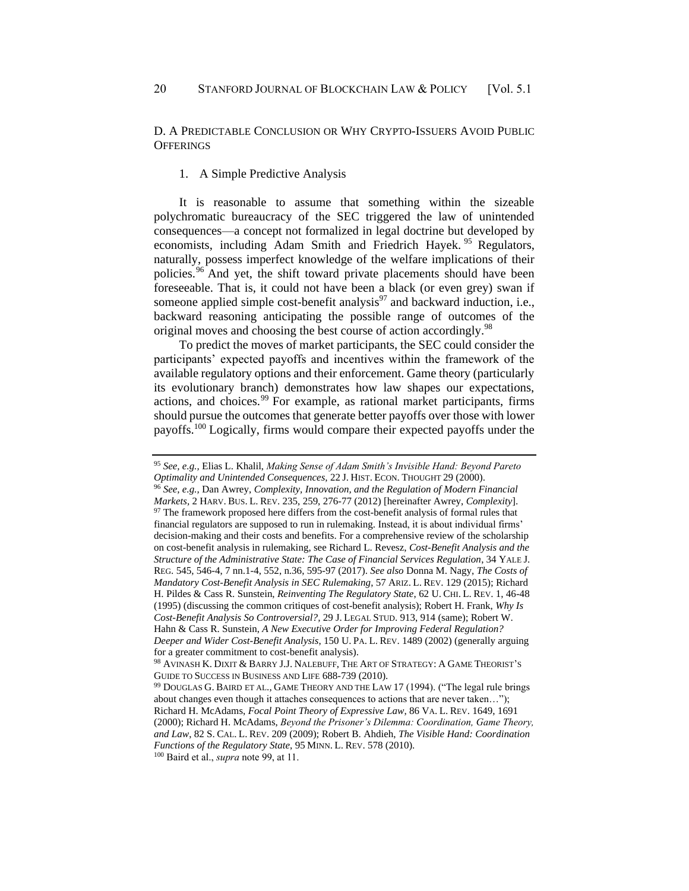### D. A Predictable Conclusion or Why Crypto-Issuers Avoid Public Offerings

#### 1. A Simple Predictive Analysis

It is reasonable to assume that something within the sizeable polychromatic bureaucracy of the SEC triggered the law of unintended consequences—a concept not formalized in legal doctrine but developed by economists, including Adam Smith and Friedrich Hayek.[95] Regulators, naturally, possess imperfect knowledge of the welfare implications of their policies.[96] And yet, the shift toward private placements should have been foreseeable. That is, it could not have been a black (or even grey) swan if someone applied simple cost-benefit analysis[97] and backward induction, i.e., backward reasoning anticipating the possible range of outcomes of the original moves and choosing the best course of action accordingly.[98]

To predict the moves of market participants, the SEC could consider the participants' expected payoffs and incentives within the framework of the available regulatory options and their enforcement. Game theory (particularly its evolutionary branch) demonstrates how law shapes our expectations, actions, and choices.[99] For example, as rational market participants, firms should pursue the outcomes that generate better payoffs over those with lower payoffs.[100] Logically, firms would compare their expected payoffs under the

---

[95] *See, e.g.*, Elias L. Khalil, *Making Sense of Adam Smith's Invisible Hand: Beyond Pareto Optimality and Unintended Consequences*, 22 J. HIST. ECON. THOUGHT 29 (2000).

[96] *See, e.g.*, Dan Awrey, *Complexity, Innovation, and the Regulation of Modern Financial Markets*, 2 HARV. BUS. L. REV. 235, 259, 276-77 (2012) [hereinafter Awrey, *Complexity*].

[97] The framework proposed here differs from the cost-benefit analysis of formal rules that financial regulators are supposed to run in rulemaking. Instead, it is about individual firms' decision-making and their costs and benefits. For a comprehensive review of the scholarship on cost-benefit analysis in rulemaking, see Richard L. Revesz, *Cost-Benefit Analysis and the Structure of the Administrative State: The Case of Financial Services Regulation*, 34 YALE J. REG. 545, 546-4, 7 nn.1-4, 552, n.36, 595-97 (2017). *See also* Donna M. Nagy, *The Costs of Mandatory Cost-Benefit Analysis in SEC Rulemaking*, 57 ARIZ. L. REV. 129 (2015); Richard H. Pildes & Cass R. Sunstein, *Reinventing The Regulatory State*, 62 U. CHI. L. REV. 1, 46-48 (1995) (discussing the common critiques of cost-benefit analysis); Robert H. Frank, *Why Is Cost-Benefit Analysis So Controversial?*, 29 J. LEGAL STUD. 913, 914 (same); Robert W. Hahn & Cass R. Sunstein, *A New Executive Order for Improving Federal Regulation? Deeper and Wider Cost-Benefit Analysis*, 150 U. PA. L. REV. 1489 (2002) (generally arguing for a greater commitment to cost-benefit analysis).

[98] AVINASH K. DIXIT & BARRY J.J. NALEBUFF, THE ART OF STRATEGY: A GAME THEORIST'S GUIDE TO SUCCESS IN BUSINESS AND LIFE 688-739 (2010).

[99] DOUGLAS G. BAIRD ET AL., GAME THEORY AND THE LAW 17 (1994). ("The legal rule brings about changes even though it attaches consequences to actions that are never taken…"); Richard H. McAdams, *Focal Point Theory of Expressive Law*, 86 VA. L. REV. 1649, 1691 (2000); Richard H. McAdams, *Beyond the Prisoner's Dilemma: Coordination, Game Theory, and Law*, 82 S. CAL. L. REV. 209 (2009); Robert B. Ahdieh, *The Visible Hand: Coordination Functions of the Regulatory State*, 95 MINN. L. REV. 578 (2010).

[100] Baird et al., *supra* note 99, at 11.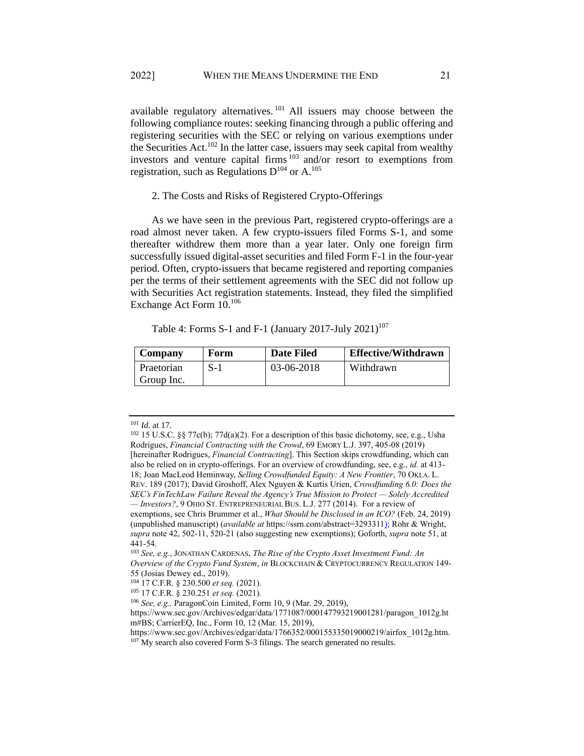available regulatory alternatives.[101] All issuers may choose between the following compliance routes: seeking financing through a public offering and registering securities with the SEC or relying on various exemptions under the Securities Act.[102] In the latter case, issuers may seek capital from wealthy investors and venture capital firms[103] and/or resort to exemptions from registration, such as Regulations D[104] or A.[105]

2. The Costs and Risks of Registered Crypto-Offerings

As we have seen in the previous Part, registered crypto-offerings are a road almost never taken. A few crypto-issuers filed Forms S-1, and some thereafter withdrew them more than a year later. Only one foreign firm successfully issued digital-asset securities and filed Form F-1 in the four-year period. Often, crypto-issuers that became registered and reporting companies per the terms of their settlement agreements with the SEC did not follow up with Securities Act registration statements. Instead, they filed the simplified Exchange Act Form 10.[106]

Table 4: Forms S-1 and F-1 (January 2017-July 2021)[107]

| Company | Form | Date Filed | Effective/Withdrawn |
|---|---|---|---|
| Praetorian Group Inc. | S-1 | 03-06-2018 | Withdrawn |

---

[101] *Id.* at 17.

[102] 15 U.S.C. §§ 77c(b); 77d(a)(2). For a description of this basic dichotomy, see, e.g., Usha Rodrigues, *Financial Contracting with the Crowd*, 69 EMORY L.J. 397, 405-08 (2019) [hereinafter Rodrigues, *Financial Contracting*]. This Section skips crowdfunding, which can also be relied on in crypto-offerings. For an overview of crowdfunding, see, e.g., *id.* at 413-18; Joan MacLeod Heminway, *Selling Crowdfunded Equity: A New Frontier*, 70 OKLA. L. REV. 189 (2017); David Groshoff, Alex Nguyen & Kurtis Urien, *Crowdfunding 6.0: Does the SEC's FinTechLaw Failure Reveal the Agency's True Mission to Protect — Solely Accredited — Investors?*, 9 OHIO ST. ENTREPRENEURIAL BUS. L.J. 277 (2014). For a review of exemptions, see Chris Brummer et al., *What Should be Disclosed in an ICO?* (Feb. 24, 2019) (unpublished manuscript) (*available at* https://ssrn.com/abstract=3293311); Rohr & Wright, *supra* note 42, 502-11, 520-21 (also suggesting new exemptions); Goforth, *supra* note 51, at 441-54.

[103] *See, e.g.*, JONATHAN CARDENAS, *The Rise of the Crypto Asset Investment Fund: An Overview of the Crypto Fund System*, *in* BLOCKCHAIN & CRYPTOCURRENCY REGULATION 149-55 (Josias Dewey ed., 2019).

[104] 17 C.F.R. § 230.500 *et seq.* (2021).

[105] 17 C.F.R. § 230.251 *et seq.* (2021).

[106] *See, e.g.,* ParagonCoin Limited, Form 10, 9 (Mar. 29, 2019), https://www.sec.gov/Archives/edgar/data/1771087/000147793219001281/paragon_1012g.htm#BS; CarrierEQ, Inc., Form 10, 12 (Mar. 15, 2019), https://www.sec.gov/Archives/edgar/data/1766352/000155335019000219/airfox_1012g.htm.

[107] My search also covered Form S-3 filings. The search generated no results.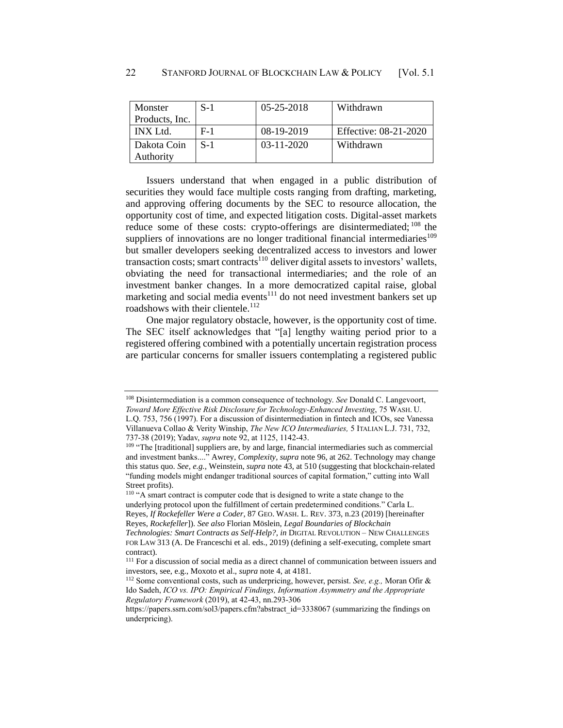| | | | |
|---|---|---|---|
| Monster Products, Inc. | S-1 | 05-25-2018 | Withdrawn |
| INX Ltd. | F-1 | 08-19-2019 | Effective: 08-21-2020 |
| Dakota Coin Authority | S-1 | 03-11-2020 | Withdrawn |

Issuers understand that when engaged in a public distribution of securities they would face multiple costs ranging from drafting, marketing, and approving offering documents by the SEC to resource allocation, the opportunity cost of time, and expected litigation costs. Digital-asset markets reduce some of these costs: crypto-offerings are disintermediated;[108] the suppliers of innovations are no longer traditional financial intermediaries[109] but smaller developers seeking decentralized access to investors and lower transaction costs; smart contracts[110] deliver digital assets to investors' wallets, obviating the need for transactional intermediaries; and the role of an investment banker changes. In a more democratized capital raise, global marketing and social media events[111] do not need investment bankers set up roadshows with their clientele.[112]

One major regulatory obstacle, however, is the opportunity cost of time. The SEC itself acknowledges that "[a] lengthy waiting period prior to a registered offering combined with a potentially uncertain registration process are particular concerns for smaller issuers contemplating a registered public

---

[108] Disintermediation is a common consequence of technology. *See* Donald C. Langevoort, *Toward More Effective Risk Disclosure for Technology-Enhanced Investing*, 75 WASH. U. L.Q. 753, 756 (1997). For a discussion of disintermediation in fintech and ICOs, see Vanessa Villanueva Collao & Verity Winship, *The New ICO Intermediaries,* 5 ITALIAN L.J. 731, 732, 737-38 (2019); Yadav, *supra* note 92, at 1125, 1142-43.

[109] "The [traditional] suppliers are, by and large, financial intermediaries such as commercial and investment banks...." Awrey, *Complexity*, *supra* note 96, at 262. Technology may change this status quo. *See, e.g.*, Weinstein, *supra* note 43, at 510 (suggesting that blockchain-related "funding models might endanger traditional sources of capital formation," cutting into Wall Street profits).

[110] "A smart contract is computer code that is designed to write a state change to the underlying protocol upon the fulfillment of certain predetermined conditions." Carla L. Reyes, *If Rockefeller Were a Coder*, 87 GEO. WASH. L. REV. 373, n.23 (2019) [hereinafter Reyes, *Rockefeller*]). *See also* Florian Möslein, *Legal Boundaries of Blockchain Technologies: Smart Contracts as Self-Help?*, *in* DIGITAL REVOLUTION – NEW CHALLENGES FOR LAW 313 (A. De Franceschi et al. eds., 2019) (defining a self-executing, complete smart contract).

[111] For a discussion of social media as a direct channel of communication between issuers and investors, see, e.g., Moxoto et al., *supra* note 4, at 4181.

[112] Some conventional costs, such as underpricing, however, persist. *See, e.g.,* Moran Ofir & Ido Sadeh, *ICO vs. IPO: Empirical Findings, Information Asymmetry and the Appropriate Regulatory Framework* (2019), at 42-43, nn.293-306 https://papers.ssrn.com/sol3/papers.cfm?abstract_id=3338067 (summarizing the findings on underpricing).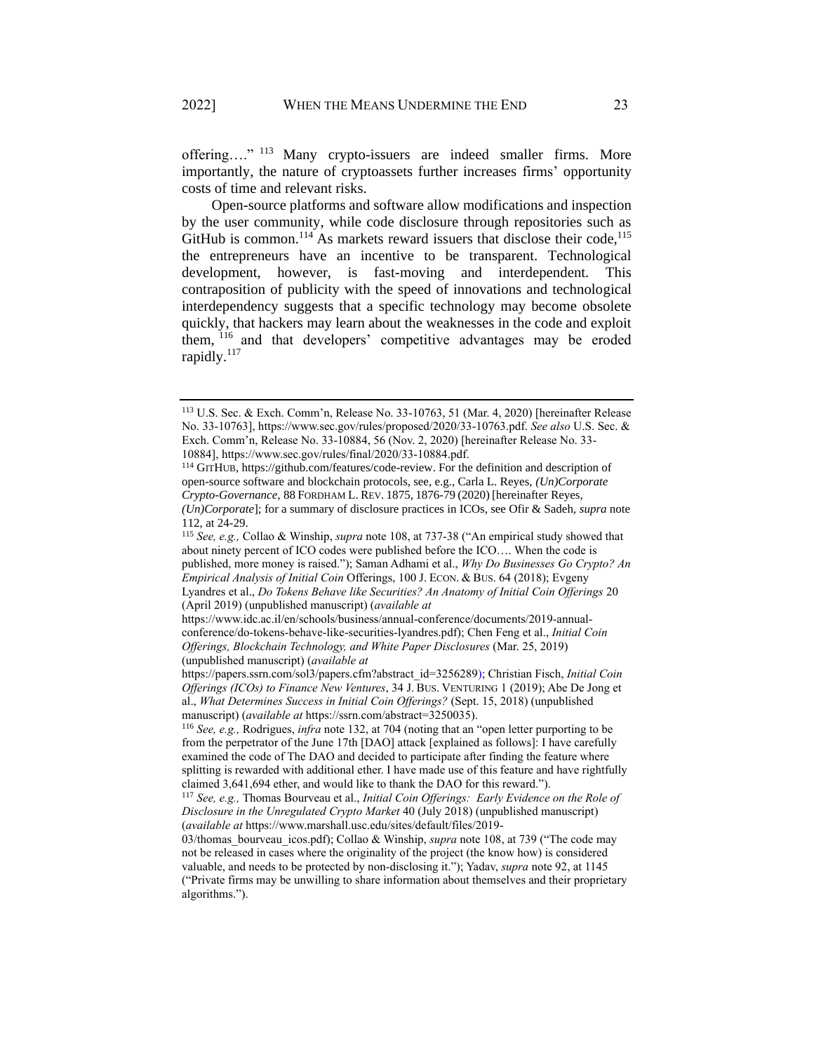offering…."[113] Many crypto-issuers are indeed smaller firms. More importantly, the nature of cryptoassets further increases firms' opportunity costs of time and relevant risks.

Open-source platforms and software allow modifications and inspection by the user community, while code disclosure through repositories such as GitHub is common.[114] As markets reward issuers that disclose their code,[115] the entrepreneurs have an incentive to be transparent. Technological development, however, is fast-moving and interdependent. This contraposition of publicity with the speed of innovations and technological interdependency suggests that a specific technology may become obsolete quickly, that hackers may learn about the weaknesses in the code and exploit them,[116] and that developers' competitive advantages may be eroded rapidly.[117]

---

[113] U.S. Sec. & Exch. Comm'n, Release No. 33-10763, 51 (Mar. 4, 2020) [hereinafter Release No. 33-10763], https://www.sec.gov/rules/proposed/2020/33-10763.pdf. *See also* U.S. Sec. & Exch. Comm'n, Release No. 33-10884, 56 (Nov. 2, 2020) [hereinafter Release No. 33-10884], https://www.sec.gov/rules/final/2020/33-10884.pdf.

[114] GITHUB, https://github.com/features/code-review. For the definition and description of open-source software and blockchain protocols, see, e.g., Carla L. Reyes, *(Un)Corporate Crypto-Governance*, 88 FORDHAM L. REV. 1875, 1876-79 (2020) [hereinafter Reyes, *(Un)Corporate*]; for a summary of disclosure practices in ICOs, see Ofir & Sadeh, *supra* note 112, at 24-29.

[115] *See, e.g.,* Collao & Winship, *supra* note 108, at 737-38 ("An empirical study showed that about ninety percent of ICO codes were published before the ICO…. When the code is published, more money is raised."); Saman Adhami et al., *Why Do Businesses Go Crypto? An Empirical Analysis of Initial Coin* Offerings, 100 J. ECON. & BUS. 64 (2018); Evgeny Lyandres et al., *Do Tokens Behave like Securities? An Anatomy of Initial Coin Offerings* 20 (April 2019) (unpublished manuscript) (*available at* https://www.idc.ac.il/en/schools/business/annual-conference/documents/2019-annual-conference/do-tokens-behave-like-securities-lyandres.pdf); Chen Feng et al., *Initial Coin Offerings, Blockchain Technology, and White Paper Disclosures* (Mar. 25, 2019) (unpublished manuscript) (*available at* https://papers.ssrn.com/sol3/papers.cfm?abstract_id=3256289); Christian Fisch, *Initial Coin Offerings (ICOs) to Finance New Ventures*, 34 J. BUS. VENTURING 1 (2019); Abe De Jong et al., *What Determines Success in Initial Coin Offerings?* (Sept. 15, 2018) (unpublished manuscript) (*available at* https://ssrn.com/abstract=3250035).

[116] *See, e.g.,* Rodrigues, *infra* note 132, at 704 (noting that an "open letter purporting to be from the perpetrator of the June 17th [DAO] attack [explained as follows]: I have carefully examined the code of The DAO and decided to participate after finding the feature where splitting is rewarded with additional ether. I have made use of this feature and have rightfully claimed 3,641,694 ether, and would like to thank the DAO for this reward.").

[117] *See, e.g.,* Thomas Bourveau et al., *Initial Coin Offerings: Early Evidence on the Role of Disclosure in the Unregulated Crypto Market* 40 (July 2018) (unpublished manuscript) (*available at* https://www.marshall.usc.edu/sites/default/files/2019-03/thomas_bourveau_icos.pdf); Collao & Winship, *supra* note 108, at 739 ("The code may not be released in cases where the originality of the project (the know how) is considered valuable, and needs to be protected by non-disclosing it."); Yadav, *supra* note 92, at 1145 ("Private firms may be unwilling to share information about themselves and their proprietary algorithms.").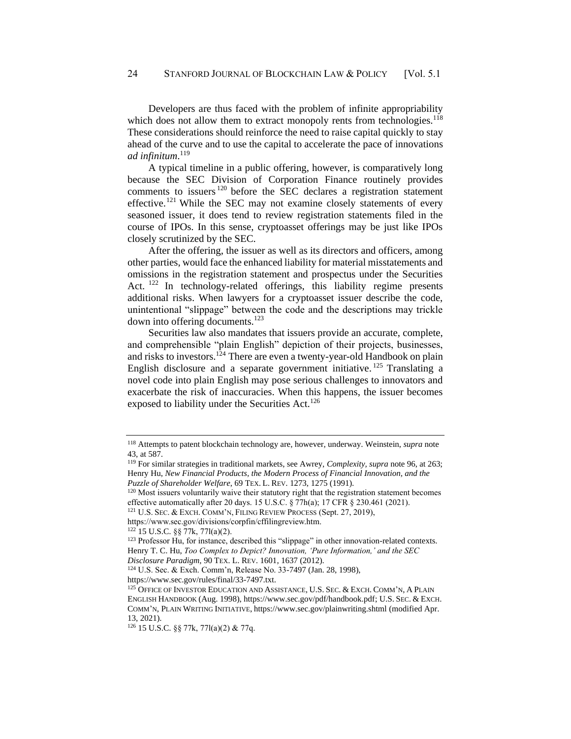Developers are thus faced with the problem of infinite appropriability which does not allow them to extract monopoly rents from technologies.[118] These considerations should reinforce the need to raise capital quickly to stay ahead of the curve and to use the capital to accelerate the pace of innovations *ad infinitum*.[119]

A typical timeline in a public offering, however, is comparatively long because the SEC Division of Corporation Finance routinely provides comments to issuers[120] before the SEC declares a registration statement effective.[121] While the SEC may not examine closely statements of every seasoned issuer, it does tend to review registration statements filed in the course of IPOs. In this sense, cryptoasset offerings may be just like IPOs closely scrutinized by the SEC.

After the offering, the issuer as well as its directors and officers, among other parties, would face the enhanced liability for material misstatements and omissions in the registration statement and prospectus under the Securities Act.[122] In technology-related offerings, this liability regime presents additional risks. When lawyers for a cryptoasset issuer describe the code, unintentional "slippage" between the code and the descriptions may trickle down into offering documents.[123]

Securities law also mandates that issuers provide an accurate, complete, and comprehensible "plain English" depiction of their projects, businesses, and risks to investors.[124] There are even a twenty-year-old Handbook on plain English disclosure and a separate government initiative.[125] Translating a novel code into plain English may pose serious challenges to innovators and exacerbate the risk of inaccuracies. When this happens, the issuer becomes exposed to liability under the Securities Act.[126]

---

[118] Attempts to patent blockchain technology are, however, underway. Weinstein, *supra* note 43, at 587.

[119] For similar strategies in traditional markets, see Awrey, *Complexity, supra* note 96, at 263; Henry Hu, *New Financial Products, the Modern Process of Financial Innovation, and the Puzzle of Shareholder Welfare,* 69 TEX. L. REV. 1273, 1275 (1991).

[120] Most issuers voluntarily waive their statutory right that the registration statement becomes effective automatically after 20 days. 15 U.S.C. § 77h(a); 17 CFR § 230.461 (2021).

[121] U.S. SEC. & EXCH. COMM'N, FILING REVIEW PROCESS (Sept. 27, 2019), https://www.sec.gov/divisions/corpfin/cffilingreview.htm.

[122] 15 U.S.C. §§ 77k, 77l(a)(2).

[123] Professor Hu, for instance, described this "slippage" in other innovation-related contexts. Henry T. C. Hu, *Too Complex to Depict? Innovation, 'Pure Information,' and the SEC Disclosure Paradigm,* 90 TEX. L. REV. 1601, 1637 (2012).

[124] U.S. Sec. & Exch. Comm'n, Release No. 33-7497 (Jan. 28, 1998), https://www.sec.gov/rules/final/33-7497.txt.

[125] OFFICE OF INVESTOR EDUCATION AND ASSISTANCE, U.S. SEC. & EXCH. COMM'N, A PLAIN ENGLISH HANDBOOK (Aug. 1998), https://www.sec.gov/pdf/handbook.pdf; U.S. SEC. & EXCH. COMM'N, PLAIN WRITING INITIATIVE, https://www.sec.gov/plainwriting.shtml (modified Apr. 13, 2021).

[126] 15 U.S.C. §§ 77k, 77l(a)(2) & 77q.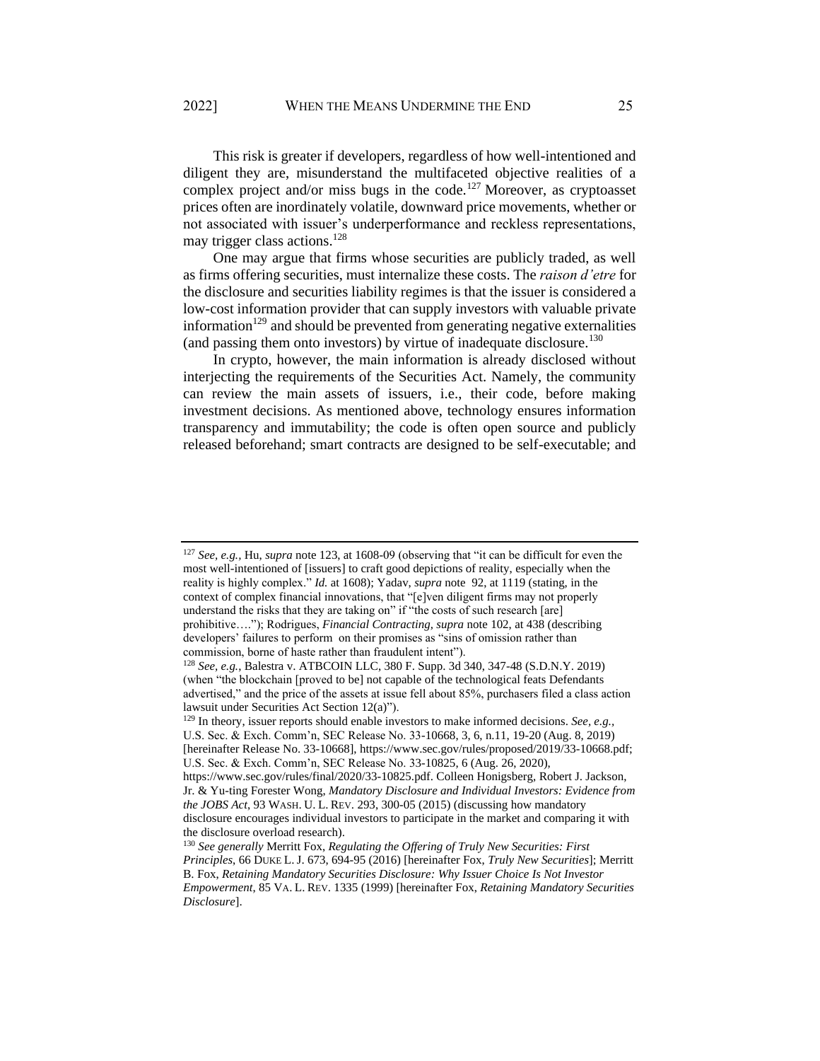This risk is greater if developers, regardless of how well-intentioned and diligent they are, misunderstand the multifaceted objective realities of a complex project and/or miss bugs in the code.[127] Moreover, as cryptoasset prices often are inordinately volatile, downward price movements, whether or not associated with issuer's underperformance and reckless representations, may trigger class actions.[128]

One may argue that firms whose securities are publicly traded, as well as firms offering securities, must internalize these costs. The *raison d'etre* for the disclosure and securities liability regimes is that the issuer is considered a low-cost information provider that can supply investors with valuable private information[129] and should be prevented from generating negative externalities (and passing them onto investors) by virtue of inadequate disclosure.[130]

In crypto, however, the main information is already disclosed without interjecting the requirements of the Securities Act. Namely, the community can review the main assets of issuers, i.e., their code, before making investment decisions. As mentioned above, technology ensures information transparency and immutability; the code is often open source and publicly released beforehand; smart contracts are designed to be self-executable; and

---

[127] *See, e.g.*, Hu, *supra* note 123, at 1608-09 (observing that "it can be difficult for even the most well-intentioned of [issuers] to craft good depictions of reality, especially when the reality is highly complex." *Id.* at 1608); Yadav, *supra* note 92, at 1119 (stating, in the context of complex financial innovations, that "[e]ven diligent firms may not properly understand the risks that they are taking on" if "the costs of such research [are] prohibitive…."); Rodrigues, *Financial Contracting, supra* note 102, at 438 (describing developers' failures to perform on their promises as "sins of omission rather than commission, borne of haste rather than fraudulent intent").

[128] *See, e.g.*, Balestra v. ATBCOIN LLC, 380 F. Supp. 3d 340, 347-48 (S.D.N.Y. 2019) (when "the blockchain [proved to be] not capable of the technological feats Defendants advertised," and the price of the assets at issue fell about 85%, purchasers filed a class action lawsuit under Securities Act Section 12(a)").

[129] In theory, issuer reports should enable investors to make informed decisions. *See, e.g.*, U.S. Sec. & Exch. Comm'n, SEC Release No. 33-10668, 3, 6, n.11, 19-20 (Aug. 8, 2019) [hereinafter Release No. 33-10668], https://www.sec.gov/rules/proposed/2019/33-10668.pdf; U.S. Sec. & Exch. Comm'n, SEC Release No. 33-10825, 6 (Aug. 26, 2020), https://www.sec.gov/rules/final/2020/33-10825.pdf. Colleen Honigsberg, Robert J. Jackson, Jr. & Yu-ting Forester Wong, *Mandatory Disclosure and Individual Investors: Evidence from the JOBS Act*, 93 WASH. U. L. REV. 293, 300-05 (2015) (discussing how mandatory disclosure encourages individual investors to participate in the market and comparing it with the disclosure overload research).

[130] *See generally* Merritt Fox, *Regulating the Offering of Truly New Securities: First Principles*, 66 DUKE L. J. 673, 694-95 (2016) [hereinafter Fox, *Truly New Securities*]; Merritt B. Fox, *Retaining Mandatory Securities Disclosure: Why Issuer Choice Is Not Investor Empowerment*, 85 VA. L. REV. 1335 (1999) [hereinafter Fox, *Retaining Mandatory Securities Disclosure*].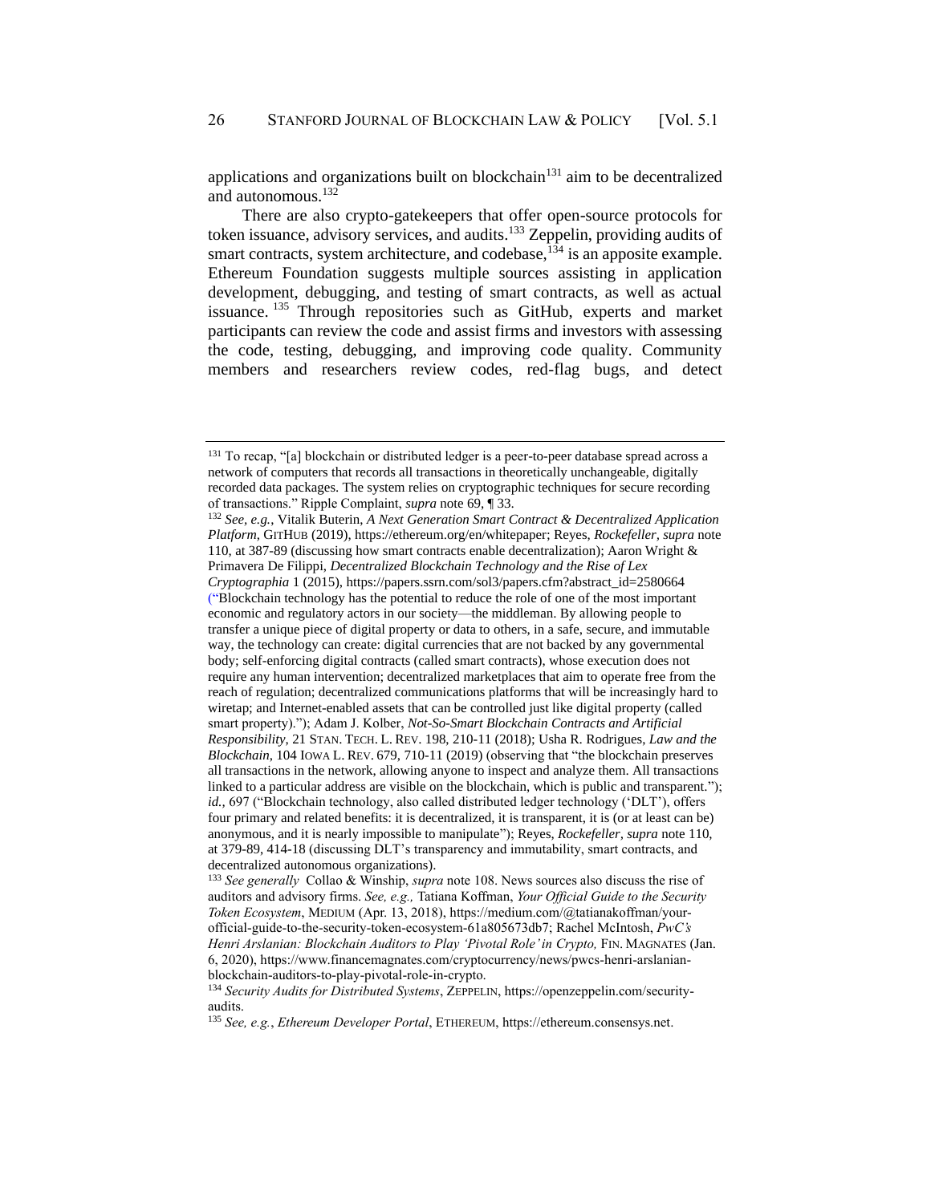applications and organizations built on blockchain[131] aim to be decentralized and autonomous.[132]

There are also crypto-gatekeepers that offer open-source protocols for token issuance, advisory services, and audits.[133] Zeppelin, providing audits of smart contracts, system architecture, and codebase,[134] is an apposite example. Ethereum Foundation suggests multiple sources assisting in application development, debugging, and testing of smart contracts, as well as actual issuance.[135] Through repositories such as GitHub, experts and market participants can review the code and assist firms and investors with assessing the code, testing, debugging, and improving code quality. Community members and researchers review codes, red-flag bugs, and detect

---

[131] To recap, "[a] blockchain or distributed ledger is a peer-to-peer database spread across a network of computers that records all transactions in theoretically unchangeable, digitally recorded data packages. The system relies on cryptographic techniques for secure recording of transactions." Ripple Complaint, *supra* note 69, ¶ 33.

[132] *See, e.g.*, Vitalik Buterin, *A Next Generation Smart Contract & Decentralized Application Platform*, GITHUB (2019), https://ethereum.org/en/whitepaper; Reyes, *Rockefeller*, *supra* note 110, at 387-89 (discussing how smart contracts enable decentralization); Aaron Wright & Primavera De Filippi, *Decentralized Blockchain Technology and the Rise of Lex Cryptographia* 1 (2015), https://papers.ssrn.com/sol3/papers.cfm?abstract_id=2580664 ("Blockchain technology has the potential to reduce the role of one of the most important economic and regulatory actors in our society—the middleman. By allowing people to transfer a unique piece of digital property or data to others, in a safe, secure, and immutable way, the technology can create: digital currencies that are not backed by any governmental body; self-enforcing digital contracts (called smart contracts), whose execution does not require any human intervention; decentralized marketplaces that aim to operate free from the reach of regulation; decentralized communications platforms that will be increasingly hard to wiretap; and Internet-enabled assets that can be controlled just like digital property (called smart property)."); Adam J. Kolber, *Not-So-Smart Blockchain Contracts and Artificial Responsibility*, 21 STAN. TECH. L. REV. 198, 210-11 (2018); Usha R. Rodrigues, *Law and the Blockchain*, 104 IOWA L. REV. 679, 710-11 (2019) (observing that "the blockchain preserves all transactions in the network, allowing anyone to inspect and analyze them. All transactions linked to a particular address are visible on the blockchain, which is public and transparent."); *id.*, 697 ("Blockchain technology, also called distributed ledger technology ('DLT'), offers four primary and related benefits: it is decentralized, it is transparent, it is (or at least can be) anonymous, and it is nearly impossible to manipulate"); Reyes, *Rockefeller*, *supra* note 110, at 379-89, 414-18 (discussing DLT's transparency and immutability, smart contracts, and decentralized autonomous organizations).

[133] *See generally* Collao & Winship, *supra* note 108. News sources also discuss the rise of auditors and advisory firms. *See, e.g.,* Tatiana Koffman, *Your Official Guide to the Security Token Ecosystem*, MEDIUM (Apr. 13, 2018), https://medium.com/@tatianakoffman/your-official-guide-to-the-security-token-ecosystem-61a805673db7; Rachel McIntosh, *PwC's Henri Arslanian: Blockchain Auditors to Play 'Pivotal Role' in Crypto,* FIN. MAGNATES (Jan. 6, 2020), https://www.financemagnates.com/cryptocurrency/news/pwcs-henri-arslanian-blockchain-auditors-to-play-pivotal-role-in-crypto.

[134] *Security Audits for Distributed Systems*, ZEPPELIN, https://openzeppelin.com/security-audits.

[135] *See, e.g.*, *Ethereum Developer Portal*, ETHEREUM, https://ethereum.consensys.net.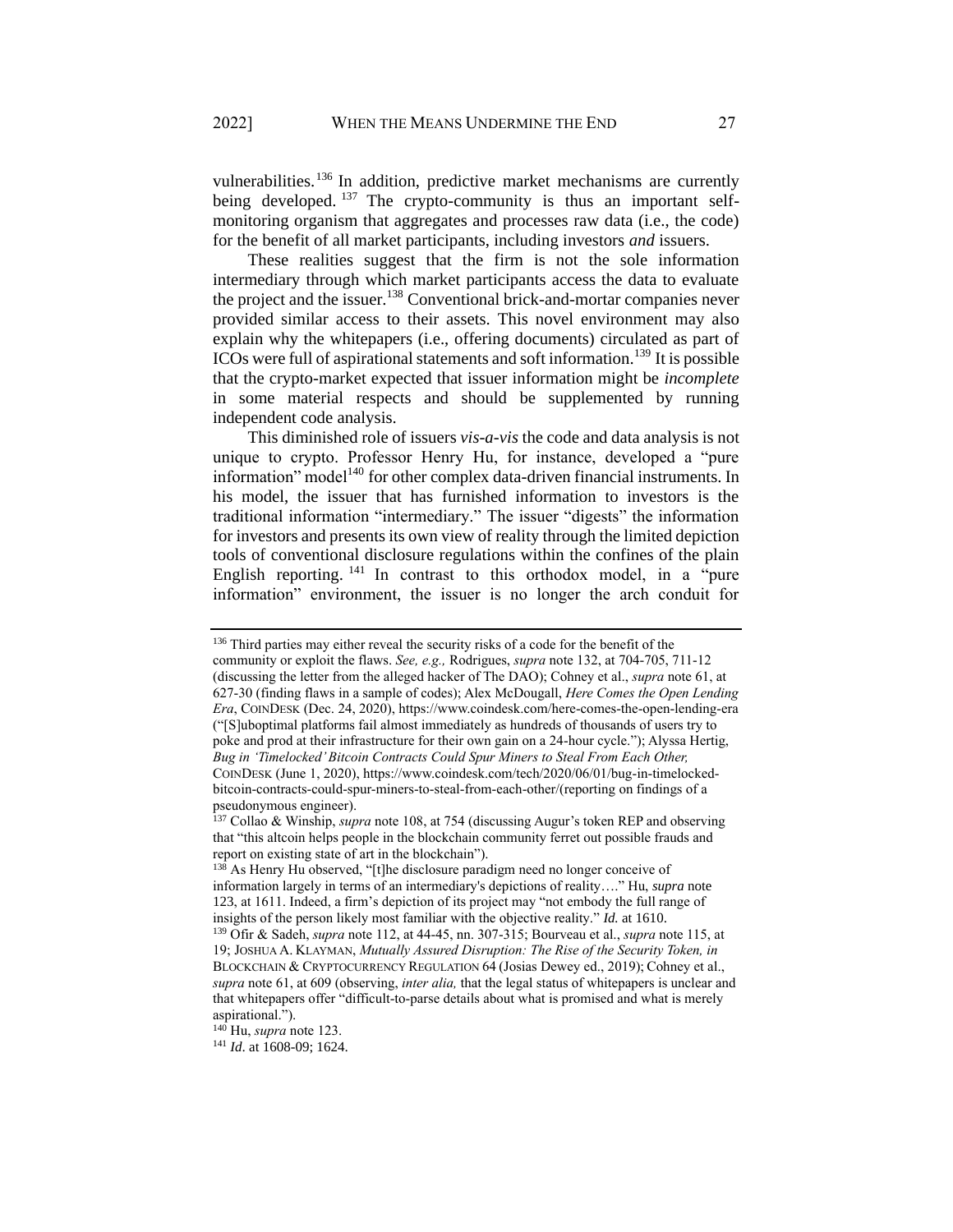vulnerabilities.[136] In addition, predictive market mechanisms are currently being developed.[137] The crypto-community is thus an important self-monitoring organism that aggregates and processes raw data (i.e., the code) for the benefit of all market participants, including investors *and* issuers.

These realities suggest that the firm is not the sole information intermediary through which market participants access the data to evaluate the project and the issuer.[138] Conventional brick-and-mortar companies never provided similar access to their assets. This novel environment may also explain why the whitepapers (i.e., offering documents) circulated as part of ICOs were full of aspirational statements and soft information.[139] It is possible that the crypto-market expected that issuer information might be *incomplete* in some material respects and should be supplemented by running independent code analysis.

This diminished role of issuers *vis-a-vis* the code and data analysis is not unique to crypto. Professor Henry Hu, for instance, developed a "pure information" model[140] for other complex data-driven financial instruments. In his model, the issuer that has furnished information to investors is the traditional information "intermediary." The issuer "digests" the information for investors and presents its own view of reality through the limited depiction tools of conventional disclosure regulations within the confines of the plain English reporting.[141] In contrast to this orthodox model, in a "pure information" environment, the issuer is no longer the arch conduit for

---

[136] Third parties may either reveal the security risks of a code for the benefit of the community or exploit the flaws. *See, e.g.,* Rodrigues, *supra* note 132, at 704-705, 711-12 (discussing the letter from the alleged hacker of The DAO); Cohney et al., *supra* note 61, at 627-30 (finding flaws in a sample of codes); Alex McDougall, *Here Comes the Open Lending Era*, COINDESK (Dec. 24, 2020), https://www.coindesk.com/here-comes-the-open-lending-era ("[S]uboptimal platforms fail almost immediately as hundreds of thousands of users try to poke and prod at their infrastructure for their own gain on a 24-hour cycle."); Alyssa Hertig, *Bug in 'Timelocked' Bitcoin Contracts Could Spur Miners to Steal From Each Other,* COINDESK (June 1, 2020), https://www.coindesk.com/tech/2020/06/01/bug-in-timelocked-bitcoin-contracts-could-spur-miners-to-steal-from-each-other/(reporting on findings of a pseudonymous engineer).

[137] Collao & Winship, *supra* note 108, at 754 (discussing Augur's token REP and observing that "this altcoin helps people in the blockchain community ferret out possible frauds and report on existing state of art in the blockchain").

[138] As Henry Hu observed, "[t]he disclosure paradigm need no longer conceive of information largely in terms of an intermediary's depictions of reality…." Hu, *supra* note 123, at 1611. Indeed, a firm's depiction of its project may "not embody the full range of insights of the person likely most familiar with the objective reality." *Id.* at 1610.

[139] Ofir & Sadeh, *supra* note 112, at 44-45, nn. 307-315; Bourveau et al., *supra* note 115, at 19; JOSHUA A. KLAYMAN, *Mutually Assured Disruption: The Rise of the Security Token, in* BLOCKCHAIN & CRYPTOCURRENCY REGULATION 64 (Josias Dewey ed., 2019); Cohney et al., *supra* note 61, at 609 (observing, *inter alia,* that the legal status of whitepapers is unclear and that whitepapers offer "difficult-to-parse details about what is promised and what is merely aspirational.").

[140] Hu, *supra* note 123.

[141] *Id*. at 1608-09; 1624.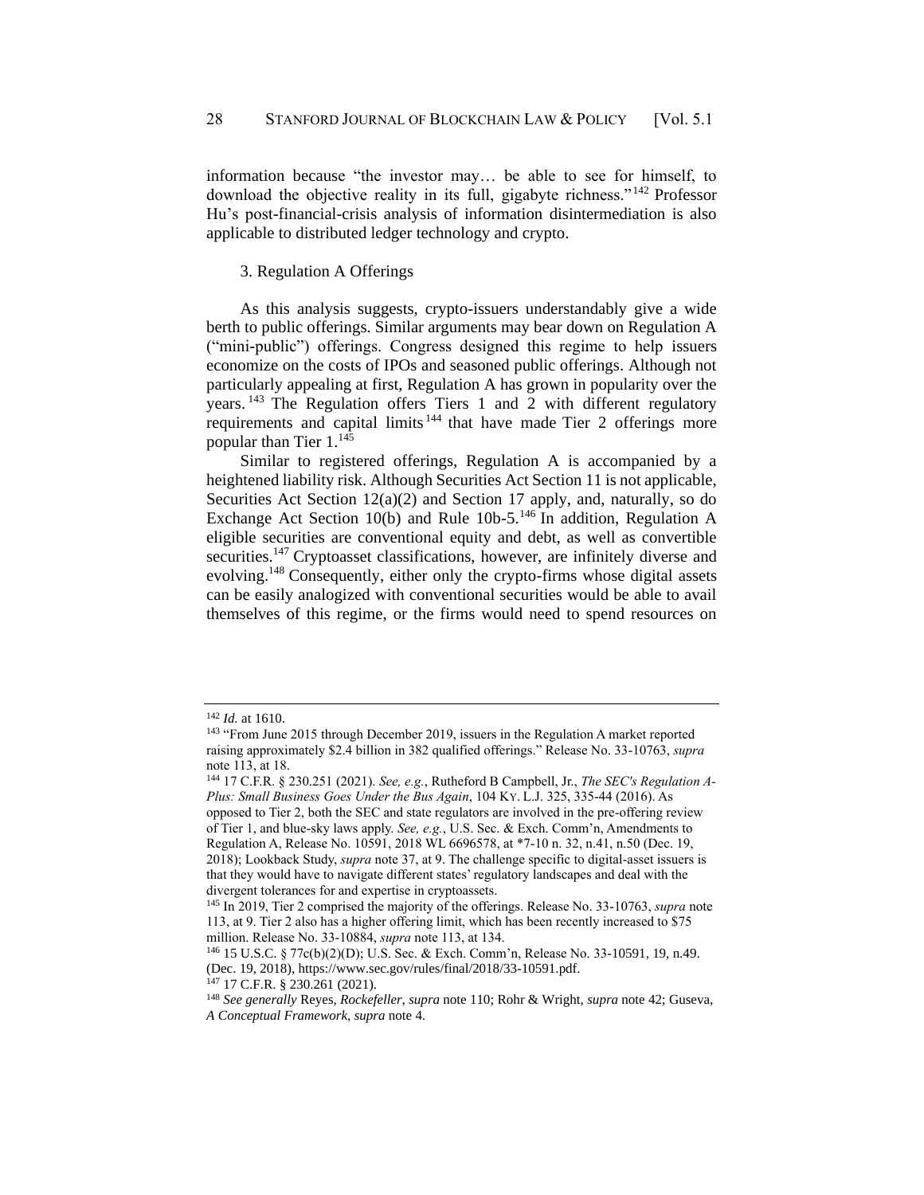information because "the investor may… be able to see for himself, to download the objective reality in its full, gigabyte richness."[142] Professor Hu's post-financial-crisis analysis of information disintermediation is also applicable to distributed ledger technology and crypto.

### 3. Regulation A Offerings

As this analysis suggests, crypto-issuers understandably give a wide berth to public offerings. Similar arguments may bear down on Regulation A ("mini-public") offerings. Congress designed this regime to help issuers economize on the costs of IPOs and seasoned public offerings. Although not particularly appealing at first, Regulation A has grown in popularity over the years.[143] The Regulation offers Tiers 1 and 2 with different regulatory requirements and capital limits[144] that have made Tier 2 offerings more popular than Tier 1.[145]

Similar to registered offerings, Regulation A is accompanied by a heightened liability risk. Although Securities Act Section 11 is not applicable, Securities Act Section 12(a)(2) and Section 17 apply, and, naturally, so do Exchange Act Section 10(b) and Rule 10b-5.[146] In addition, Regulation A eligible securities are conventional equity and debt, as well as convertible securities.[147] Cryptoasset classifications, however, are infinitely diverse and evolving.[148] Consequently, either only the crypto-firms whose digital assets can be easily analogized with conventional securities would be able to avail themselves of this regime, or the firms would need to spend resources on

---

[142] *Id.* at 1610.

[143] "From June 2015 through December 2019, issuers in the Regulation A market reported raising approximately $2.4 billion in 382 qualified offerings." Release No. 33-10763, *supra* note 113, at 18.

[144] 17 C.F.R. § 230.251 (2021). *See, e.g.*, Rutheford B Campbell, Jr., *The SEC's Regulation A-Plus: Small Business Goes Under the Bus Again*, 104 KY. L.J. 325, 335-44 (2016). As opposed to Tier 2, both the SEC and state regulators are involved in the pre-offering review of Tier 1, and blue-sky laws apply. *See, e.g.*, U.S. Sec. & Exch. Comm'n, Amendments to Regulation A, Release No. 10591, 2018 WL 6696578, at *7-10 n. 32, n.41, n.50 (Dec. 19, 2018); Lookback Study, *supra* note 37, at 9. The challenge specific to digital-asset issuers is that they would have to navigate different states' regulatory landscapes and deal with the divergent tolerances for and expertise in cryptoassets.

[145] In 2019, Tier 2 comprised the majority of the offerings. Release No. 33-10763, *supra* note 113, at 9. Tier 2 also has a higher offering limit, which has been recently increased to $75 million. Release No. 33-10884, *supra* note 113, at 134.

[146] 15 U.S.C. § 77c(b)(2)(D); U.S. Sec. & Exch. Comm'n, Release No. 33-10591, 19, n.49. (Dec. 19, 2018), https://www.sec.gov/rules/final/2018/33-10591.pdf.

[147] 17 C.F.R. § 230.261 (2021).

[148] *See generally* Reyes, *Rockefeller*, *supra* note 110; Rohr & Wright, *supra* note 42; Guseva, *A Conceptual Framework*, *supra* note 4.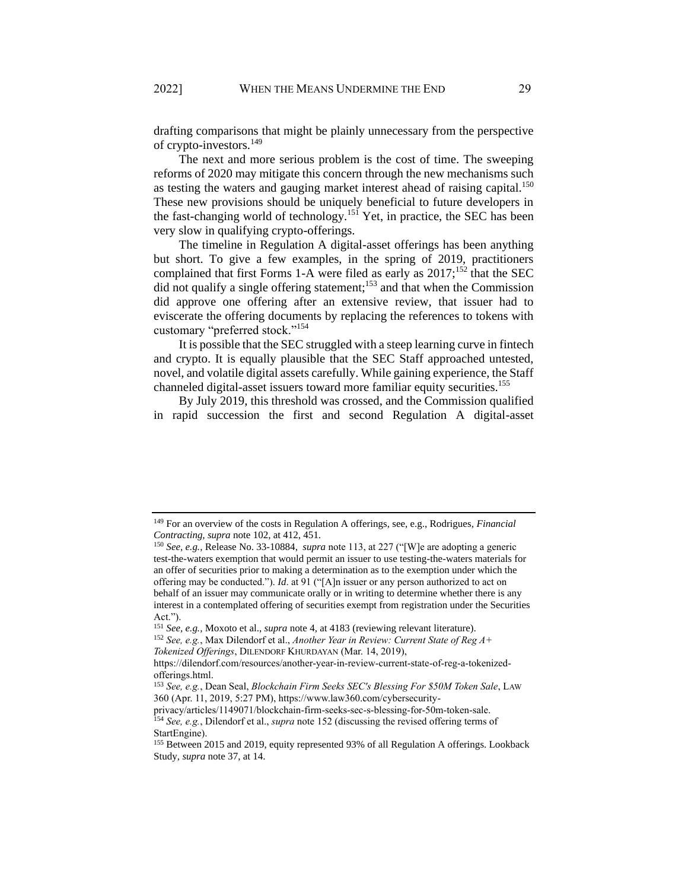drafting comparisons that might be plainly unnecessary from the perspective of crypto-investors.[149]

The next and more serious problem is the cost of time. The sweeping reforms of 2020 may mitigate this concern through the new mechanisms such as testing the waters and gauging market interest ahead of raising capital.[150] These new provisions should be uniquely beneficial to future developers in the fast-changing world of technology.[151] Yet, in practice, the SEC has been very slow in qualifying crypto-offerings.

The timeline in Regulation A digital-asset offerings has been anything but short. To give a few examples, in the spring of 2019, practitioners complained that first Forms 1-A were filed as early as 2017;[152] that the SEC did not qualify a single offering statement;[153] and that when the Commission did approve one offering after an extensive review, that issuer had to eviscerate the offering documents by replacing the references to tokens with customary "preferred stock."[154]

It is possible that the SEC struggled with a steep learning curve in fintech and crypto. It is equally plausible that the SEC Staff approached untested, novel, and volatile digital assets carefully. While gaining experience, the Staff channeled digital-asset issuers toward more familiar equity securities.[155]

By July 2019, this threshold was crossed, and the Commission qualified in rapid succession the first and second Regulation A digital-asset

---

[149] For an overview of the costs in Regulation A offerings, see, e.g., Rodrigues, *Financial Contracting*, *supra* note 102, at 412, 451.

[150] *See, e.g.*, Release No. 33-10884, *supra* note 113, at 227 ("[W]e are adopting a generic test-the-waters exemption that would permit an issuer to use testing-the-waters materials for an offer of securities prior to making a determination as to the exemption under which the offering may be conducted."). *Id*. at 91 ("[A]n issuer or any person authorized to act on behalf of an issuer may communicate orally or in writing to determine whether there is any interest in a contemplated offering of securities exempt from registration under the Securities Act.").

[151] *See, e.g.*, Moxoto et al., *supra* note 4, at 4183 (reviewing relevant literature).

[152] *See, e.g.*, Max Dilendorf et al., *Another Year in Review: Current State of Reg A+ Tokenized Offerings*, DILENDORF KHURDAYAN (Mar. 14, 2019), https://dilendorf.com/resources/another-year-in-review-current-state-of-reg-a-tokenized-offerings.html.

[153] *See, e.g.*, Dean Seal, *Blockchain Firm Seeks SEC's Blessing For $50M Token Sale*, LAW 360 (Apr. 11, 2019, 5:27 PM), https://www.law360.com/cybersecurity-privacy/articles/1149071/blockchain-firm-seeks-sec-s-blessing-for-50m-token-sale.

[154] *See, e.g.*, Dilendorf et al., *supra* note 152 (discussing the revised offering terms of StartEngine).

[155] Between 2015 and 2019, equity represented 93% of all Regulation A offerings. Lookback Study, *supra* note 37, at 14.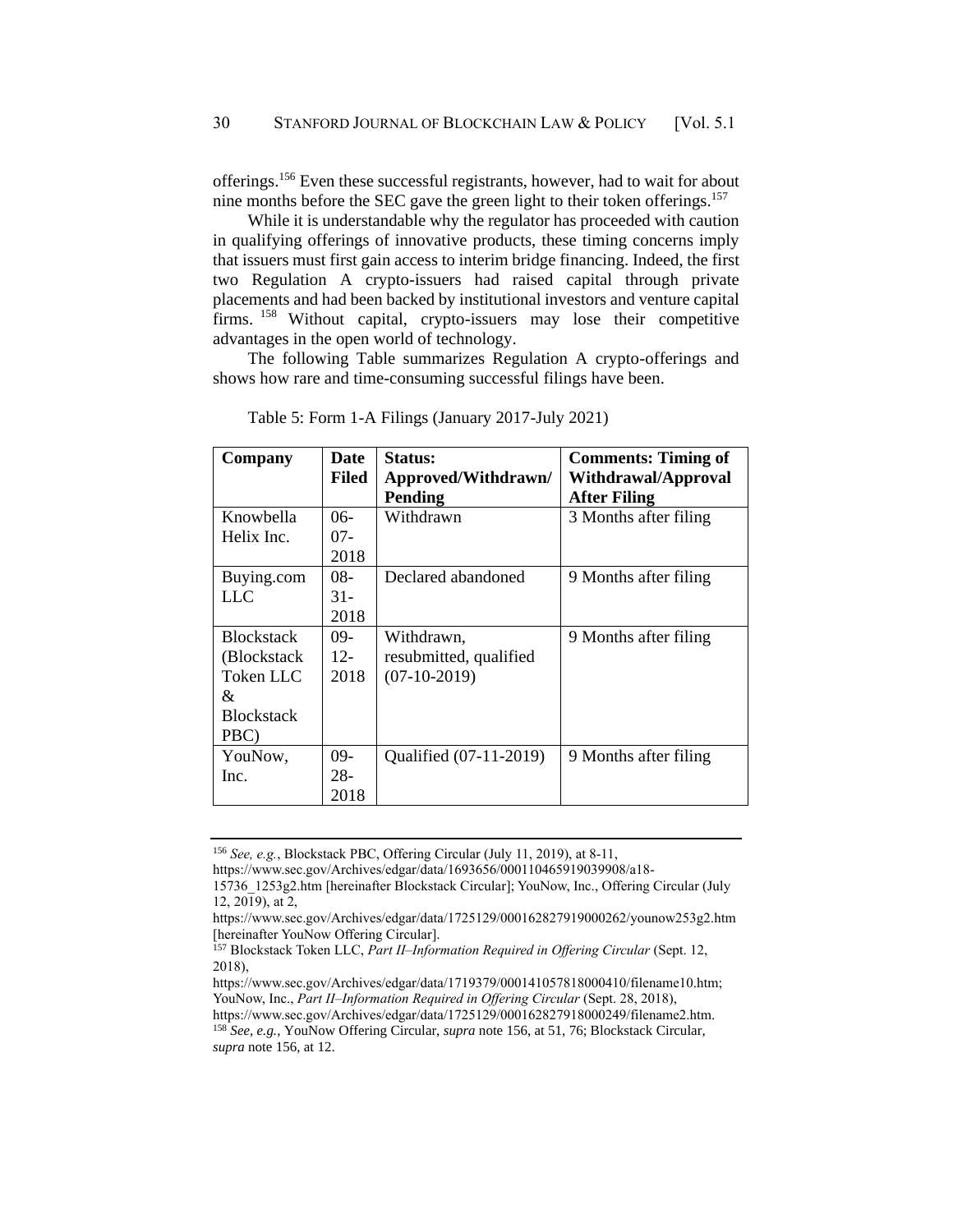offerings.[156] Even these successful registrants, however, had to wait for about nine months before the SEC gave the green light to their token offerings.[157]

While it is understandable why the regulator has proceeded with caution in qualifying offerings of innovative products, these timing concerns imply that issuers must first gain access to interim bridge financing. Indeed, the first two Regulation A crypto-issuers had raised capital through private placements and had been backed by institutional investors and venture capital firms. [158] Without capital, crypto-issuers may lose their competitive advantages in the open world of technology.

The following Table summarizes Regulation A crypto-offerings and shows how rare and time-consuming successful filings have been.

Table 5: Form 1-A Filings (January 2017-July 2021)

| Company | Date Filed | Status: Approved/Withdrawn/ Pending | Comments: Timing of Withdrawal/Approval After Filing |
|---|---|---|---|
| Knowbella Helix Inc. | 06-07-2018 | Withdrawn | 3 Months after filing |
| Buying.com LLC | 08-31-2018 | Declared abandoned | 9 Months after filing |
| Blockstack (Blockstack Token LLC & Blockstack PBC) | 09-12-2018 | Withdrawn, resubmitted, qualified (07-10-2019) | 9 Months after filing |
| YouNow, Inc. | 09-28-2018 | Qualified (07-11-2019) | 9 Months after filing |

[156] *See, e.g.*, Blockstack PBC, Offering Circular (July 11, 2019), at 8-11, https://www.sec.gov/Archives/edgar/data/1693656/000110465919039908/a18-15736_1253g2.htm [hereinafter Blockstack Circular]; YouNow, Inc., Offering Circular (July 12, 2019), at 2, https://www.sec.gov/Archives/edgar/data/1725129/000162827919000262/younow253g2.htm [hereinafter YouNow Offering Circular].

[157] Blockstack Token LLC, *Part II–Information Required in Offering Circular* (Sept. 12, 2018), https://www.sec.gov/Archives/edgar/data/1719379/000141057818000410/filename10.htm; YouNow, Inc., *Part II–Information Required in Offering Circular* (Sept. 28, 2018), https://www.sec.gov/Archives/edgar/data/1725129/000162827918000249/filename2.htm.

[158] *See, e.g.*, YouNow Offering Circular, *supra* note 156, at 51, 76; Blockstack Circular, *supra* note 156, at 12.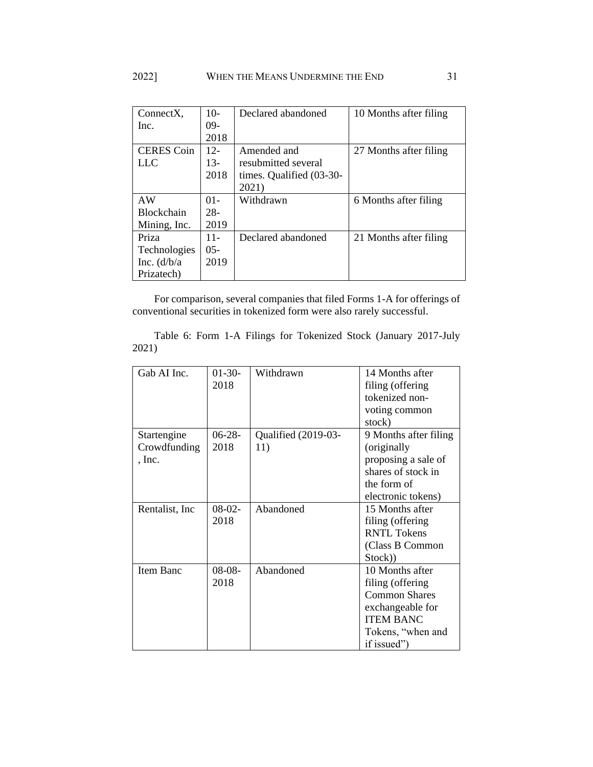| | | | |
|---|---|---|---|
| ConnectX, Inc. | 10-09-2018 | Declared abandoned | 10 Months after filing |
| CERES Coin LLC | 12-13-2018 | Amended and resubmitted several times. Qualified (03-30-2021) | 27 Months after filing |
| AW Blockchain Mining, Inc. | 01-28-2019 | Withdrawn | 6 Months after filing |
| Priza Technologies Inc. (d/b/a Prizatech) | 11-05-2019 | Declared abandoned | 21 Months after filing |

For comparison, several companies that filed Forms 1-A for offerings of conventional securities in tokenized form were also rarely successful.

Table 6: Form 1-A Filings for Tokenized Stock (January 2017-July 2021)

| | | | |
|---|---|---|---|
| Gab AI Inc. | 01-30-2018 | Withdrawn | 14 Months after filing (offering tokenized non-voting common stock) |
| Startengine Crowdfunding, Inc. | 06-28-2018 | Qualified (2019-03-11) | 9 Months after filing (originally proposing a sale of shares of stock in the form of electronic tokens) |
| Rentalist, Inc | 08-02-2018 | Abandoned | 15 Months after filing (offering RNTL Tokens (Class B Common Stock)) |
| Item Banc | 08-08-2018 | Abandoned | 10 Months after filing (offering Common Shares exchangeable for ITEM BANC Tokens, "when and if issued") |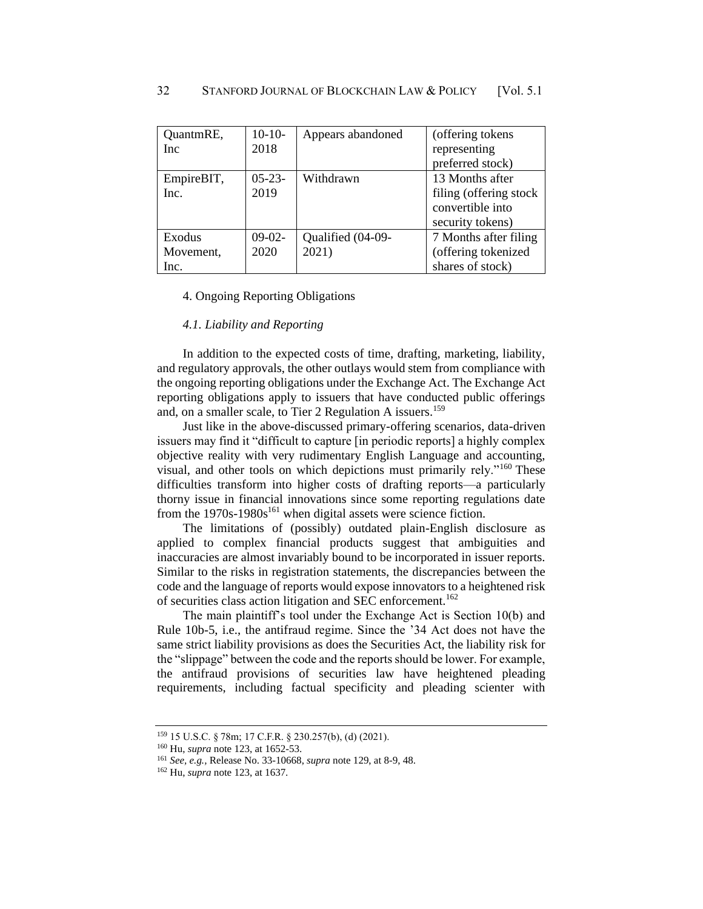| | | | |
|---|---|---|---|
| QuantmRE, Inc | 10-10-2018 | Appears abandoned | (offering tokens representing preferred stock) |
| EmpireBIT, Inc. | 05-23-2019 | Withdrawn | 13 Months after filing (offering stock convertible into security tokens) |
| Exodus Movement, Inc. | 09-02-2020 | Qualified (04-09-2021) | 7 Months after filing (offering tokenized shares of stock) |

## 4. Ongoing Reporting Obligations

### *4.1. Liability and Reporting*

In addition to the expected costs of time, drafting, marketing, liability, and regulatory approvals, the other outlays would stem from compliance with the ongoing reporting obligations under the Exchange Act. The Exchange Act reporting obligations apply to issuers that have conducted public offerings and, on a smaller scale, to Tier 2 Regulation A issuers.[159]

Just like in the above-discussed primary-offering scenarios, data-driven issuers may find it "difficult to capture [in periodic reports] a highly complex objective reality with very rudimentary English Language and accounting, visual, and other tools on which depictions must primarily rely."[160] These difficulties transform into higher costs of drafting reports—a particularly thorny issue in financial innovations since some reporting regulations date from the 1970s-1980s[161] when digital assets were science fiction.

The limitations of (possibly) outdated plain-English disclosure as applied to complex financial products suggest that ambiguities and inaccuracies are almost invariably bound to be incorporated in issuer reports. Similar to the risks in registration statements, the discrepancies between the code and the language of reports would expose innovators to a heightened risk of securities class action litigation and SEC enforcement.[162]

The main plaintiff's tool under the Exchange Act is Section 10(b) and Rule 10b-5, i.e., the antifraud regime. Since the '34 Act does not have the same strict liability provisions as does the Securities Act, the liability risk for the "slippage" between the code and the reports should be lower. For example, the antifraud provisions of securities law have heightened pleading requirements, including factual specificity and pleading scienter with

---

[159] 15 U.S.C. § 78m; 17 C.F.R. § 230.257(b), (d) (2021).

[160] Hu, *supra* note 123, at 1652-53.

[161] *See, e.g.*, Release No. 33-10668, *supra* note 129, at 8-9, 48.

[162] Hu, *supra* note 123, at 1637.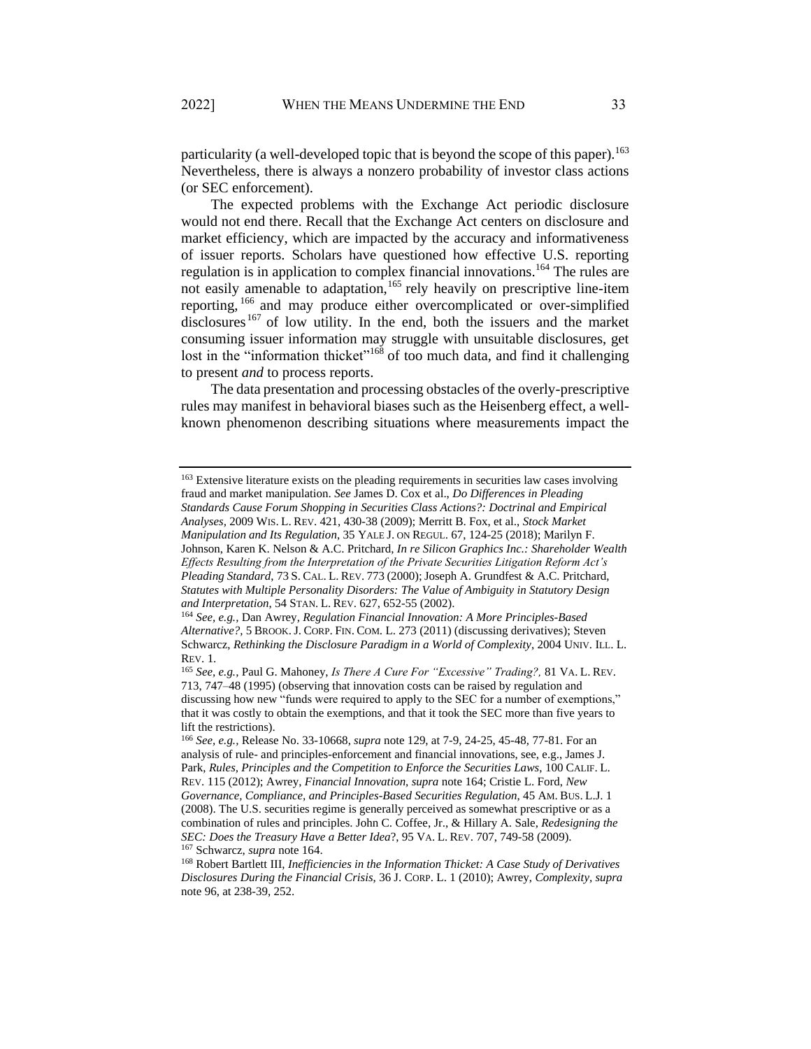particularity (a well-developed topic that is beyond the scope of this paper).[163] Nevertheless, there is always a nonzero probability of investor class actions (or SEC enforcement).

The expected problems with the Exchange Act periodic disclosure would not end there. Recall that the Exchange Act centers on disclosure and market efficiency, which are impacted by the accuracy and informativeness of issuer reports. Scholars have questioned how effective U.S. reporting regulation is in application to complex financial innovations.[164] The rules are not easily amenable to adaptation,[165] rely heavily on prescriptive line-item reporting,[166] and may produce either overcomplicated or over-simplified disclosures[167] of low utility. In the end, both the issuers and the market consuming issuer information may struggle with unsuitable disclosures, get lost in the "information thicket"[168] of too much data, and find it challenging to present *and* to process reports.

The data presentation and processing obstacles of the overly-prescriptive rules may manifest in behavioral biases such as the Heisenberg effect, a well-known phenomenon describing situations where measurements impact the

---

[163] Extensive literature exists on the pleading requirements in securities law cases involving fraud and market manipulation. *See* James D. Cox et al., *Do Differences in Pleading Standards Cause Forum Shopping in Securities Class Actions?: Doctrinal and Empirical Analyses*, 2009 WIS. L. REV. 421, 430-38 (2009); Merritt B. Fox, et al., *Stock Market Manipulation and Its Regulation*, 35 YALE J. ON REGUL. 67, 124-25 (2018); Marilyn F. Johnson, Karen K. Nelson & A.C. Pritchard, *In re Silicon Graphics Inc.: Shareholder Wealth Effects Resulting from the Interpretation of the Private Securities Litigation Reform Act's Pleading Standard*, 73 S. CAL. L. REV. 773 (2000); Joseph A. Grundfest & A.C. Pritchard, *Statutes with Multiple Personality Disorders: The Value of Ambiguity in Statutory Design and Interpretation*, 54 STAN. L. REV. 627, 652-55 (2002).

[164] *See, e.g.*, Dan Awrey, *Regulation Financial Innovation: A More Principles-Based Alternative?*, 5 BROOK. J. CORP. FIN. COM. L. 273 (2011) (discussing derivatives); Steven Schwarcz, *Rethinking the Disclosure Paradigm in a World of Complexity*, 2004 UNIV. ILL. L. REV. 1.

[165] *See, e.g.*, Paul G. Mahoney, *Is There A Cure For "Excessive" Trading?*, 81 VA. L. REV. 713, 747–48 (1995) (observing that innovation costs can be raised by regulation and discussing how new "funds were required to apply to the SEC for a number of exemptions," that it was costly to obtain the exemptions, and that it took the SEC more than five years to lift the restrictions).

[166] *See, e.g.*, Release No. 33-10668, *supra* note 129, at 7-9, 24-25, 45-48, 77-81. For an analysis of rule- and principles-enforcement and financial innovations, see, e.g., James J. Park, *Rules, Principles and the Competition to Enforce the Securities Laws*, 100 CALIF. L. REV. 115 (2012); Awrey, *Financial Innovation*, *supra* note 164; Cristie L. Ford, *New Governance, Compliance, and Principles-Based Securities Regulation*, 45 AM. BUS. L.J. 1 (2008). The U.S. securities regime is generally perceived as somewhat prescriptive or as a combination of rules and principles. John C. Coffee, Jr., & Hillary A. Sale, *Redesigning the SEC: Does the Treasury Have a Better Idea*?, 95 VA. L. REV. 707, 749-58 (2009).

[167] Schwarcz, *supra* note 164.

[168] Robert Bartlett III, *Inefficiencies in the Information Thicket: A Case Study of Derivatives Disclosures During the Financial Crisis*, 36 J. CORP. L. 1 (2010); Awrey, *Complexity*, *supra* note 96, at 238-39, 252.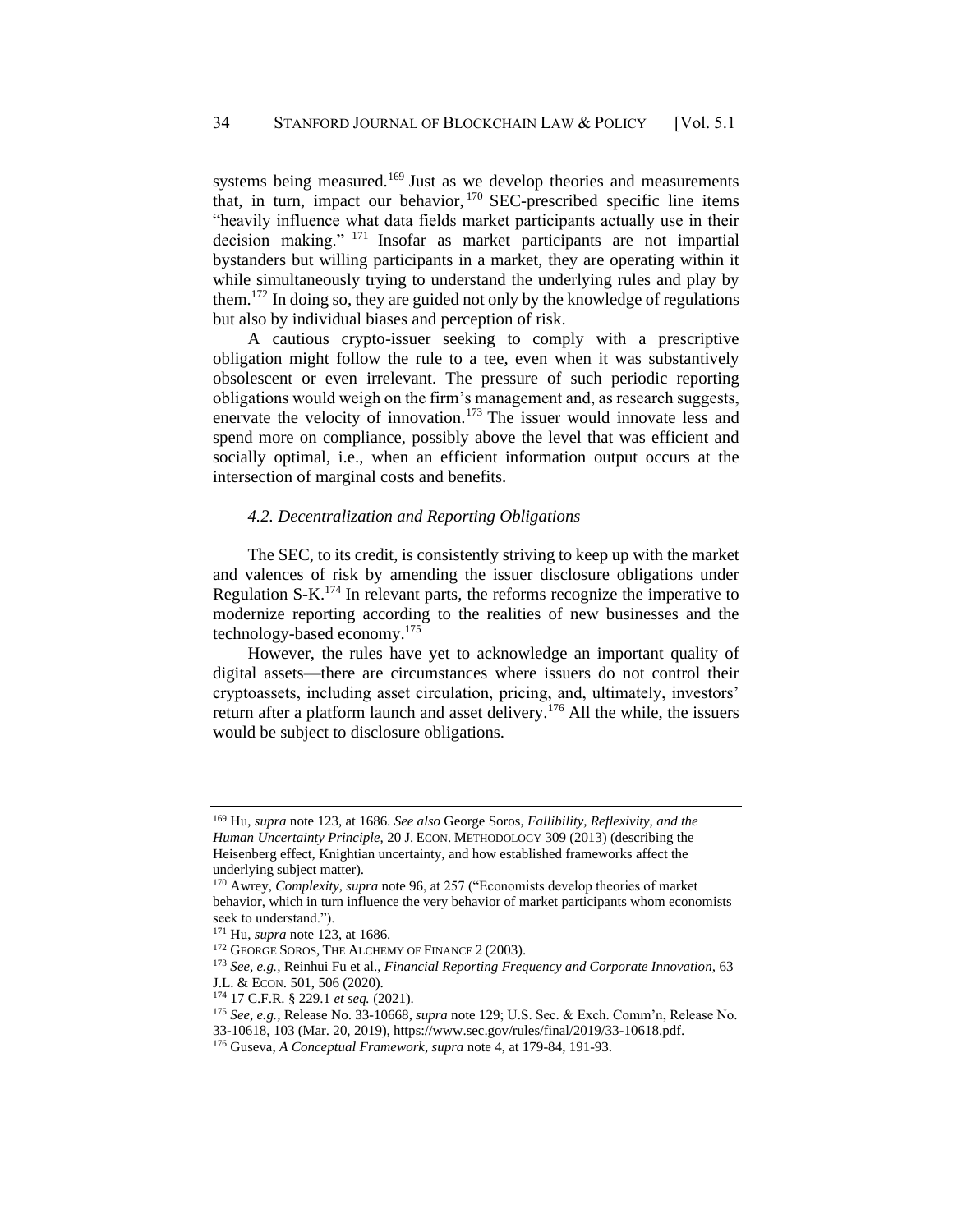systems being measured.[169] Just as we develop theories and measurements that, in turn, impact our behavior,[170] SEC-prescribed specific line items "heavily influence what data fields market participants actually use in their decision making."[171] Insofar as market participants are not impartial bystanders but willing participants in a market, they are operating within it while simultaneously trying to understand the underlying rules and play by them.[172] In doing so, they are guided not only by the knowledge of regulations but also by individual biases and perception of risk.

A cautious crypto-issuer seeking to comply with a prescriptive obligation might follow the rule to a tee, even when it was substantively obsolescent or even irrelevant. The pressure of such periodic reporting obligations would weigh on the firm's management and, as research suggests, enervate the velocity of innovation.[173] The issuer would innovate less and spend more on compliance, possibly above the level that was efficient and socially optimal, i.e., when an efficient information output occurs at the intersection of marginal costs and benefits.

### *4.2. Decentralization and Reporting Obligations*

The SEC, to its credit, is consistently striving to keep up with the market and valences of risk by amending the issuer disclosure obligations under Regulation S-K.[174] In relevant parts, the reforms recognize the imperative to modernize reporting according to the realities of new businesses and the technology-based economy.[175]

However, the rules have yet to acknowledge an important quality of digital assets—there are circumstances where issuers do not control their cryptoassets, including asset circulation, pricing, and, ultimately, investors' return after a platform launch and asset delivery.[176] All the while, the issuers would be subject to disclosure obligations.

---

[169] Hu, *supra* note 123, at 1686. *See also* George Soros, *Fallibility, Reflexivity, and the Human Uncertainty Principle*, 20 J. ECON. METHODOLOGY 309 (2013) (describing the Heisenberg effect, Knightian uncertainty, and how established frameworks affect the underlying subject matter).

[170] Awrey, *Complexity*, *supra* note 96, at 257 ("Economists develop theories of market behavior, which in turn influence the very behavior of market participants whom economists seek to understand.").

[171] Hu, *supra* note 123, at 1686.

[172] GEORGE SOROS, THE ALCHEMY OF FINANCE 2 (2003).

[173] *See, e.g.*, Reinhui Fu et al., *Financial Reporting Frequency and Corporate Innovation*, 63 J.L. & ECON. 501, 506 (2020).

[174] 17 C.F.R. § 229.1 *et seq.* (2021).

[175] *See, e.g.*, Release No. 33-10668, *supra* note 129; U.S. Sec. & Exch. Comm'n, Release No. 33-10618, 103 (Mar. 20, 2019), https://www.sec.gov/rules/final/2019/33-10618.pdf.

[176] Guseva, *A Conceptual Framework*, *supra* note 4, at 179-84, 191-93.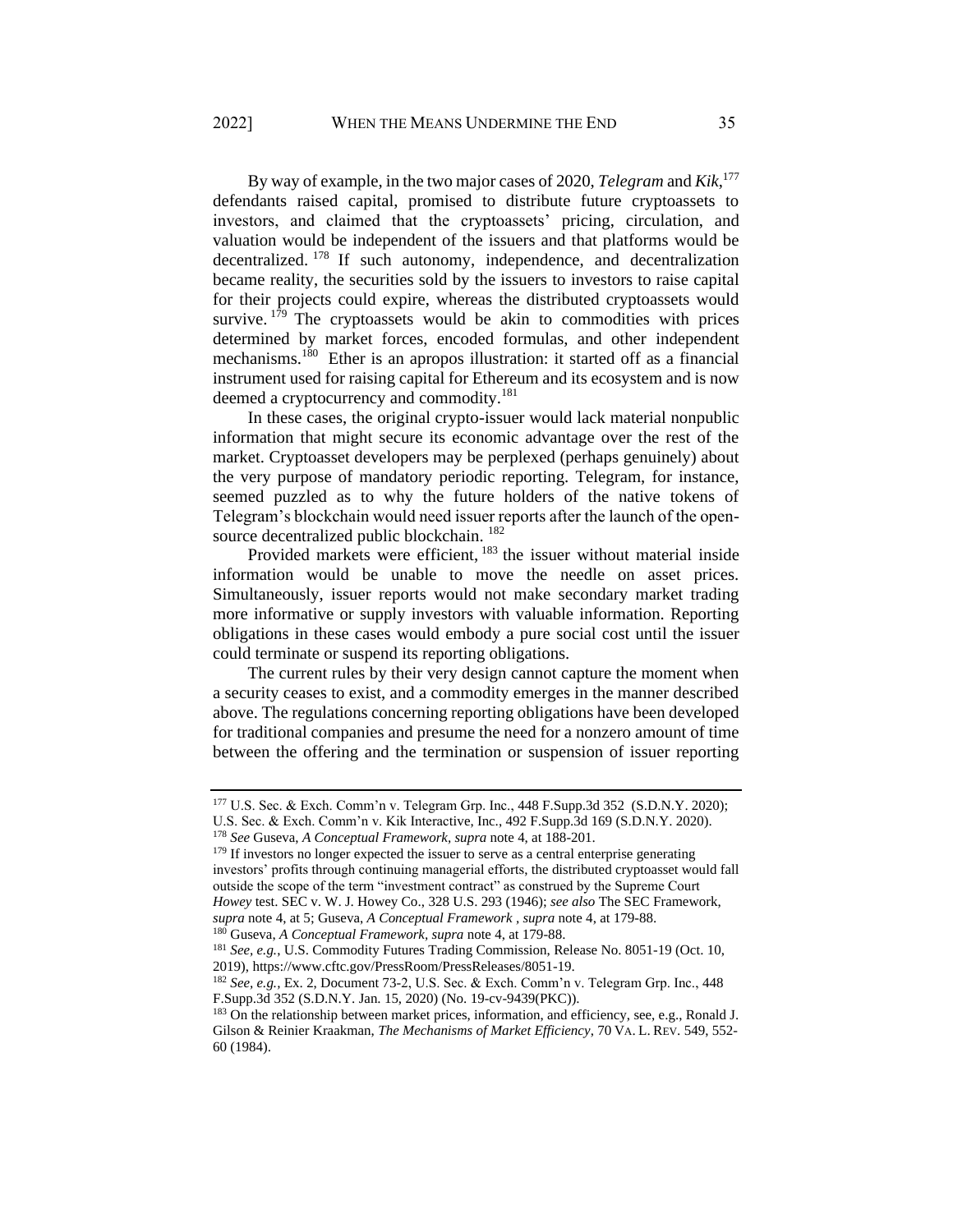By way of example, in the two major cases of 2020, *Telegram* and *Kik*,[177] defendants raised capital, promised to distribute future cryptoassets to investors, and claimed that the cryptoassets' pricing, circulation, and valuation would be independent of the issuers and that platforms would be decentralized.[178] If such autonomy, independence, and decentralization became reality, the securities sold by the issuers to investors to raise capital for their projects could expire, whereas the distributed cryptoassets would survive.[179] The cryptoassets would be akin to commodities with prices determined by market forces, encoded formulas, and other independent mechanisms.[180] Ether is an apropos illustration: it started off as a financial instrument used for raising capital for Ethereum and its ecosystem and is now deemed a cryptocurrency and commodity.[181]

In these cases, the original crypto-issuer would lack material nonpublic information that might secure its economic advantage over the rest of the market. Cryptoasset developers may be perplexed (perhaps genuinely) about the very purpose of mandatory periodic reporting. Telegram, for instance, seemed puzzled as to why the future holders of the native tokens of Telegram's blockchain would need issuer reports after the launch of the open-source decentralized public blockchain.[182]

Provided markets were efficient,[183] the issuer without material inside information would be unable to move the needle on asset prices. Simultaneously, issuer reports would not make secondary market trading more informative or supply investors with valuable information. Reporting obligations in these cases would embody a pure social cost until the issuer could terminate or suspend its reporting obligations.

The current rules by their very design cannot capture the moment when a security ceases to exist, and a commodity emerges in the manner described above. The regulations concerning reporting obligations have been developed for traditional companies and presume the need for a nonzero amount of time between the offering and the termination or suspension of issuer reporting

---

[177] U.S. Sec. & Exch. Comm'n v. Telegram Grp. Inc., 448 F.Supp.3d 352 (S.D.N.Y. 2020); U.S. Sec. & Exch. Comm'n v. Kik Interactive, Inc., 492 F.Supp.3d 169 (S.D.N.Y. 2020).

[178] *See* Guseva, *A Conceptual Framework*, *supra* note 4, at 188-201.

[179] If investors no longer expected the issuer to serve as a central enterprise generating investors' profits through continuing managerial efforts, the distributed cryptoasset would fall outside the scope of the term "investment contract" as construed by the Supreme Court *Howey* test. SEC v. W. J. Howey Co., 328 U.S. 293 (1946); *see also* The SEC Framework, *supra* note 4, at 5; Guseva, *A Conceptual Framework* , *supra* note 4, at 179-88.

[180] Guseva, *A Conceptual Framework*, *supra* note 4, at 179-88.

[181] *See, e.g.*, U.S. Commodity Futures Trading Commission, Release No. 8051-19 (Oct. 10, 2019), https://www.cftc.gov/PressRoom/PressReleases/8051-19.

[182] *See, e.g.*, Ex. 2, Document 73-2, U.S. Sec. & Exch. Comm'n v. Telegram Grp. Inc., 448 F.Supp.3d 352 (S.D.N.Y. Jan. 15, 2020) (No. 19-cv-9439(PKC)).

[183] On the relationship between market prices, information, and efficiency, see, e.g., Ronald J. Gilson & Reinier Kraakman, *The Mechanisms of Market Efficiency*, 70 VA. L. REV. 549, 552-60 (1984).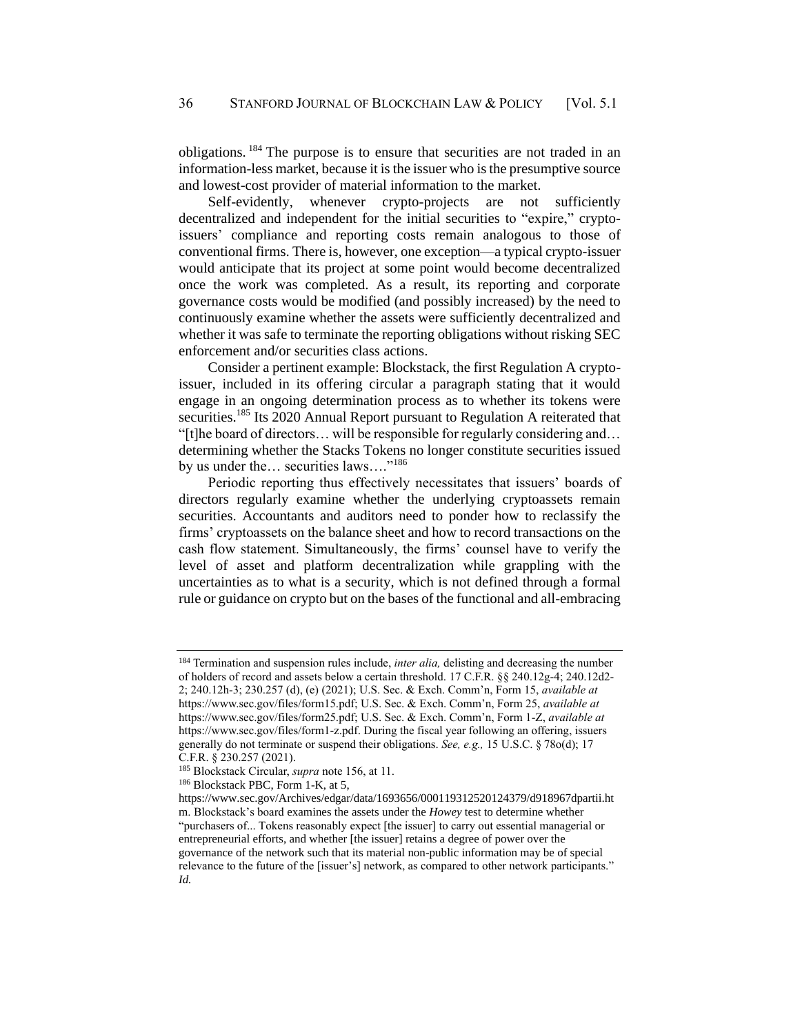obligations.[184] The purpose is to ensure that securities are not traded in an information-less market, because it is the issuer who is the presumptive source and lowest-cost provider of material information to the market.

Self-evidently, whenever crypto-projects are not sufficiently decentralized and independent for the initial securities to "expire," crypto-issuers' compliance and reporting costs remain analogous to those of conventional firms. There is, however, one exception—a typical crypto-issuer would anticipate that its project at some point would become decentralized once the work was completed. As a result, its reporting and corporate governance costs would be modified (and possibly increased) by the need to continuously examine whether the assets were sufficiently decentralized and whether it was safe to terminate the reporting obligations without risking SEC enforcement and/or securities class actions.

Consider a pertinent example: Blockstack, the first Regulation A crypto-issuer, included in its offering circular a paragraph stating that it would engage in an ongoing determination process as to whether its tokens were securities.[185] Its 2020 Annual Report pursuant to Regulation A reiterated that "[t]he board of directors… will be responsible for regularly considering and… determining whether the Stacks Tokens no longer constitute securities issued by us under the… securities laws…."[186]

Periodic reporting thus effectively necessitates that issuers' boards of directors regularly examine whether the underlying cryptoassets remain securities. Accountants and auditors need to ponder how to reclassify the firms' cryptoassets on the balance sheet and how to record transactions on the cash flow statement. Simultaneously, the firms' counsel have to verify the level of asset and platform decentralization while grappling with the uncertainties as to what is a security, which is not defined through a formal rule or guidance on crypto but on the bases of the functional and all-embracing

---

[184] Termination and suspension rules include, *inter alia,* delisting and decreasing the number of holders of record and assets below a certain threshold. 17 C.F.R. §§ 240.12g-4; 240.12d2-2; 240.12h-3; 230.257 (d), (e) (2021); U.S. Sec. & Exch. Comm'n, Form 15, *available at* https://www.sec.gov/files/form15.pdf; U.S. Sec. & Exch. Comm'n, Form 25, *available at* https://www.sec.gov/files/form25.pdf; U.S. Sec. & Exch. Comm'n, Form 1-Z, *available at* https://www.sec.gov/files/form1-z.pdf. During the fiscal year following an offering, issuers generally do not terminate or suspend their obligations. *See, e.g.,* 15 U.S.C. § 78o(d); 17 C.F.R. § 230.257 (2021).

[185] Blockstack Circular, *supra* note 156, at 11.

[186] Blockstack PBC, Form 1-K, at 5, https://www.sec.gov/Archives/edgar/data/1693656/000119312520124379/d918967dpartii.htm. Blockstack's board examines the assets under the *Howey* test to determine whether "purchasers of... Tokens reasonably expect [the issuer] to carry out essential managerial or entrepreneurial efforts, and whether [the issuer] retains a degree of power over the governance of the network such that its material non-public information may be of special relevance to the future of the [issuer's] network, as compared to other network participants." *Id.*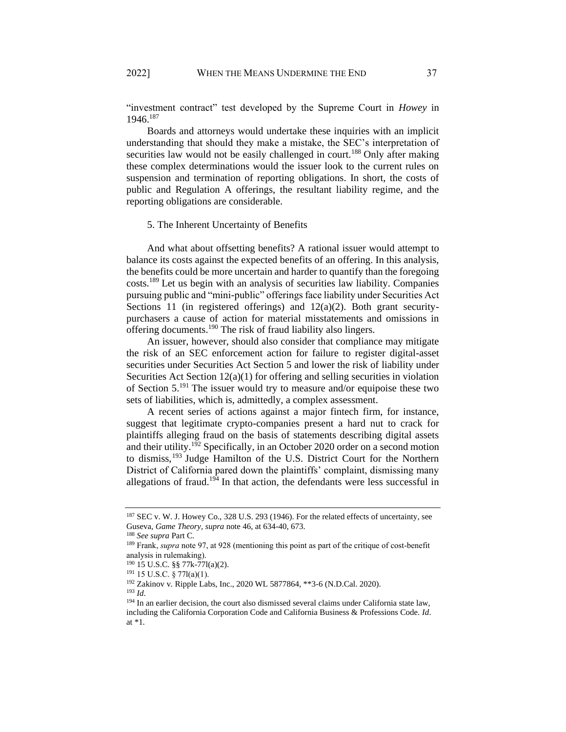"investment contract" test developed by the Supreme Court in *Howey* in 1946.[187]

Boards and attorneys would undertake these inquiries with an implicit understanding that should they make a mistake, the SEC's interpretation of securities law would not be easily challenged in court.[188] Only after making these complex determinations would the issuer look to the current rules on suspension and termination of reporting obligations. In short, the costs of public and Regulation A offerings, the resultant liability regime, and the reporting obligations are considerable.

5. The Inherent Uncertainty of Benefits

And what about offsetting benefits? A rational issuer would attempt to balance its costs against the expected benefits of an offering. In this analysis, the benefits could be more uncertain and harder to quantify than the foregoing costs.[189] Let us begin with an analysis of securities law liability. Companies pursuing public and "mini-public" offerings face liability under Securities Act Sections 11 (in registered offerings) and 12(a)(2). Both grant security-purchasers a cause of action for material misstatements and omissions in offering documents.[190] The risk of fraud liability also lingers.

An issuer, however, should also consider that compliance may mitigate the risk of an SEC enforcement action for failure to register digital-asset securities under Securities Act Section 5 and lower the risk of liability under Securities Act Section 12(a)(1) for offering and selling securities in violation of Section 5.[191] The issuer would try to measure and/or equipoise these two sets of liabilities, which is, admittedly, a complex assessment.

A recent series of actions against a major fintech firm, for instance, suggest that legitimate crypto-companies present a hard nut to crack for plaintiffs alleging fraud on the basis of statements describing digital assets and their utility.[192] Specifically, in an October 2020 order on a second motion to dismiss,[193] Judge Hamilton of the U.S. District Court for the Northern District of California pared down the plaintiffs' complaint, dismissing many allegations of fraud.[194] In that action, the defendants were less successful in

---

[187] SEC v. W. J. Howey Co., 328 U.S. 293 (1946). For the related effects of uncertainty, see Guseva, *Game Theory*, *supra* note 46, at 634-40, 673.

[188] *See supra* Part C.

[189] Frank, *supra* note 97, at 928 (mentioning this point as part of the critique of cost-benefit analysis in rulemaking).

[190] 15 U.S.C. §§ 77k-77l(a)(2).

[191] 15 U.S.C. § 77l(a)(1).

[192] Zakinov v. Ripple Labs, Inc., 2020 WL 5877864, **3-6 (N.D.Cal. 2020).

[193] *Id*.

[194] In an earlier decision, the court also dismissed several claims under California state law, including the California Corporation Code and California Business & Professions Code. *Id*. at *1.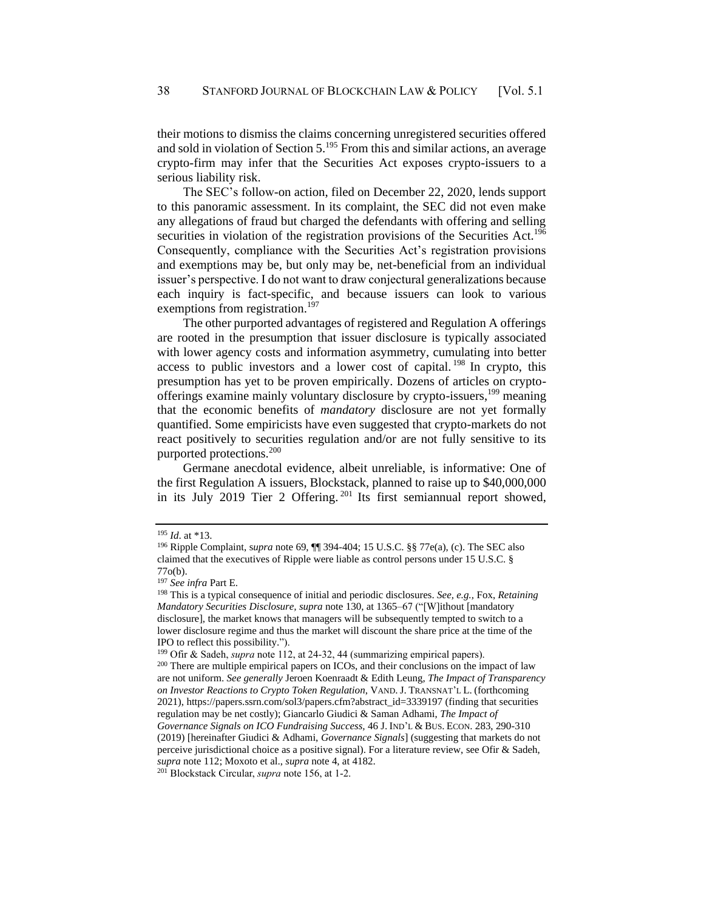their motions to dismiss the claims concerning unregistered securities offered and sold in violation of Section 5.[195] From this and similar actions, an average crypto-firm may infer that the Securities Act exposes crypto-issuers to a serious liability risk.

The SEC's follow-on action, filed on December 22, 2020, lends support to this panoramic assessment. In its complaint, the SEC did not even make any allegations of fraud but charged the defendants with offering and selling securities in violation of the registration provisions of the Securities Act.[196] Consequently, compliance with the Securities Act's registration provisions and exemptions may be, but only may be, net-beneficial from an individual issuer's perspective. I do not want to draw conjectural generalizations because each inquiry is fact-specific, and because issuers can look to various exemptions from registration.[197]

The other purported advantages of registered and Regulation A offerings are rooted in the presumption that issuer disclosure is typically associated with lower agency costs and information asymmetry, cumulating into better access to public investors and a lower cost of capital.[198] In crypto, this presumption has yet to be proven empirically. Dozens of articles on crypto-offerings examine mainly voluntary disclosure by crypto-issuers,[199] meaning that the economic benefits of *mandatory* disclosure are not yet formally quantified. Some empiricists have even suggested that crypto-markets do not react positively to securities regulation and/or are not fully sensitive to its purported protections.[200]

Germane anecdotal evidence, albeit unreliable, is informative: One of the first Regulation A issuers, Blockstack, planned to raise up to $40,000,000 in its July 2019 Tier 2 Offering.[201] Its first semiannual report showed,

---

[195] *Id*. at *13.

[196] Ripple Complaint, s*upra* note 69, ¶¶ 394-404; 15 U.S.C. §§ 77e(a), (c). The SEC also claimed that the executives of Ripple were liable as control persons under 15 U.S.C. § 77o(b).

[197] *See infra* Part E.

[198] This is a typical consequence of initial and periodic disclosures. *See, e.g.,* Fox, *Retaining Mandatory Securities Disclosure, supra* note 130, at 1365–67 ("[W]ithout [mandatory disclosure], the market knows that managers will be subsequently tempted to switch to a lower disclosure regime and thus the market will discount the share price at the time of the IPO to reflect this possibility.").

[199] Ofir & Sadeh, *supra* note 112, at 24-32, 44 (summarizing empirical papers).

[200] There are multiple empirical papers on ICOs, and their conclusions on the impact of law are not uniform. *See generally* Jeroen Koenraadt & Edith Leung, *The Impact of Transparency on Investor Reactions to Crypto Token Regulation*, VAND. J. TRANSNAT'L L. (forthcoming 2021), https://papers.ssrn.com/sol3/papers.cfm?abstract_id=3339197 (finding that securities regulation may be net costly); Giancarlo Giudici & Saman Adhami, *The Impact of Governance Signals on ICO Fundraising Success*, 46 J. IND'L & BUS. ECON. 283, 290-310 (2019) [hereinafter Giudici & Adhami, *Governance Signals*] (suggesting that markets do not perceive jurisdictional choice as a positive signal). For a literature review, see Ofir & Sadeh, *supra* note 112; Moxoto et al., *supra* note 4, at 4182.

[201] Blockstack Circular, *supra* note 156, at 1-2.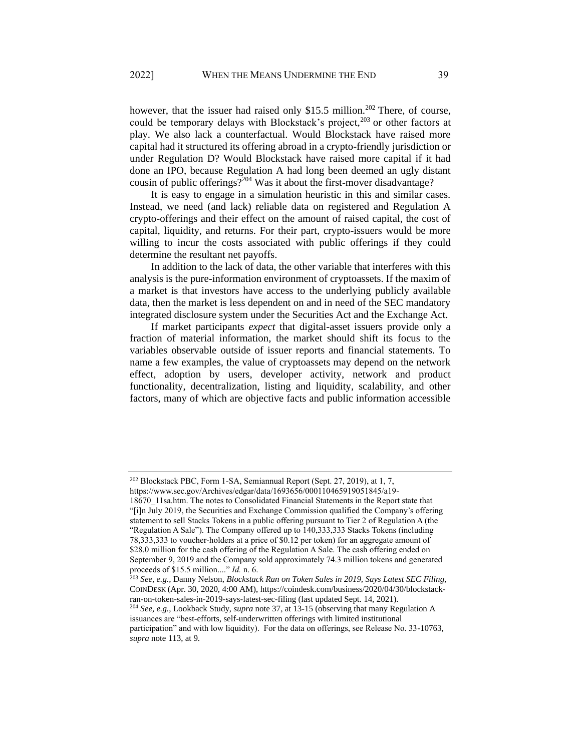however, that the issuer had raised only \$15.5 million.[202] There, of course, could be temporary delays with Blockstack's project,[203] or other factors at play. We also lack a counterfactual. Would Blockstack have raised more capital had it structured its offering abroad in a crypto-friendly jurisdiction or under Regulation D? Would Blockstack have raised more capital if it had done an IPO, because Regulation A had long been deemed an ugly distant cousin of public offerings?[204] Was it about the first-mover disadvantage?

It is easy to engage in a simulation heuristic in this and similar cases. Instead, we need (and lack) reliable data on registered and Regulation A crypto-offerings and their effect on the amount of raised capital, the cost of capital, liquidity, and returns. For their part, crypto-issuers would be more willing to incur the costs associated with public offerings if they could determine the resultant net payoffs.

In addition to the lack of data, the other variable that interferes with this analysis is the pure-information environment of cryptoassets. If the maxim of a market is that investors have access to the underlying publicly available data, then the market is less dependent on and in need of the SEC mandatory integrated disclosure system under the Securities Act and the Exchange Act.

If market participants *expect* that digital-asset issuers provide only a fraction of material information, the market should shift its focus to the variables observable outside of issuer reports and financial statements. To name a few examples, the value of cryptoassets may depend on the network effect, adoption by users, developer activity, network and product functionality, decentralization, listing and liquidity, scalability, and other factors, many of which are objective facts and public information accessible

---

[202] Blockstack PBC, Form 1-SA, Semiannual Report (Sept. 27, 2019), at 1, 7, https://www.sec.gov/Archives/edgar/data/1693656/000110465919051845/a19-18670_11sa.htm. The notes to Consolidated Financial Statements in the Report state that "[i]n July 2019, the Securities and Exchange Commission qualified the Company's offering statement to sell Stacks Tokens in a public offering pursuant to Tier 2 of Regulation A (the "Regulation A Sale"). The Company offered up to 140,333,333 Stacks Tokens (including 78,333,333 to voucher-holders at a price of \$0.12 per token) for an aggregate amount of \$28.0 million for the cash offering of the Regulation A Sale. The cash offering ended on September 9, 2019 and the Company sold approximately 74.3 million tokens and generated proceeds of \$15.5 million...." *Id.* n. 6.

[203] *See, e.g.*, Danny Nelson, *Blockstack Ran on Token Sales in 2019, Says Latest SEC Filing*, COINDESK (Apr. 30, 2020, 4:00 AM), https://coindesk.com/business/2020/04/30/blockstack-ran-on-token-sales-in-2019-says-latest-sec-filing (last updated Sept. 14, 2021).

[204] *See, e.g.*, Lookback Study, *supra* note 37, at 13-15 (observing that many Regulation A issuances are "best-efforts, self-underwritten offerings with limited institutional participation" and with low liquidity). For the data on offerings, see Release No. 33-10763, *supra* note 113, at 9.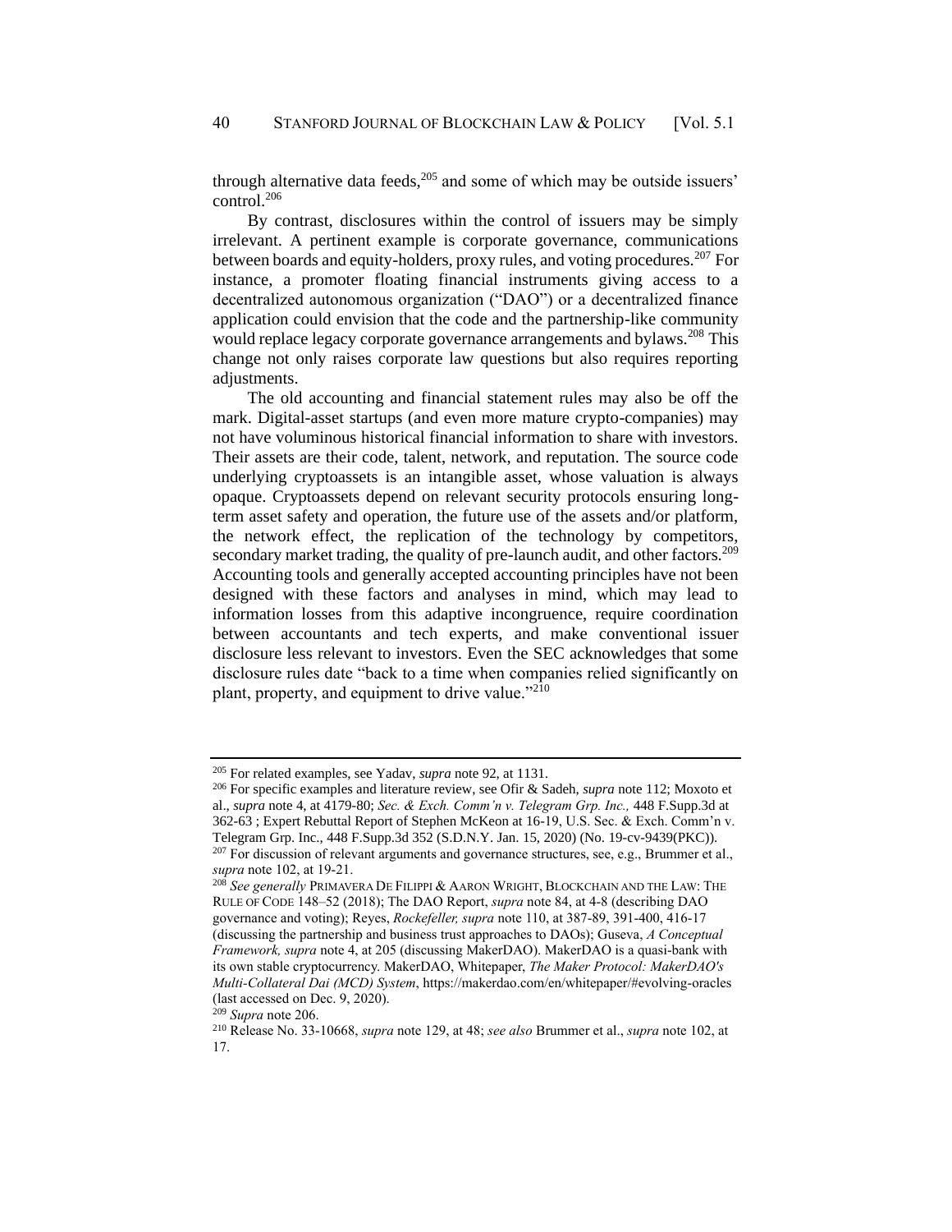through alternative data feeds,[205] and some of which may be outside issuers' control.[206]

By contrast, disclosures within the control of issuers may be simply irrelevant. A pertinent example is corporate governance, communications between boards and equity-holders, proxy rules, and voting procedures.[207] For instance, a promoter floating financial instruments giving access to a decentralized autonomous organization ("DAO") or a decentralized finance application could envision that the code and the partnership-like community would replace legacy corporate governance arrangements and bylaws.[208] This change not only raises corporate law questions but also requires reporting adjustments.

The old accounting and financial statement rules may also be off the mark. Digital-asset startups (and even more mature crypto-companies) may not have voluminous historical financial information to share with investors. Their assets are their code, talent, network, and reputation. The source code underlying cryptoassets is an intangible asset, whose valuation is always opaque. Cryptoassets depend on relevant security protocols ensuring long-term asset safety and operation, the future use of the assets and/or platform, the network effect, the replication of the technology by competitors, secondary market trading, the quality of pre-launch audit, and other factors.[209] Accounting tools and generally accepted accounting principles have not been designed with these factors and analyses in mind, which may lead to information losses from this adaptive incongruence, require coordination between accountants and tech experts, and make conventional issuer disclosure less relevant to investors. Even the SEC acknowledges that some disclosure rules date "back to a time when companies relied significantly on plant, property, and equipment to drive value."[210]

---

[205] For related examples, see Yadav, *supra* note 92, at 1131.

[206] For specific examples and literature review, see Ofir & Sadeh, *supra* note 112; Moxoto et al., *supra* note 4, at 4179-80; *Sec. & Exch. Comm'n v. Telegram Grp. Inc.,* 448 F.Supp.3d at 362-63 ; Expert Rebuttal Report of Stephen McKeon at 16-19, U.S. Sec. & Exch. Comm'n v. Telegram Grp. Inc., 448 F.Supp.3d 352 (S.D.N.Y. Jan. 15, 2020) (No. 19-cv-9439(PKC)).

[207] For discussion of relevant arguments and governance structures, see, e.g., Brummer et al., *supra* note 102, at 19-21.

[208] *See generally* PRIMAVERA DE FILIPPI & AARON WRIGHT, BLOCKCHAIN AND THE LAW: THE RULE OF CODE 148–52 (2018); The DAO Report, *supra* note 84, at 4-8 (describing DAO governance and voting); Reyes, *Rockefeller, supra* note 110, at 387-89, 391-400, 416-17 (discussing the partnership and business trust approaches to DAOs); Guseva, *A Conceptual Framework, supra* note 4, at 205 (discussing MakerDAO). MakerDAO is a quasi-bank with its own stable cryptocurrency. MakerDAO, Whitepaper, *The Maker Protocol: MakerDAO's Multi-Collateral Dai (MCD) System*, https://makerdao.com/en/whitepaper/#evolving-oracles (last accessed on Dec. 9, 2020).

[209] *Supra* note 206.

[210] Release No. 33-10668, *supra* note 129, at 48; *see also* Brummer et al., *supra* note 102, at 17.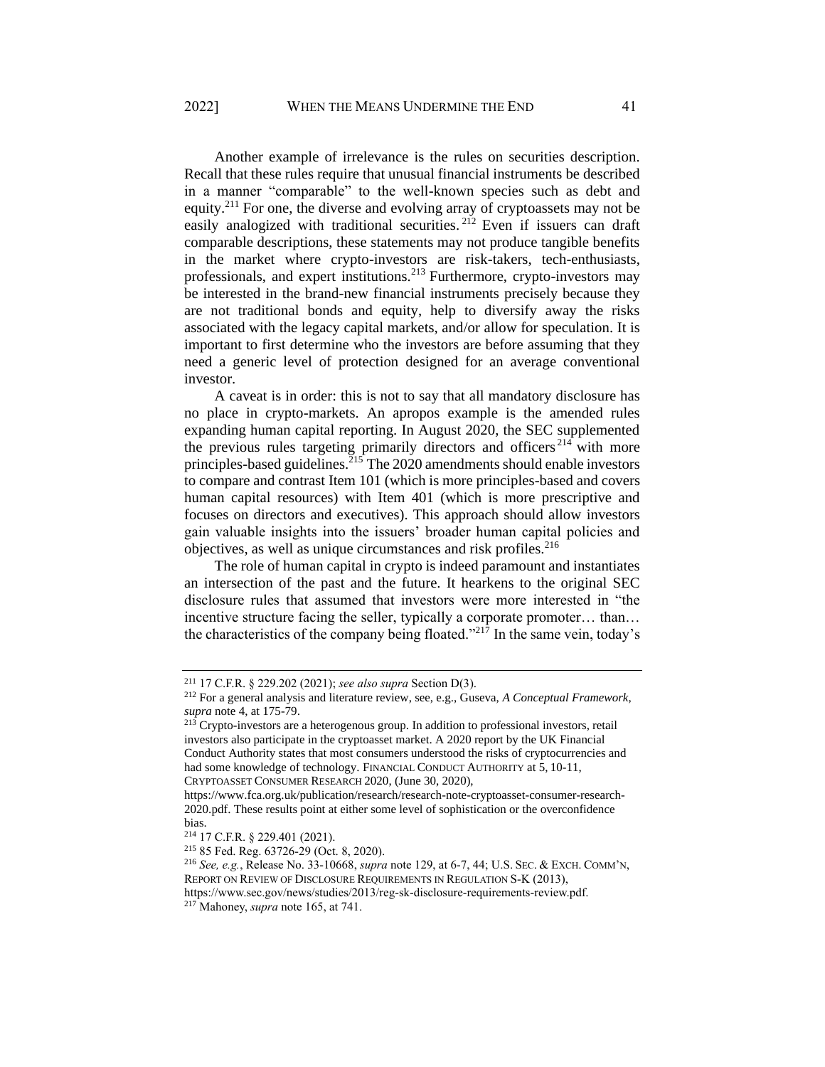Another example of irrelevance is the rules on securities description. Recall that these rules require that unusual financial instruments be described in a manner "comparable" to the well-known species such as debt and equity.[211] For one, the diverse and evolving array of cryptoassets may not be easily analogized with traditional securities.[212] Even if issuers can draft comparable descriptions, these statements may not produce tangible benefits in the market where crypto-investors are risk-takers, tech-enthusiasts, professionals, and expert institutions.[213] Furthermore, crypto-investors may be interested in the brand-new financial instruments precisely because they are not traditional bonds and equity, help to diversify away the risks associated with the legacy capital markets, and/or allow for speculation. It is important to first determine who the investors are before assuming that they need a generic level of protection designed for an average conventional investor.

A caveat is in order: this is not to say that all mandatory disclosure has no place in crypto-markets. An apropos example is the amended rules expanding human capital reporting. In August 2020, the SEC supplemented the previous rules targeting primarily directors and officers[214] with more principles-based guidelines.[215] The 2020 amendments should enable investors to compare and contrast Item 101 (which is more principles-based and covers human capital resources) with Item 401 (which is more prescriptive and focuses on directors and executives). This approach should allow investors gain valuable insights into the issuers' broader human capital policies and objectives, as well as unique circumstances and risk profiles.[216]

The role of human capital in crypto is indeed paramount and instantiates an intersection of the past and the future. It hearkens to the original SEC disclosure rules that assumed that investors were more interested in "the incentive structure facing the seller, typically a corporate promoter… than… the characteristics of the company being floated."[217] In the same vein, today's

---

[211] 17 C.F.R. § 229.202 (2021); *see also supra* Section D(3).

[212] For a general analysis and literature review, see, e.g., Guseva, *A Conceptual Framework*, *supra* note 4, at 175-79.

[213] Crypto-investors are a heterogenous group. In addition to professional investors, retail investors also participate in the cryptoasset market. A 2020 report by the UK Financial Conduct Authority states that most consumers understood the risks of cryptocurrencies and had some knowledge of technology. FINANCIAL CONDUCT AUTHORITY at 5, 10-11, CRYPTOASSET CONSUMER RESEARCH 2020, (June 30, 2020), https://www.fca.org.uk/publication/research/research-note-cryptoasset-consumer-research-2020.pdf. These results point at either some level of sophistication or the overconfidence bias.

[214] 17 C.F.R. § 229.401 (2021).

[215] 85 Fed. Reg. 63726-29 (Oct. 8, 2020).

[216] *See, e.g.*, Release No. 33-10668, *supra* note 129, at 6-7, 44; U.S. SEC. & EXCH. COMM'N, REPORT ON REVIEW OF DISCLOSURE REQUIREMENTS IN REGULATION S-K (2013), https://www.sec.gov/news/studies/2013/reg-sk-disclosure-requirements-review.pdf.

[217] Mahoney, *supra* note 165, at 741.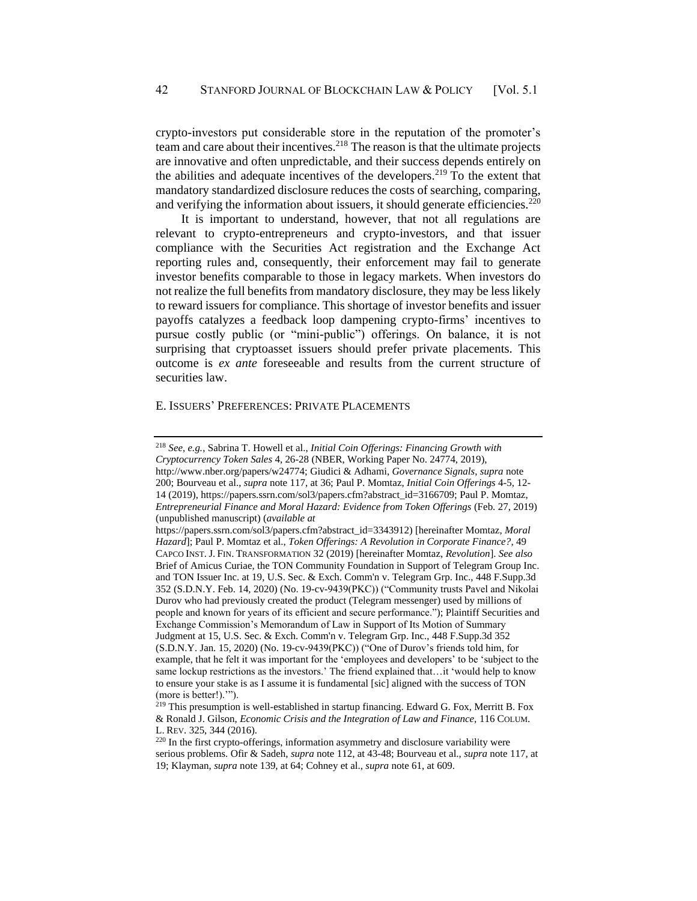crypto-investors put considerable store in the reputation of the promoter's team and care about their incentives.[218] The reason is that the ultimate projects are innovative and often unpredictable, and their success depends entirely on the abilities and adequate incentives of the developers.[219] To the extent that mandatory standardized disclosure reduces the costs of searching, comparing, and verifying the information about issuers, it should generate efficiencies.[220]

It is important to understand, however, that not all regulations are relevant to crypto-entrepreneurs and crypto-investors, and that issuer compliance with the Securities Act registration and the Exchange Act reporting rules and, consequently, their enforcement may fail to generate investor benefits comparable to those in legacy markets. When investors do not realize the full benefits from mandatory disclosure, they may be less likely to reward issuers for compliance. This shortage of investor benefits and issuer payoffs catalyzes a feedback loop dampening crypto-firms' incentives to pursue costly public (or "mini-public") offerings. On balance, it is not surprising that cryptoasset issuers should prefer private placements. This outcome is *ex ante* foreseeable and results from the current structure of securities law.

### E. Issuers' Preferences: Private Placements

---

[218] *See, e.g.*, Sabrina T. Howell et al., *Initial Coin Offerings: Financing Growth with Cryptocurrency Token Sales* 4, 26-28 (NBER, Working Paper No. 24774, 2019), http://www.nber.org/papers/w24774; Giudici & Adhami, *Governance Signals*, *supra* note 200; Bourveau et al., *supra* note 117, at 36; Paul P. Momtaz, *Initial Coin Offerings* 4-5, 12-14 (2019), https://papers.ssrn.com/sol3/papers.cfm?abstract_id=3166709; Paul P. Momtaz, *Entrepreneurial Finance and Moral Hazard: Evidence from Token Offerings* (Feb. 27, 2019) (unpublished manuscript) (*available at* https://papers.ssrn.com/sol3/papers.cfm?abstract_id=3343912) [hereinafter Momtaz, *Moral Hazard*]; Paul P. Momtaz et al., *Token Offerings: A Revolution in Corporate Finance?*, 49 Capco Inst. J. Fin. Transformation 32 (2019) [hereinafter Momtaz, *Revolution*]. *See also* Brief of Amicus Curiae, the TON Community Foundation in Support of Telegram Group Inc. and TON Issuer Inc. at 19, U.S. Sec. & Exch. Comm'n v. Telegram Grp. Inc., 448 F.Supp.3d 352 (S.D.N.Y. Feb. 14, 2020) (No. 19-cv-9439(PKC)) ("Community trusts Pavel and Nikolai Durov who had previously created the product (Telegram messenger) used by millions of people and known for years of its efficient and secure performance."); Plaintiff Securities and Exchange Commission's Memorandum of Law in Support of Its Motion of Summary Judgment at 15, U.S. Sec. & Exch. Comm'n v. Telegram Grp. Inc., 448 F.Supp.3d 352 (S.D.N.Y. Jan. 15, 2020) (No. 19-cv-9439(PKC)) ("One of Durov's friends told him, for example, that he felt it was important for the 'employees and developers' to be 'subject to the same lockup restrictions as the investors.' The friend explained that…it 'would help to know to ensure your stake is as I assume it is fundamental [sic] aligned with the success of TON (more is better!).'").

[219] This presumption is well-established in startup financing. Edward G. Fox, Merritt B. Fox & Ronald J. Gilson, *Economic Crisis and the Integration of Law and Finance*, 116 Colum. L. Rev. 325, 344 (2016).

[220] In the first crypto-offerings, information asymmetry and disclosure variability were serious problems. Ofir & Sadeh, *supra* note 112, at 43-48; Bourveau et al., *supra* note 117, at 19; Klayman, *supra* note 139, at 64; Cohney et al., *supra* note 61, at 609.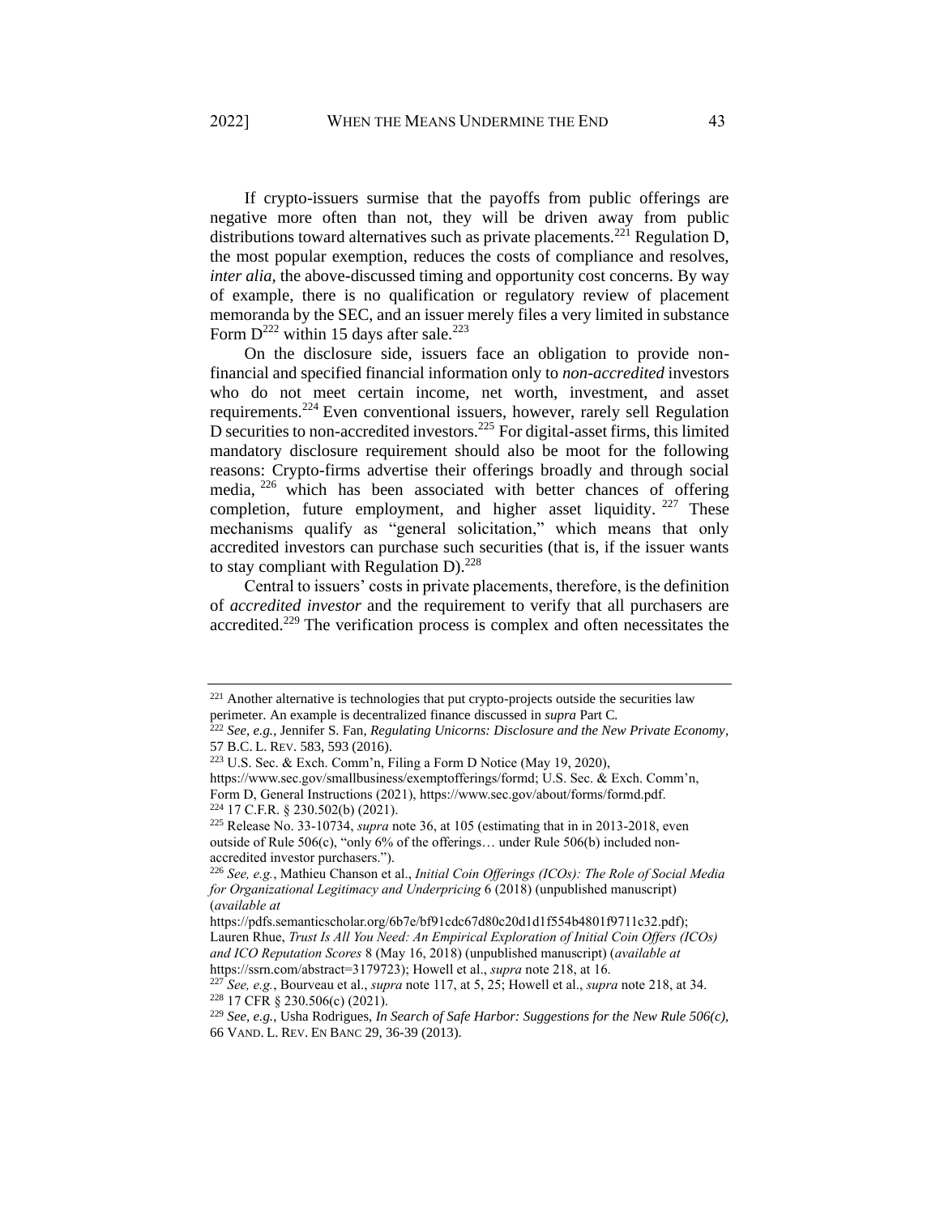If crypto-issuers surmise that the payoffs from public offerings are negative more often than not, they will be driven away from public distributions toward alternatives such as private placements.[221] Regulation D, the most popular exemption, reduces the costs of compliance and resolves, *inter alia*, the above-discussed timing and opportunity cost concerns. By way of example, there is no qualification or regulatory review of placement memoranda by the SEC, and an issuer merely files a very limited in substance Form D[222] within 15 days after sale.[223]

On the disclosure side, issuers face an obligation to provide non-financial and specified financial information only to *non-accredited* investors who do not meet certain income, net worth, investment, and asset requirements.[224] Even conventional issuers, however, rarely sell Regulation D securities to non-accredited investors.[225] For digital-asset firms, this limited mandatory disclosure requirement should also be moot for the following reasons: Crypto-firms advertise their offerings broadly and through social media, [226] which has been associated with better chances of offering completion, future employment, and higher asset liquidity. [227] These mechanisms qualify as "general solicitation," which means that only accredited investors can purchase such securities (that is, if the issuer wants to stay compliant with Regulation D).[228]

Central to issuers' costs in private placements, therefore, is the definition of *accredited investor* and the requirement to verify that all purchasers are accredited.[229] The verification process is complex and often necessitates the

---

[221] Another alternative is technologies that put crypto-projects outside the securities law perimeter. An example is decentralized finance discussed in *supra* Part C.

[222] *See, e.g.*, Jennifer S. Fan, *Regulating Unicorns: Disclosure and the New Private Economy*, 57 B.C. L. REV. 583, 593 (2016).

[223] U.S. Sec. & Exch. Comm'n, Filing a Form D Notice (May 19, 2020), https://www.sec.gov/smallbusiness/exemptofferings/formd; U.S. Sec. & Exch. Comm'n, Form D, General Instructions (2021), https://www.sec.gov/about/forms/formd.pdf.

[224] 17 C.F.R. § 230.502(b) (2021).

[225] Release No. 33-10734, *supra* note 36, at 105 (estimating that in in 2013-2018, even outside of Rule 506(c), "only 6% of the offerings… under Rule 506(b) included non-accredited investor purchasers.").

[226] *See, e.g.*, Mathieu Chanson et al., *Initial Coin Offerings (ICOs): The Role of Social Media for Organizational Legitimacy and Underpricing* 6 (2018) (unpublished manuscript) (*available at* https://pdfs.semanticscholar.org/6b7e/bf91cdc67d80c20d1d1f554b4801f9711c32.pdf); Lauren Rhue, *Trust Is All You Need: An Empirical Exploration of Initial Coin Offers (ICOs) and ICO Reputation Scores* 8 (May 16, 2018) (unpublished manuscript) (*available at* https://ssrn.com/abstract=3179723); Howell et al., *supra* note 218, at 16.

[227] *See, e.g.*, Bourveau et al., *supra* note 117, at 5, 25; Howell et al., *supra* note 218, at 34.

[228] 17 CFR § 230.506(c) (2021).

[229] *See, e.g.*, Usha Rodrigues, *In Search of Safe Harbor: Suggestions for the New Rule 506(c)*, 66 VAND. L. REV. EN BANC 29, 36-39 (2013).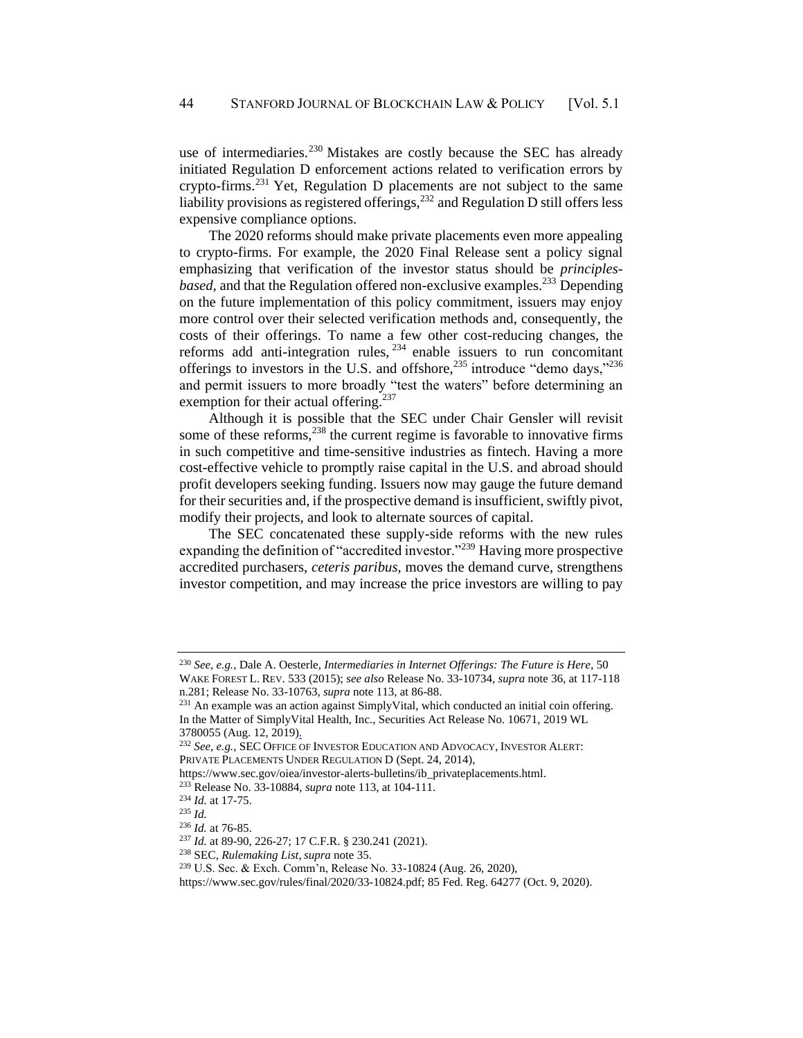use of intermediaries.[230] Mistakes are costly because the SEC has already initiated Regulation D enforcement actions related to verification errors by crypto-firms.[231] Yet, Regulation D placements are not subject to the same liability provisions as registered offerings,[232] and Regulation D still offers less expensive compliance options.

The 2020 reforms should make private placements even more appealing to crypto-firms. For example, the 2020 Final Release sent a policy signal emphasizing that verification of the investor status should be *principles-based*, and that the Regulation offered non-exclusive examples.[233] Depending on the future implementation of this policy commitment, issuers may enjoy more control over their selected verification methods and, consequently, the costs of their offerings. To name a few other cost-reducing changes, the reforms add anti-integration rules,[234] enable issuers to run concomitant offerings to investors in the U.S. and offshore,[235] introduce "demo days,"[236] and permit issuers to more broadly "test the waters" before determining an exemption for their actual offering.[237]

Although it is possible that the SEC under Chair Gensler will revisit some of these reforms,[238] the current regime is favorable to innovative firms in such competitive and time-sensitive industries as fintech. Having a more cost-effective vehicle to promptly raise capital in the U.S. and abroad should profit developers seeking funding. Issuers now may gauge the future demand for their securities and, if the prospective demand is insufficient, swiftly pivot, modify their projects, and look to alternate sources of capital.

The SEC concatenated these supply-side reforms with the new rules expanding the definition of "accredited investor."[239] Having more prospective accredited purchasers, *ceteris paribus*, moves the demand curve, strengthens investor competition, and may increase the price investors are willing to pay

---

[230] *See, e.g.*, Dale A. Oesterle, *Intermediaries in Internet Offerings: The Future is Here*, 50 WAKE FOREST L. REV. 533 (2015); *see also* Release No. 33-10734, *supra* note 36, at 117-118 n.281; Release No. 33-10763, *supra* note 113, at 86-88.

[231] An example was an action against SimplyVital, which conducted an initial coin offering. In the Matter of SimplyVital Health, Inc., Securities Act Release No. 10671, 2019 WL 3780055 (Aug. 12, 2019).

[232] *See, e.g.*, SEC OFFICE OF INVESTOR EDUCATION AND ADVOCACY, INVESTOR ALERT: PRIVATE PLACEMENTS UNDER REGULATION D (Sept. 24, 2014), https://www.sec.gov/oiea/investor-alerts-bulletins/ib_privateplacements.html.

[233] Release No. 33-10884, *supra* note 113, at 104-111.

[234] *Id.* at 17-75.

[235] *Id.*

[236] *Id.* at 76-85.

[237] *Id.* at 89-90, 226-27; 17 C.F.R. § 230.241 (2021).

[238] SEC, *Rulemaking List*, *supra* note 35.

[239] U.S. Sec. & Exch. Comm'n, Release No. 33-10824 (Aug. 26, 2020), https://www.sec.gov/rules/final/2020/33-10824.pdf; 85 Fed. Reg. 64277 (Oct. 9, 2020).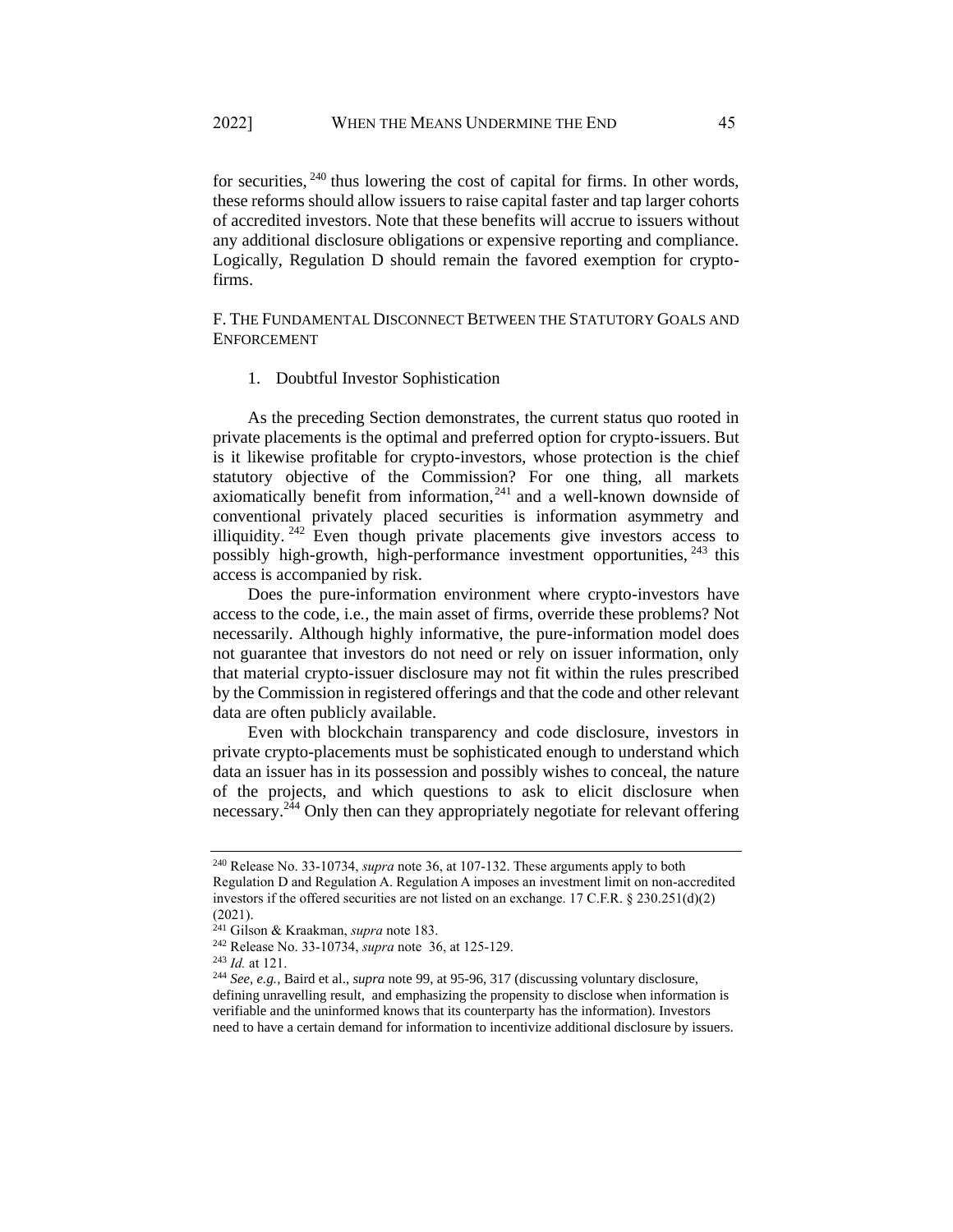for securities,[240] thus lowering the cost of capital for firms. In other words, these reforms should allow issuers to raise capital faster and tap larger cohorts of accredited investors. Note that these benefits will accrue to issuers without any additional disclosure obligations or expensive reporting and compliance. Logically, Regulation D should remain the favored exemption for crypto-firms.

### F. The Fundamental Disconnect Between the Statutory Goals and Enforcement

#### 1. Doubtful Investor Sophistication

As the preceding Section demonstrates, the current status quo rooted in private placements is the optimal and preferred option for crypto-issuers. But is it likewise profitable for crypto-investors, whose protection is the chief statutory objective of the Commission? For one thing, all markets axiomatically benefit from information,[241] and a well-known downside of conventional privately placed securities is information asymmetry and illiquidity.[242] Even though private placements give investors access to possibly high-growth, high-performance investment opportunities,[243] this access is accompanied by risk.

Does the pure-information environment where crypto-investors have access to the code, i.e., the main asset of firms, override these problems? Not necessarily. Although highly informative, the pure-information model does not guarantee that investors do not need or rely on issuer information, only that material crypto-issuer disclosure may not fit within the rules prescribed by the Commission in registered offerings and that the code and other relevant data are often publicly available.

Even with blockchain transparency and code disclosure, investors in private crypto-placements must be sophisticated enough to understand which data an issuer has in its possession and possibly wishes to conceal, the nature of the projects, and which questions to ask to elicit disclosure when necessary.[244] Only then can they appropriately negotiate for relevant offering

---

[240] Release No. 33-10734, *supra* note 36, at 107-132. These arguments apply to both Regulation D and Regulation A. Regulation A imposes an investment limit on non-accredited investors if the offered securities are not listed on an exchange. 17 C.F.R. § 230.251(d)(2) (2021).

[241] Gilson & Kraakman, *supra* note 183.

[242] Release No. 33-10734, *supra* note 36, at 125-129.

[243] *Id.* at 121.

[244] *See, e.g.*, Baird et al., *supra* note 99, at 95-96, 317 (discussing voluntary disclosure, defining unravelling result, and emphasizing the propensity to disclose when information is verifiable and the uninformed knows that its counterparty has the information). Investors need to have a certain demand for information to incentivize additional disclosure by issuers.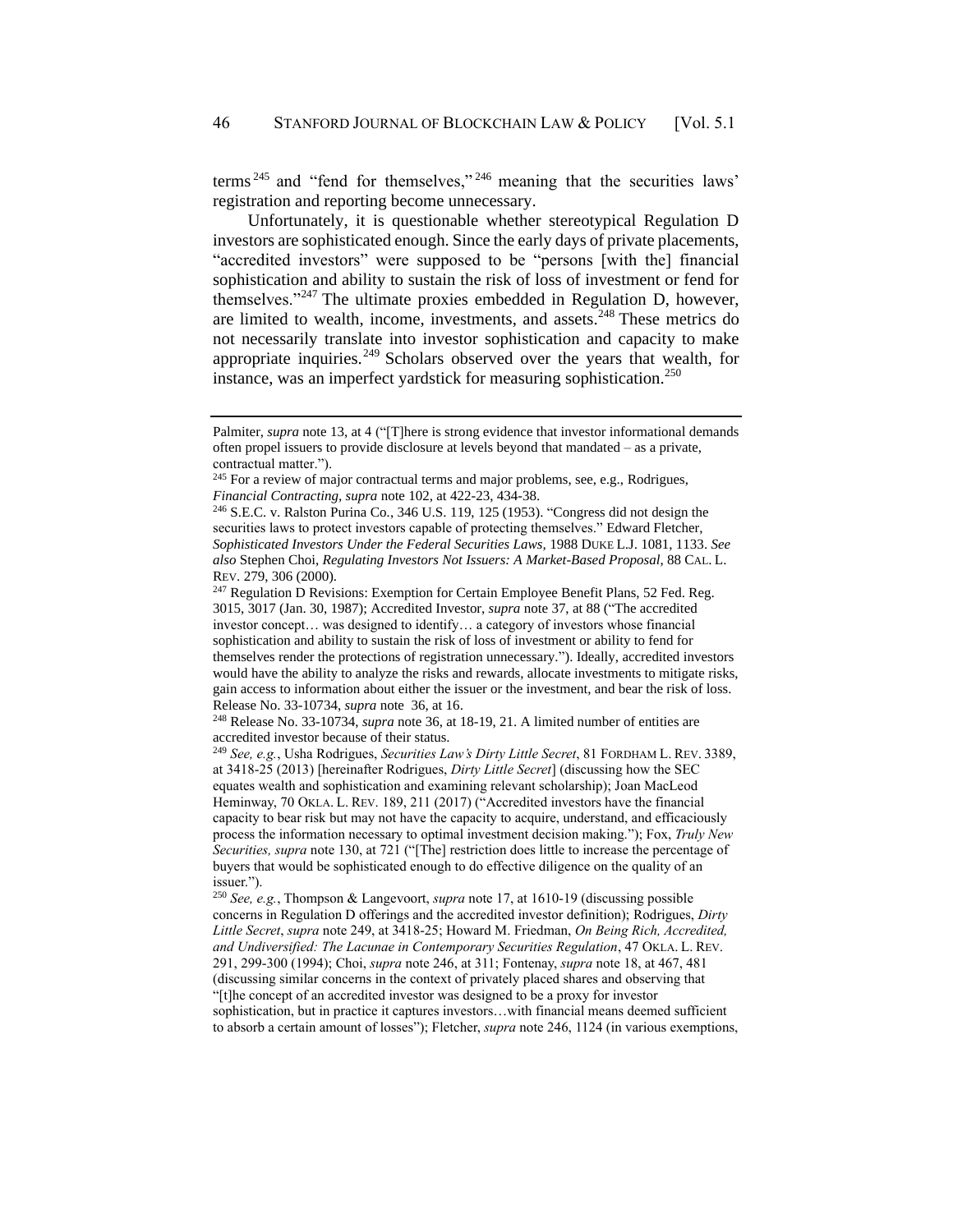terms[245] and "fend for themselves,"[246] meaning that the securities laws' registration and reporting become unnecessary.

Unfortunately, it is questionable whether stereotypical Regulation D investors are sophisticated enough. Since the early days of private placements, "accredited investors" were supposed to be "persons [with the] financial sophistication and ability to sustain the risk of loss of investment or fend for themselves."[247] The ultimate proxies embedded in Regulation D, however, are limited to wealth, income, investments, and assets.[248] These metrics do not necessarily translate into investor sophistication and capacity to make appropriate inquiries.[249] Scholars observed over the years that wealth, for instance, was an imperfect yardstick for measuring sophistication.[250]

---

Palmiter, *supra* note 13, at 4 ("[T]here is strong evidence that investor informational demands often propel issuers to provide disclosure at levels beyond that mandated – as a private, contractual matter.").

[245] For a review of major contractual terms and major problems, see, e.g., Rodrigues, *Financial Contracting, supra* note 102, at 422-23, 434-38.

[246] S.E.C. v. Ralston Purina Co., 346 U.S. 119, 125 (1953). "Congress did not design the securities laws to protect investors capable of protecting themselves." Edward Fletcher, *Sophisticated Investors Under the Federal Securities Laws,* 1988 DUKE L.J. 1081, 1133. *See also* Stephen Choi, *Regulating Investors Not Issuers: A Market-Based Proposal*, 88 CAL. L. REV. 279, 306 (2000).

[247] Regulation D Revisions: Exemption for Certain Employee Benefit Plans, 52 Fed. Reg. 3015, 3017 (Jan. 30, 1987); Accredited Investor, *supra* note 37, at 88 ("The accredited investor concept… was designed to identify… a category of investors whose financial sophistication and ability to sustain the risk of loss of investment or ability to fend for themselves render the protections of registration unnecessary."). Ideally, accredited investors would have the ability to analyze the risks and rewards, allocate investments to mitigate risks, gain access to information about either the issuer or the investment, and bear the risk of loss. Release No. 33-10734, *supra* note 36, at 16.

[248] Release No. 33-10734, *supra* note 36, at 18-19, 21. A limited number of entities are accredited investor because of their status.

[249] *See, e.g.*, Usha Rodrigues, *Securities Law's Dirty Little Secret*, 81 FORDHAM L. REV. 3389, at 3418-25 (2013) [hereinafter Rodrigues, *Dirty Little Secret*] (discussing how the SEC equates wealth and sophistication and examining relevant scholarship); Joan MacLeod Heminway, 70 OKLA. L. REV. 189, 211 (2017) ("Accredited investors have the financial capacity to bear risk but may not have the capacity to acquire, understand, and efficaciously process the information necessary to optimal investment decision making."); Fox, *Truly New Securities, supra* note 130, at 721 ("[The] restriction does little to increase the percentage of buyers that would be sophisticated enough to do effective diligence on the quality of an issuer.").

[250] *See, e.g.*, Thompson & Langevoort, *supra* note 17, at 1610-19 (discussing possible concerns in Regulation D offerings and the accredited investor definition); Rodrigues, *Dirty Little Secret*, *supra* note 249, at 3418-25; Howard M. Friedman, *On Being Rich, Accredited, and Undiversified: The Lacunae in Contemporary Securities Regulation*, 47 OKLA. L. REV. 291, 299-300 (1994); Choi, *supra* note 246, at 311; Fontenay, *supra* note 18, at 467, 481 (discussing similar concerns in the context of privately placed shares and observing that "[t]he concept of an accredited investor was designed to be a proxy for investor sophistication, but in practice it captures investors…with financial means deemed sufficient to absorb a certain amount of losses"); Fletcher, *supra* note 246, 1124 (in various exemptions,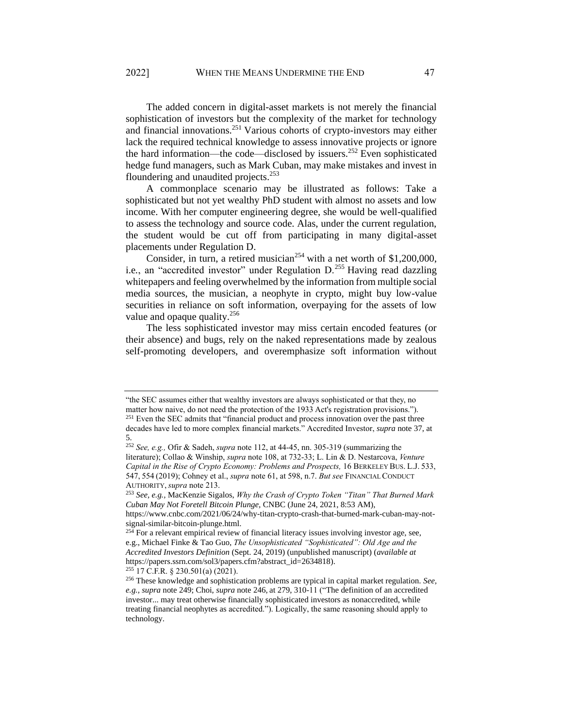The added concern in digital-asset markets is not merely the financial sophistication of investors but the complexity of the market for technology and financial innovations.[251] Various cohorts of crypto-investors may either lack the required technical knowledge to assess innovative projects or ignore the hard information—the code—disclosed by issuers.[252] Even sophisticated hedge fund managers, such as Mark Cuban, may make mistakes and invest in floundering and unaudited projects.[253]

A commonplace scenario may be illustrated as follows: Take a sophisticated but not yet wealthy PhD student with almost no assets and low income. With her computer engineering degree, she would be well-qualified to assess the technology and source code. Alas, under the current regulation, the student would be cut off from participating in many digital-asset placements under Regulation D.

Consider, in turn, a retired musician[254] with a net worth of $1,200,000, i.e., an "accredited investor" under Regulation D.[255] Having read dazzling whitepapers and feeling overwhelmed by the information from multiple social media sources, the musician, a neophyte in crypto, might buy low-value securities in reliance on soft information, overpaying for the assets of low value and opaque quality.[256]

The less sophisticated investor may miss certain encoded features (or their absence) and bugs, rely on the naked representations made by zealous self-promoting developers, and overemphasize soft information without

---

"the SEC assumes either that wealthy investors are always sophisticated or that they, no matter how naive, do not need the protection of the 1933 Act's registration provisions.").

[251] Even the SEC admits that "financial product and process innovation over the past three decades have led to more complex financial markets." Accredited Investor, *supra* note 37, at 5.

[252] *See, e.g.,* Ofir & Sadeh, *supra* note 112, at 44-45, nn. 305-319 (summarizing the literature); Collao & Winship, *supra* note 108, at 732-33; L. Lin & D. Nestarcova, *Venture Capital in the Rise of Crypto Economy: Problems and Prospects,* 16 BERKELEY BUS. L.J. 533, 547, 554 (2019); Cohney et al., *supra* note 61, at 598, n.7. *But see* FINANCIAL CONDUCT AUTHORITY, *supra* note 213.

[253] *See, e.g.,* MacKenzie Sigalos, *Why the Crash of Crypto Token "Titan" That Burned Mark Cuban May Not Foretell Bitcoin Plunge,* CNBC (June 24, 2021, 8:53 AM), https://www.cnbc.com/2021/06/24/why-titan-crypto-crash-that-burned-mark-cuban-may-not-signal-similar-bitcoin-plunge.html.

[254] For a relevant empirical review of financial literacy issues involving investor age, see, e.g., Michael Finke & Tao Guo, *The Unsophisticated "Sophisticated": Old Age and the Accredited Investors Definition* (Sept. 24, 2019) (unpublished manuscript) (*available at* https://papers.ssrn.com/sol3/papers.cfm?abstract_id=2634818).

[255] 17 C.F.R. § 230.501(a) (2021).

[256] These knowledge and sophistication problems are typical in capital market regulation. *See, e.g.*, *supra* note 249; Choi, *supra* note 246, at 279, 310-11 ("The definition of an accredited investor... may treat otherwise financially sophisticated investors as nonaccredited, while treating financial neophytes as accredited."). Logically, the same reasoning should apply to technology.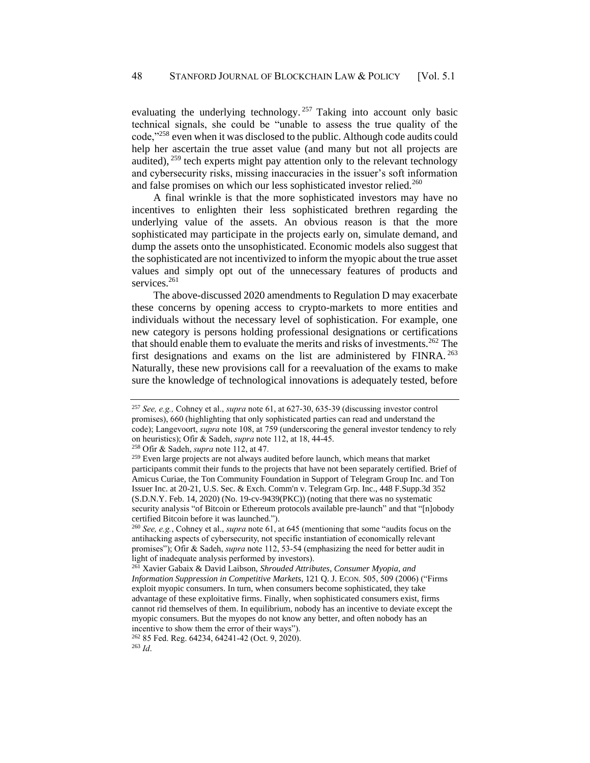evaluating the underlying technology.[257] Taking into account only basic technical signals, she could be "unable to assess the true quality of the code,"[258] even when it was disclosed to the public. Although code audits could help her ascertain the true asset value (and many but not all projects are audited),[259] tech experts might pay attention only to the relevant technology and cybersecurity risks, missing inaccuracies in the issuer's soft information and false promises on which our less sophisticated investor relied.[260]

A final wrinkle is that the more sophisticated investors may have no incentives to enlighten their less sophisticated brethren regarding the underlying value of the assets. An obvious reason is that the more sophisticated may participate in the projects early on, simulate demand, and dump the assets onto the unsophisticated. Economic models also suggest that the sophisticated are not incentivized to inform the myopic about the true asset values and simply opt out of the unnecessary features of products and services.[261]

The above-discussed 2020 amendments to Regulation D may exacerbate these concerns by opening access to crypto-markets to more entities and individuals without the necessary level of sophistication. For example, one new category is persons holding professional designations or certifications that should enable them to evaluate the merits and risks of investments.[262] The first designations and exams on the list are administered by FINRA.[263] Naturally, these new provisions call for a reevaluation of the exams to make sure the knowledge of technological innovations is adequately tested, before

---

[257] *See, e.g.,* Cohney et al., *supra* note 61, at 627-30, 635-39 (discussing investor control promises), 660 (highlighting that only sophisticated parties can read and understand the code); Langevoort, *supra* note 108, at 759 (underscoring the general investor tendency to rely on heuristics); Ofir & Sadeh, *supra* note 112, at 18, 44-45.

[258] Ofir & Sadeh, *supra* note 112, at 47.

[259] Even large projects are not always audited before launch, which means that market participants commit their funds to the projects that have not been separately certified. Brief of Amicus Curiae, the Ton Community Foundation in Support of Telegram Group Inc. and Ton Issuer Inc. at 20-21, U.S. Sec. & Exch. Comm'n v. Telegram Grp. Inc., 448 F.Supp.3d 352 (S.D.N.Y. Feb. 14, 2020) (No. 19-cv-9439(PKC)) (noting that there was no systematic security analysis "of Bitcoin or Ethereum protocols available pre-launch" and that "[n]obody certified Bitcoin before it was launched.").

[260] *See, e.g.*, Cohney et al., *supra* note 61, at 645 (mentioning that some "audits focus on the antihacking aspects of cybersecurity, not specific instantiation of economically relevant promises"); Ofir & Sadeh, *supra* note 112, 53-54 (emphasizing the need for better audit in light of inadequate analysis performed by investors).

[261] Xavier Gabaix & David Laibson, *Shrouded Attributes, Consumer Myopia, and Information Suppression in Competitive Markets*, 121 Q. J. ECON. 505, 509 (2006) ("Firms exploit myopic consumers. In turn, when consumers become sophisticated, they take advantage of these exploitative firms. Finally, when sophisticated consumers exist, firms cannot rid themselves of them. In equilibrium, nobody has an incentive to deviate except the myopic consumers. But the myopes do not know any better, and often nobody has an incentive to show them the error of their ways").

[262] 85 Fed. Reg. 64234, 64241-42 (Oct. 9, 2020).

[263] *Id*.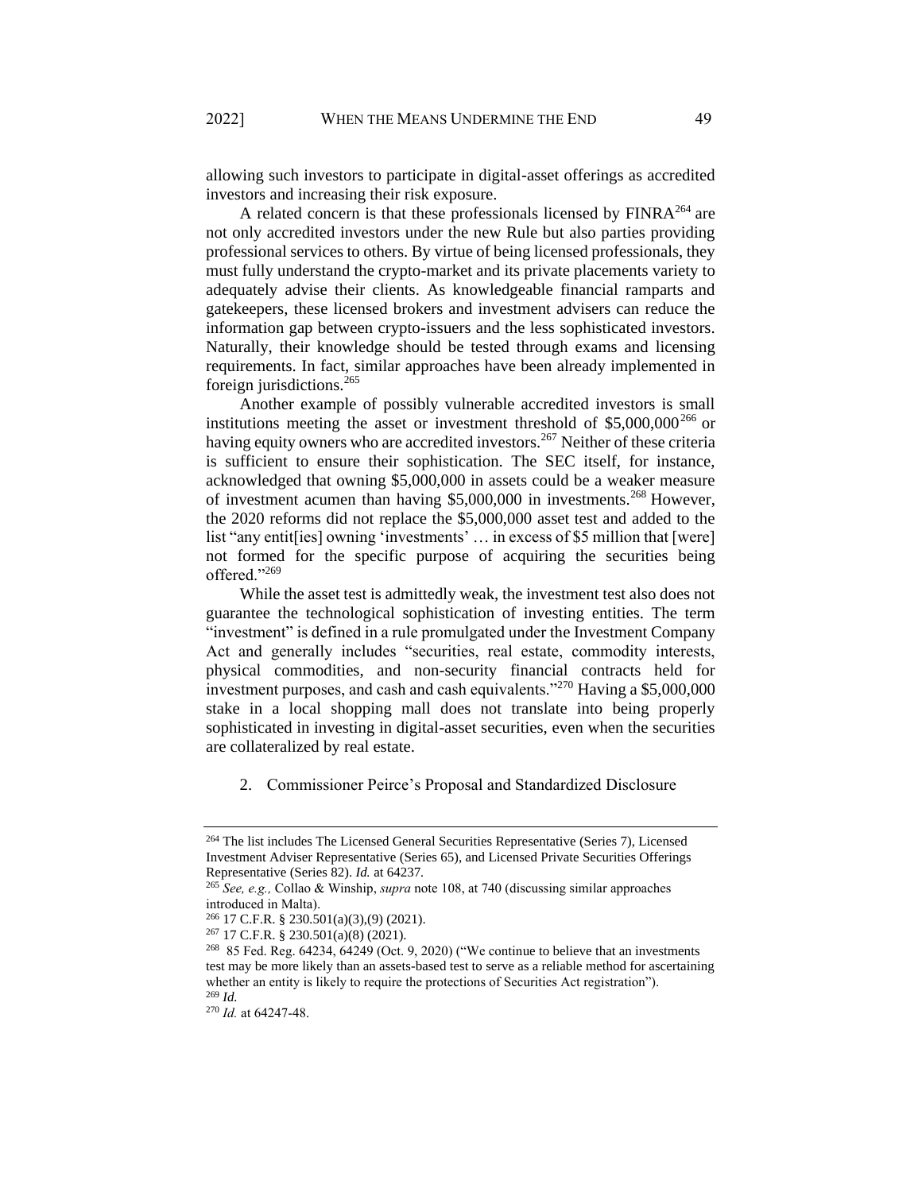allowing such investors to participate in digital-asset offerings as accredited investors and increasing their risk exposure.

A related concern is that these professionals licensed by FINRA[264] are not only accredited investors under the new Rule but also parties providing professional services to others. By virtue of being licensed professionals, they must fully understand the crypto-market and its private placements variety to adequately advise their clients. As knowledgeable financial ramparts and gatekeepers, these licensed brokers and investment advisers can reduce the information gap between crypto-issuers and the less sophisticated investors. Naturally, their knowledge should be tested through exams and licensing requirements. In fact, similar approaches have been already implemented in foreign jurisdictions.[265]

Another example of possibly vulnerable accredited investors is small institutions meeting the asset or investment threshold of $5,000,000[266] or having equity owners who are accredited investors.[267] Neither of these criteria is sufficient to ensure their sophistication. The SEC itself, for instance, acknowledged that owning $5,000,000 in assets could be a weaker measure of investment acumen than having $5,000,000 in investments.[268] However, the 2020 reforms did not replace the $5,000,000 asset test and added to the list "any entit[ies] owning 'investments' … in excess of $5 million that [were] not formed for the specific purpose of acquiring the securities being offered."[269]

While the asset test is admittedly weak, the investment test also does not guarantee the technological sophistication of investing entities. The term "investment" is defined in a rule promulgated under the Investment Company Act and generally includes "securities, real estate, commodity interests, physical commodities, and non-security financial contracts held for investment purposes, and cash and cash equivalents."[270] Having a $5,000,000 stake in a local shopping mall does not translate into being properly sophisticated in investing in digital-asset securities, even when the securities are collateralized by real estate.

2. Commissioner Peirce's Proposal and Standardized Disclosure

---

[264] The list includes The Licensed General Securities Representative (Series 7), Licensed Investment Adviser Representative (Series 65), and Licensed Private Securities Offerings Representative (Series 82). *Id.* at 64237.

[265] *See, e.g.,* Collao & Winship, *supra* note 108, at 740 (discussing similar approaches introduced in Malta).

[266] 17 C.F.R. § 230.501(a)(3),(9) (2021).

[267] 17 C.F.R. § 230.501(a)(8) (2021).

[268] 85 Fed. Reg. 64234, 64249 (Oct. 9, 2020) ("We continue to believe that an investments test may be more likely than an assets-based test to serve as a reliable method for ascertaining whether an entity is likely to require the protections of Securities Act registration").

[269] *Id.*

[270] *Id.* at 64247-48.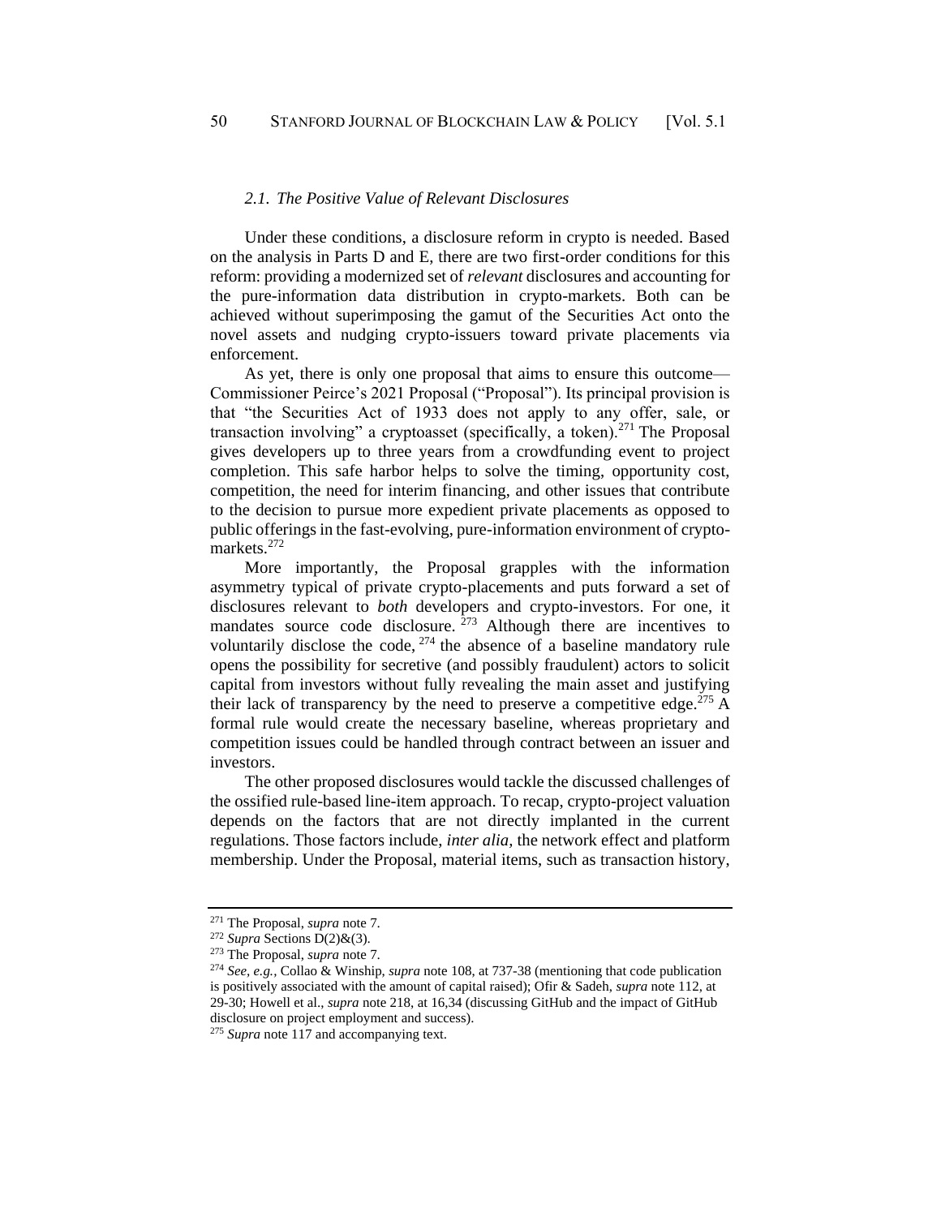### *2.1. The Positive Value of Relevant Disclosures*

Under these conditions, a disclosure reform in crypto is needed. Based on the analysis in Parts D and E, there are two first-order conditions for this reform: providing a modernized set of *relevant* disclosures and accounting for the pure-information data distribution in crypto-markets. Both can be achieved without superimposing the gamut of the Securities Act onto the novel assets and nudging crypto-issuers toward private placements via enforcement.

As yet, there is only one proposal that aims to ensure this outcome—Commissioner Peirce's 2021 Proposal ("Proposal"). Its principal provision is that "the Securities Act of 1933 does not apply to any offer, sale, or transaction involving" a cryptoasset (specifically, a token).[271] The Proposal gives developers up to three years from a crowdfunding event to project completion. This safe harbor helps to solve the timing, opportunity cost, competition, the need for interim financing, and other issues that contribute to the decision to pursue more expedient private placements as opposed to public offerings in the fast-evolving, pure-information environment of crypto-markets.[272]

More importantly, the Proposal grapples with the information asymmetry typical of private crypto-placements and puts forward a set of disclosures relevant to *both* developers and crypto-investors. For one, it mandates source code disclosure.[273] Although there are incentives to voluntarily disclose the code,[274] the absence of a baseline mandatory rule opens the possibility for secretive (and possibly fraudulent) actors to solicit capital from investors without fully revealing the main asset and justifying their lack of transparency by the need to preserve a competitive edge.[275] A formal rule would create the necessary baseline, whereas proprietary and competition issues could be handled through contract between an issuer and investors.

The other proposed disclosures would tackle the discussed challenges of the ossified rule-based line-item approach. To recap, crypto-project valuation depends on the factors that are not directly implanted in the current regulations. Those factors include, *inter alia*, the network effect and platform membership. Under the Proposal, material items, such as transaction history,

---

[271] The Proposal, *supra* note 7.

[272] *Supra* Sections D(2)&(3).

[273] The Proposal, *supra* note 7.

[274] *See, e.g.*, Collao & Winship, *supra* note 108, at 737-38 (mentioning that code publication is positively associated with the amount of capital raised); Ofir & Sadeh, *supra* note 112, at 29-30; Howell et al., *supra* note 218, at 16,34 (discussing GitHub and the impact of GitHub disclosure on project employment and success).

[275] *Supra* note 117 and accompanying text.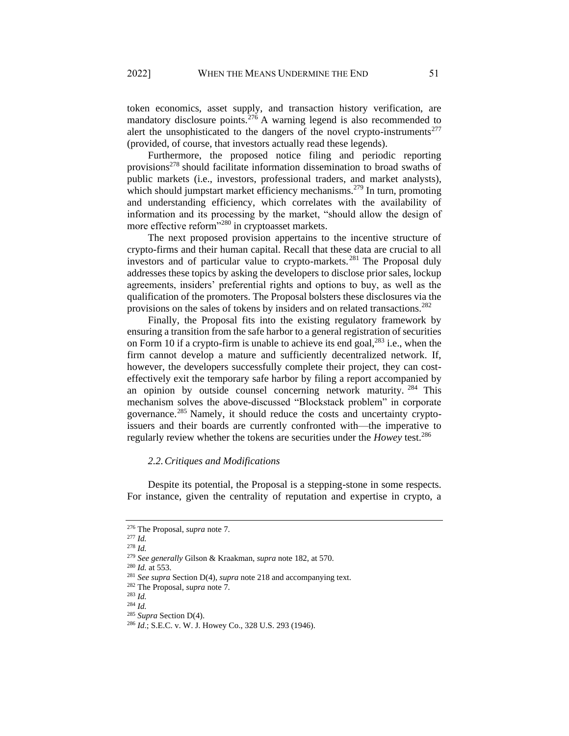token economics, asset supply, and transaction history verification, are mandatory disclosure points.[276] A warning legend is also recommended to alert the unsophisticated to the dangers of the novel crypto-instruments[277] (provided, of course, that investors actually read these legends).

Furthermore, the proposed notice filing and periodic reporting provisions[278] should facilitate information dissemination to broad swaths of public markets (i.e., investors, professional traders, and market analysts), which should jumpstart market efficiency mechanisms.[279] In turn, promoting and understanding efficiency, which correlates with the availability of information and its processing by the market, "should allow the design of more effective reform"[280] in cryptoasset markets.

The next proposed provision appertains to the incentive structure of crypto-firms and their human capital. Recall that these data are crucial to all investors and of particular value to crypto-markets.[281] The Proposal duly addresses these topics by asking the developers to disclose prior sales, lockup agreements, insiders' preferential rights and options to buy, as well as the qualification of the promoters. The Proposal bolsters these disclosures via the provisions on the sales of tokens by insiders and on related transactions.[282]

Finally, the Proposal fits into the existing regulatory framework by ensuring a transition from the safe harbor to a general registration of securities on Form 10 if a crypto-firm is unable to achieve its end goal,[283] i.e., when the firm cannot develop a mature and sufficiently decentralized network. If, however, the developers successfully complete their project, they can cost-effectively exit the temporary safe harbor by filing a report accompanied by an opinion by outside counsel concerning network maturity.[284] This mechanism solves the above-discussed "Blockstack problem" in corporate governance.[285] Namely, it should reduce the costs and uncertainty crypto-issuers and their boards are currently confronted with—the imperative to regularly review whether the tokens are securities under the *Howey* test.[286]

### *2.2. Critiques and Modifications*

Despite its potential, the Proposal is a stepping-stone in some respects. For instance, given the centrality of reputation and expertise in crypto, a

---

[276] The Proposal, *supra* note 7.
[277] *Id.*
[278] *Id.*
[279] *See generally* Gilson & Kraakman, *supra* note 182, at 570.
[280] *Id.* at 553.
[281] *See supra* Section D(4), *supra* note 218 and accompanying text.
[282] The Proposal, *supra* note 7.
[283] *Id.*
[284] *Id.*
[285] *Supra* Section D(4).
[286] *Id.*; S.E.C. v. W. J. Howey Co., 328 U.S. 293 (1946).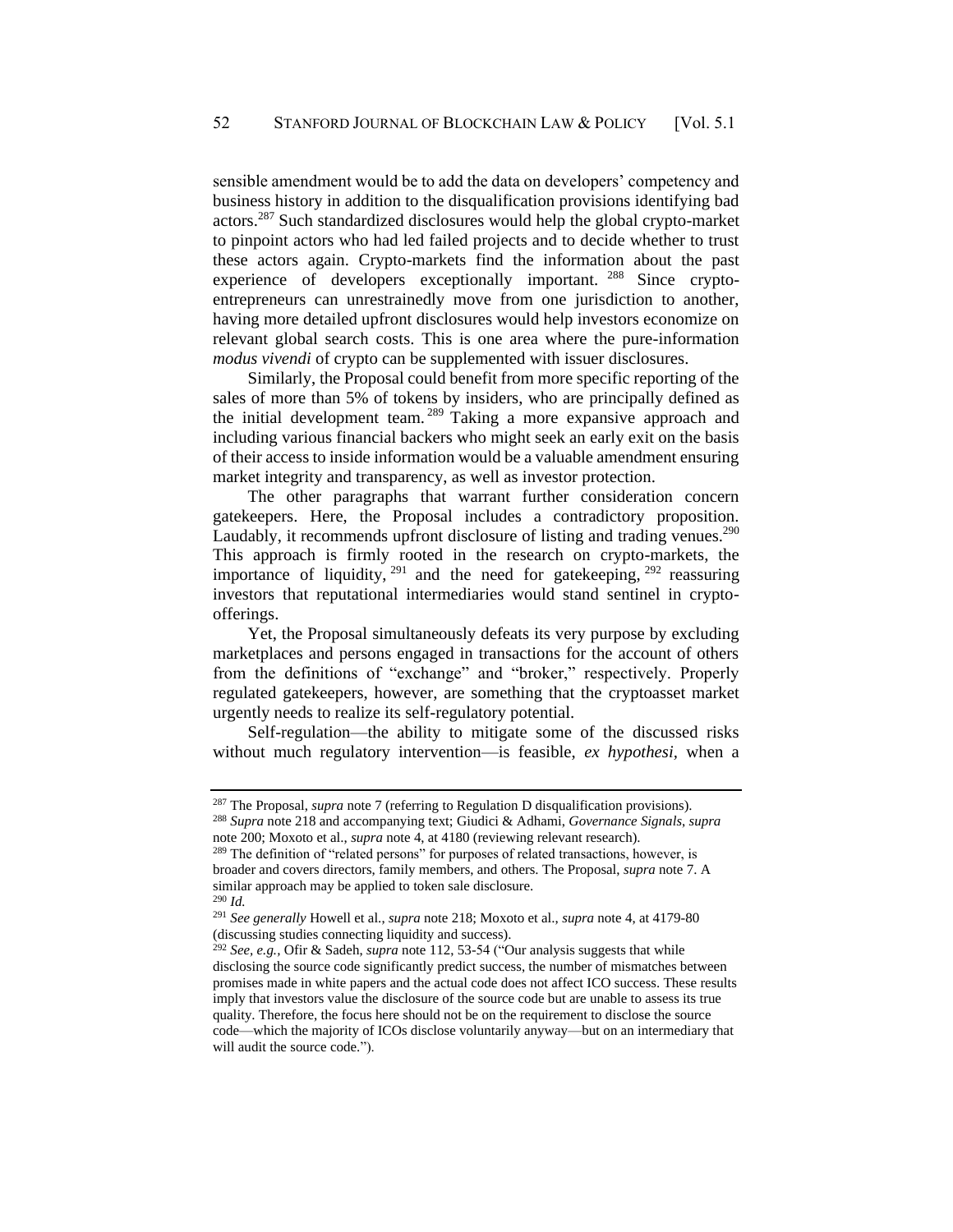sensible amendment would be to add the data on developers' competency and business history in addition to the disqualification provisions identifying bad actors.[287] Such standardized disclosures would help the global crypto-market to pinpoint actors who had led failed projects and to decide whether to trust these actors again. Crypto-markets find the information about the past experience of developers exceptionally important.[288] Since crypto-entrepreneurs can unrestrainedly move from one jurisdiction to another, having more detailed upfront disclosures would help investors economize on relevant global search costs. This is one area where the pure-information *modus vivendi* of crypto can be supplemented with issuer disclosures.

Similarly, the Proposal could benefit from more specific reporting of the sales of more than 5% of tokens by insiders, who are principally defined as the initial development team.[289] Taking a more expansive approach and including various financial backers who might seek an early exit on the basis of their access to inside information would be a valuable amendment ensuring market integrity and transparency, as well as investor protection.

The other paragraphs that warrant further consideration concern gatekeepers. Here, the Proposal includes a contradictory proposition. Laudably, it recommends upfront disclosure of listing and trading venues.[290] This approach is firmly rooted in the research on crypto-markets, the importance of liquidity,[291] and the need for gatekeeping,[292] reassuring investors that reputational intermediaries would stand sentinel in crypto-offerings.

Yet, the Proposal simultaneously defeats its very purpose by excluding marketplaces and persons engaged in transactions for the account of others from the definitions of "exchange" and "broker," respectively. Properly regulated gatekeepers, however, are something that the cryptoasset market urgently needs to realize its self-regulatory potential.

Self-regulation—the ability to mitigate some of the discussed risks without much regulatory intervention—is feasible, *ex hypothesi*, when a

---

[287] The Proposal, *supra* note 7 (referring to Regulation D disqualification provisions).

[288] *Supra* note 218 and accompanying text; Giudici & Adhami, *Governance Signals*, *supra* note 200; Moxoto et al., *supra* note 4, at 4180 (reviewing relevant research).

[289] The definition of "related persons" for purposes of related transactions, however, is broader and covers directors, family members, and others. The Proposal, *supra* note 7. A similar approach may be applied to token sale disclosure.

[290] *Id.*

[291] *See generally* Howell et al., *supra* note 218; Moxoto et al., *supra* note 4, at 4179-80 (discussing studies connecting liquidity and success).

[292] *See, e.g.*, Ofir & Sadeh, *supra* note 112, 53-54 ("Our analysis suggests that while disclosing the source code significantly predict success, the number of mismatches between promises made in white papers and the actual code does not affect ICO success. These results imply that investors value the disclosure of the source code but are unable to assess its true quality. Therefore, the focus here should not be on the requirement to disclose the source code—which the majority of ICOs disclose voluntarily anyway—but on an intermediary that will audit the source code.").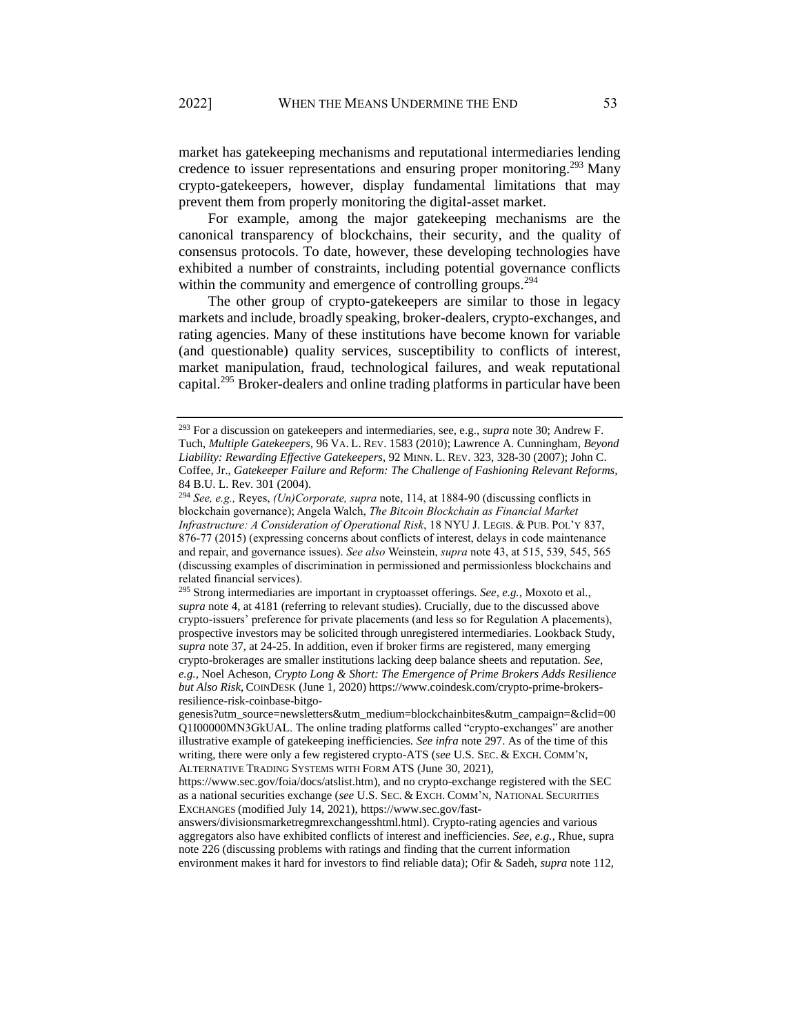market has gatekeeping mechanisms and reputational intermediaries lending credence to issuer representations and ensuring proper monitoring.[293] Many crypto-gatekeepers, however, display fundamental limitations that may prevent them from properly monitoring the digital-asset market.

For example, among the major gatekeeping mechanisms are the canonical transparency of blockchains, their security, and the quality of consensus protocols. To date, however, these developing technologies have exhibited a number of constraints, including potential governance conflicts within the community and emergence of controlling groups.[294]

The other group of crypto-gatekeepers are similar to those in legacy markets and include, broadly speaking, broker-dealers, crypto-exchanges, and rating agencies. Many of these institutions have become known for variable (and questionable) quality services, susceptibility to conflicts of interest, market manipulation, fraud, technological failures, and weak reputational capital.[295] Broker-dealers and online trading platforms in particular have been

---

[293] For a discussion on gatekeepers and intermediaries, see, e.g., *supra* note 30; Andrew F. Tuch, *Multiple Gatekeepers*, 96 VA. L. REV. 1583 (2010); Lawrence A. Cunningham, *Beyond Liability: Rewarding Effective Gatekeepers*, 92 MINN. L. REV. 323, 328-30 (2007); John C. Coffee, Jr., *Gatekeeper Failure and Reform: The Challenge of Fashioning Relevant Reforms*, 84 B.U. L. Rev. 301 (2004).

[294] *See, e.g.,* Reyes, *(Un)Corporate, supra* note, 114, at 1884-90 (discussing conflicts in blockchain governance); Angela Walch, *The Bitcoin Blockchain as Financial Market Infrastructure: A Consideration of Operational Risk*, 18 NYU J. LEGIS. & PUB. POL'Y 837, 876-77 (2015) (expressing concerns about conflicts of interest, delays in code maintenance and repair, and governance issues). *See also* Weinstein, *supra* note 43, at 515, 539, 545, 565 (discussing examples of discrimination in permissioned and permissionless blockchains and related financial services).

[295] Strong intermediaries are important in cryptoasset offerings. *See, e.g.,* Moxoto et al., *supra* note 4, at 4181 (referring to relevant studies). Crucially, due to the discussed above crypto-issuers' preference for private placements (and less so for Regulation A placements), prospective investors may be solicited through unregistered intermediaries. Lookback Study, *supra* note 37, at 24-25. In addition, even if broker firms are registered, many emerging crypto-brokerages are smaller institutions lacking deep balance sheets and reputation. *See, e.g.,* Noel Acheson, *Crypto Long & Short: The Emergence of Prime Brokers Adds Resilience but Also Risk*, COINDESK (June 1, 2020) https://www.coindesk.com/crypto-prime-brokers-resilience-risk-coinbase-bitgo-genesis?utm_source=newsletters&utm_medium=blockchainbites&utm_campaign=&clid=00Q1I00000MN3GkUAL. The online trading platforms called "crypto-exchanges" are another illustrative example of gatekeeping inefficiencies. *See infra* note 297. As of the time of this writing, there were only a few registered crypto-ATS (*see* U.S. SEC. & EXCH. COMM'N, ALTERNATIVE TRADING SYSTEMS WITH FORM ATS (June 30, 2021), https://www.sec.gov/foia/docs/atslist.htm), and no crypto-exchange registered with the SEC as a national securities exchange (*see* U.S. SEC. & EXCH. COMM'N, NATIONAL SECURITIES EXCHANGES (modified July 14, 2021), https://www.sec.gov/fast-answers/divisionsmarketregmrexchangesshtml.html). Crypto-rating agencies and various aggregators also have exhibited conflicts of interest and inefficiencies. *See, e.g.,* Rhue, supra note 226 (discussing problems with ratings and finding that the current information environment makes it hard for investors to find reliable data); Ofir & Sadeh, *supra* note 112,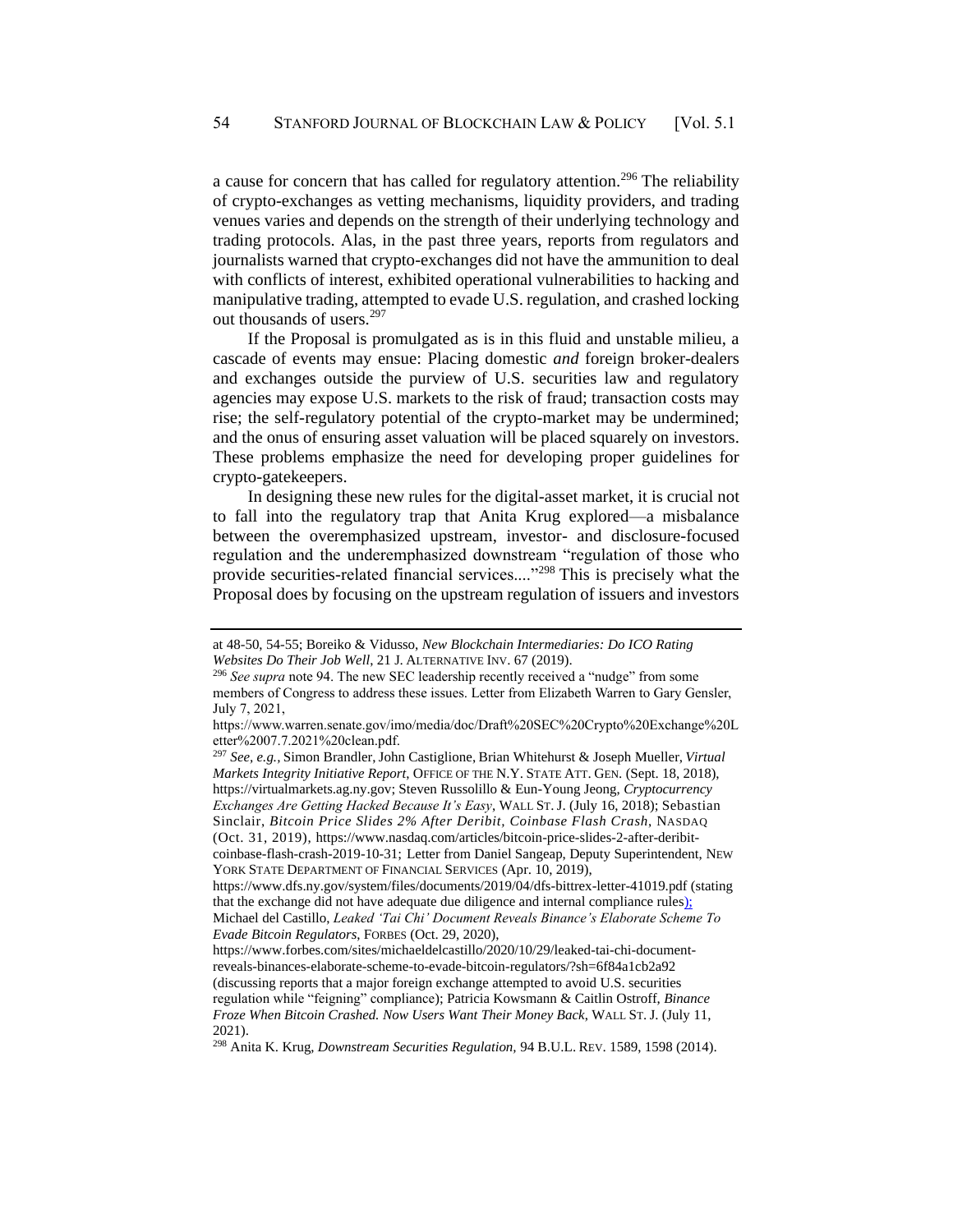a cause for concern that has called for regulatory attention.[296] The reliability of crypto-exchanges as vetting mechanisms, liquidity providers, and trading venues varies and depends on the strength of their underlying technology and trading protocols. Alas, in the past three years, reports from regulators and journalists warned that crypto-exchanges did not have the ammunition to deal with conflicts of interest, exhibited operational vulnerabilities to hacking and manipulative trading, attempted to evade U.S. regulation, and crashed locking out thousands of users.[297]

If the Proposal is promulgated as is in this fluid and unstable milieu, a cascade of events may ensue: Placing domestic *and* foreign broker-dealers and exchanges outside the purview of U.S. securities law and regulatory agencies may expose U.S. markets to the risk of fraud; transaction costs may rise; the self-regulatory potential of the crypto-market may be undermined; and the onus of ensuring asset valuation will be placed squarely on investors. These problems emphasize the need for developing proper guidelines for crypto-gatekeepers.

In designing these new rules for the digital-asset market, it is crucial not to fall into the regulatory trap that Anita Krug explored—a misbalance between the overemphasized upstream, investor- and disclosure-focused regulation and the underemphasized downstream "regulation of those who provide securities-related financial services...."[298] This is precisely what the Proposal does by focusing on the upstream regulation of issuers and investors

---

at 48-50, 54-55; Boreiko & Vidusso, *New Blockchain Intermediaries: Do ICO Rating Websites Do Their Job Well*, 21 J. ALTERNATIVE INV. 67 (2019).

[296] *See supra* note 94. The new SEC leadership recently received a "nudge" from some members of Congress to address these issues. Letter from Elizabeth Warren to Gary Gensler, July 7, 2021, https://www.warren.senate.gov/imo/media/doc/Draft%20SEC%20Crypto%20Exchange%20Letter%2007.7.2021%20clean.pdf.

[297] *See, e.g.*, Simon Brandler, John Castiglione, Brian Whitehurst & Joseph Mueller, *Virtual Markets Integrity Initiative Report*, OFFICE OF THE N.Y. STATE ATT. GEN. (Sept. 18, 2018), https://virtualmarkets.ag.ny.gov; Steven Russolillo & Eun-Young Jeong, *Cryptocurrency Exchanges Are Getting Hacked Because It's Easy*, WALL ST. J. (July 16, 2018); Sebastian Sinclair, *Bitcoin Price Slides 2% After Deribit, Coinbase Flash Crash*, NASDAQ (Oct. 31, 2019), https://www.nasdaq.com/articles/bitcoin-price-slides-2-after-deribit-coinbase-flash-crash-2019-10-31; Letter from Daniel Sangeap, Deputy Superintendent, NEW YORK STATE DEPARTMENT OF FINANCIAL SERVICES (Apr. 10, 2019), https://www.dfs.ny.gov/system/files/documents/2019/04/dfs-bittrex-letter-41019.pdf (stating that the exchange did not have adequate due diligence and internal compliance rules); Michael del Castillo, *Leaked 'Tai Chi' Document Reveals Binance's Elaborate Scheme To Evade Bitcoin Regulators*, FORBES (Oct. 29, 2020), https://www.forbes.com/sites/michaeldelcastillo/2020/10/29/leaked-tai-chi-document-reveals-binances-elaborate-scheme-to-evade-bitcoin-regulators/?sh=6f84a1cb2a92 (discussing reports that a major foreign exchange attempted to avoid U.S. securities regulation while "feigning" compliance); Patricia Kowsmann & Caitlin Ostroff, *Binance Froze When Bitcoin Crashed. Now Users Want Their Money Back*, WALL ST. J. (July 11, 2021).

[298] Anita K. Krug, *Downstream Securities Regulation*, 94 B.U.L. REV. 1589, 1598 (2014).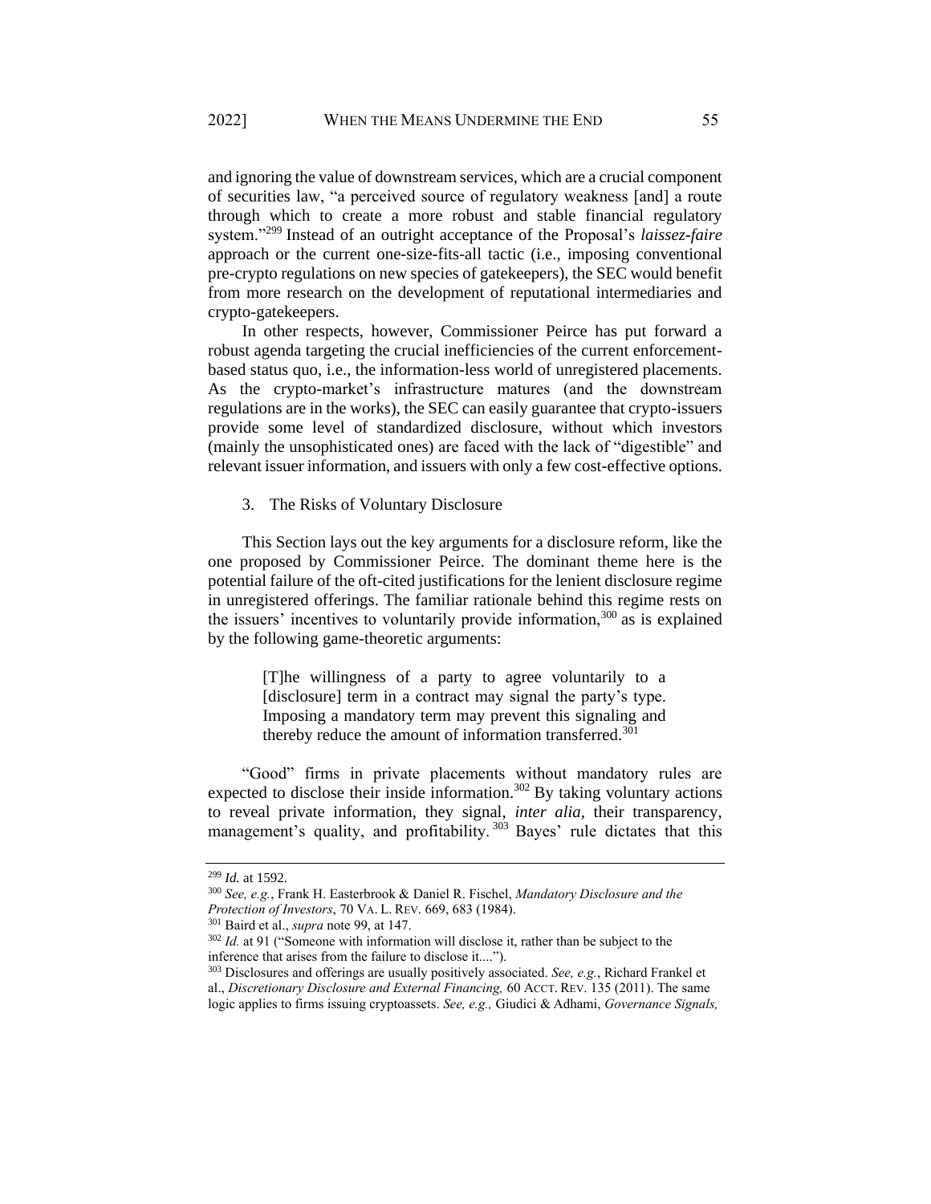and ignoring the value of downstream services, which are a crucial component of securities law, "a perceived source of regulatory weakness [and] a route through which to create a more robust and stable financial regulatory system."[299] Instead of an outright acceptance of the Proposal's *laissez-faire* approach or the current one-size-fits-all tactic (i.e., imposing conventional pre-crypto regulations on new species of gatekeepers), the SEC would benefit from more research on the development of reputational intermediaries and crypto-gatekeepers.

In other respects, however, Commissioner Peirce has put forward a robust agenda targeting the crucial inefficiencies of the current enforcement-based status quo, i.e., the information-less world of unregistered placements. As the crypto-market's infrastructure matures (and the downstream regulations are in the works), the SEC can easily guarantee that crypto-issuers provide some level of standardized disclosure, without which investors (mainly the unsophisticated ones) are faced with the lack of "digestible" and relevant issuer information, and issuers with only a few cost-effective options.

### 3. The Risks of Voluntary Disclosure

This Section lays out the key arguments for a disclosure reform, like the one proposed by Commissioner Peirce. The dominant theme here is the potential failure of the oft-cited justifications for the lenient disclosure regime in unregistered offerings. The familiar rationale behind this regime rests on the issuers' incentives to voluntarily provide information,[300] as is explained by the following game-theoretic arguments:

> [T]he willingness of a party to agree voluntarily to a [disclosure] term in a contract may signal the party's type. Imposing a mandatory term may prevent this signaling and thereby reduce the amount of information transferred.[301]

"Good" firms in private placements without mandatory rules are expected to disclose their inside information.[302] By taking voluntary actions to reveal private information, they signal, *inter alia*, their transparency, management's quality, and profitability.[303] Bayes' rule dictates that this

---

[299] *Id.* at 1592.

[300] *See, e.g.*, Frank H. Easterbrook & Daniel R. Fischel, *Mandatory Disclosure and the Protection of Investors*, 70 VA. L. REV. 669, 683 (1984).

[301] Baird et al., *supra* note 99, at 147.

[302] *Id.* at 91 ("Someone with information will disclose it, rather than be subject to the inference that arises from the failure to disclose it....").

[303] Disclosures and offerings are usually positively associated. *See, e.g.*, Richard Frankel et al., *Discretionary Disclosure and External Financing,* 60 ACCT. REV. 135 (2011). The same logic applies to firms issuing cryptoassets. *See, e.g.,* Giudici & Adhami, *Governance Signals,*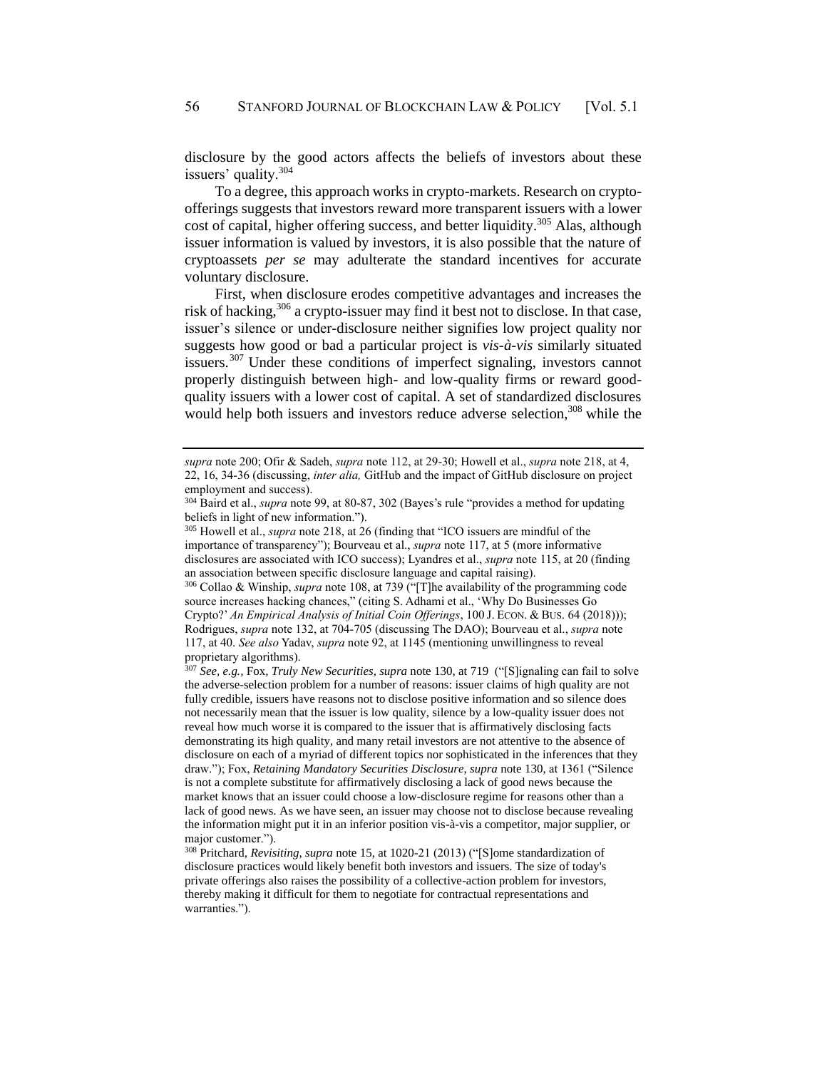disclosure by the good actors affects the beliefs of investors about these issuers' quality.[304]

To a degree, this approach works in crypto-markets. Research on crypto-offerings suggests that investors reward more transparent issuers with a lower cost of capital, higher offering success, and better liquidity.[305] Alas, although issuer information is valued by investors, it is also possible that the nature of cryptoassets *per se* may adulterate the standard incentives for accurate voluntary disclosure.

First, when disclosure erodes competitive advantages and increases the risk of hacking,[306] a crypto-issuer may find it best not to disclose. In that case, issuer's silence or under-disclosure neither signifies low project quality nor suggests how good or bad a particular project is *vis-à-vis* similarly situated issuers.[307] Under these conditions of imperfect signaling, investors cannot properly distinguish between high- and low-quality firms or reward good-quality issuers with a lower cost of capital. A set of standardized disclosures would help both issuers and investors reduce adverse selection,[308] while the

---

*supra* note 200; Ofir & Sadeh, *supra* note 112, at 29-30; Howell et al., *supra* note 218, at 4, 22, 16, 34-36 (discussing, *inter alia,* GitHub and the impact of GitHub disclosure on project employment and success).

[304] Baird et al., *supra* note 99, at 80-87, 302 (Bayes's rule "provides a method for updating beliefs in light of new information.").

[305] Howell et al., *supra* note 218, at 26 (finding that "ICO issuers are mindful of the importance of transparency"); Bourveau et al., *supra* note 117, at 5 (more informative disclosures are associated with ICO success); Lyandres et al., *supra* note 115, at 20 (finding an association between specific disclosure language and capital raising).

[306] Collao & Winship, *supra* note 108, at 739 ("[T]he availability of the programming code source increases hacking chances," (citing S. Adhami et al., 'Why Do Businesses Go Crypto?' *An Empirical Analysis of Initial Coin Offerings*, 100 J. ECON. & BUS. 64 (2018))); Rodrigues, *supra* note 132, at 704-705 (discussing The DAO); Bourveau et al., *supra* note 117, at 40. *See also* Yadav, *supra* note 92, at 1145 (mentioning unwillingness to reveal proprietary algorithms).

[307] *See, e.g.,* Fox, *Truly New Securities, supra* note 130, at 719 ("[S]ignaling can fail to solve the adverse-selection problem for a number of reasons: issuer claims of high quality are not fully credible, issuers have reasons not to disclose positive information and so silence does not necessarily mean that the issuer is low quality, silence by a low-quality issuer does not reveal how much worse it is compared to the issuer that is affirmatively disclosing facts demonstrating its high quality, and many retail investors are not attentive to the absence of disclosure on each of a myriad of different topics nor sophisticated in the inferences that they draw."); Fox, *Retaining Mandatory Securities Disclosure, supra* note 130, at 1361 ("Silence is not a complete substitute for affirmatively disclosing a lack of good news because the market knows that an issuer could choose a low-disclosure regime for reasons other than a lack of good news. As we have seen, an issuer may choose not to disclose because revealing the information might put it in an inferior position vis-à-vis a competitor, major supplier, or major customer.").

[308] Pritchard, *Revisiting, supra* note 15, at 1020-21 (2013) ("[S]ome standardization of disclosure practices would likely benefit both investors and issuers. The size of today's private offerings also raises the possibility of a collective-action problem for investors, thereby making it difficult for them to negotiate for contractual representations and warranties.").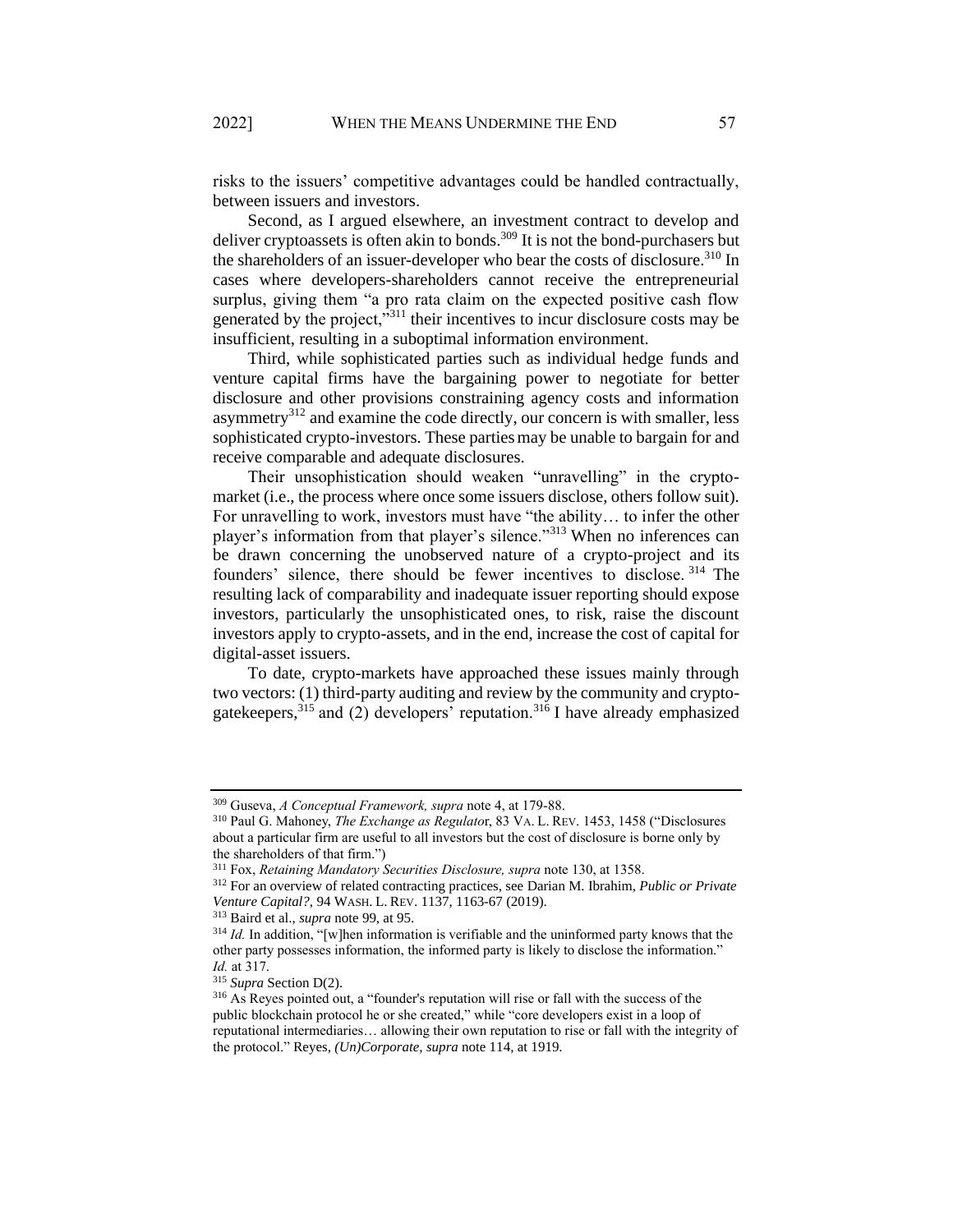risks to the issuers' competitive advantages could be handled contractually, between issuers and investors.

Second, as I argued elsewhere, an investment contract to develop and deliver cryptoassets is often akin to bonds.[309] It is not the bond-purchasers but the shareholders of an issuer-developer who bear the costs of disclosure.[310] In cases where developers-shareholders cannot receive the entrepreneurial surplus, giving them "a pro rata claim on the expected positive cash flow generated by the project,"[311] their incentives to incur disclosure costs may be insufficient, resulting in a suboptimal information environment.

Third, while sophisticated parties such as individual hedge funds and venture capital firms have the bargaining power to negotiate for better disclosure and other provisions constraining agency costs and information asymmetry[312] and examine the code directly, our concern is with smaller, less sophisticated crypto-investors. These parties may be unable to bargain for and receive comparable and adequate disclosures.

Their unsophistication should weaken "unravelling" in the crypto-market (i.e., the process where once some issuers disclose, others follow suit). For unravelling to work, investors must have "the ability… to infer the other player's information from that player's silence."[313] When no inferences can be drawn concerning the unobserved nature of a crypto-project and its founders' silence, there should be fewer incentives to disclose.[314] The resulting lack of comparability and inadequate issuer reporting should expose investors, particularly the unsophisticated ones, to risk, raise the discount investors apply to crypto-assets, and in the end, increase the cost of capital for digital-asset issuers.

To date, crypto-markets have approached these issues mainly through two vectors: (1) third-party auditing and review by the community and crypto-gatekeepers,[315] and (2) developers' reputation.[316] I have already emphasized

---

[309] Guseva, *A Conceptual Framework, supra* note 4, at 179-88.

[310] Paul G. Mahoney, *The Exchange as Regulator*, 83 VA. L. REV. 1453, 1458 ("Disclosures about a particular firm are useful to all investors but the cost of disclosure is borne only by the shareholders of that firm.")

[311] Fox, *Retaining Mandatory Securities Disclosure, supra* note 130, at 1358.

[312] For an overview of related contracting practices, see Darian M. Ibrahim, *Public or Private Venture Capital?*, 94 WASH. L. REV. 1137, 1163-67 (2019).

[313] Baird et al., *supra* note 99, at 95.

[314] *Id.* In addition, "[w]hen information is verifiable and the uninformed party knows that the other party possesses information, the informed party is likely to disclose the information." *Id.* at 317.

[315] *Supra* Section D(2).

[316] As Reyes pointed out, a "founder's reputation will rise or fall with the success of the public blockchain protocol he or she created," while "core developers exist in a loop of reputational intermediaries… allowing their own reputation to rise or fall with the integrity of the protocol." Reyes, *(Un)Corporate, supra* note 114, at 1919.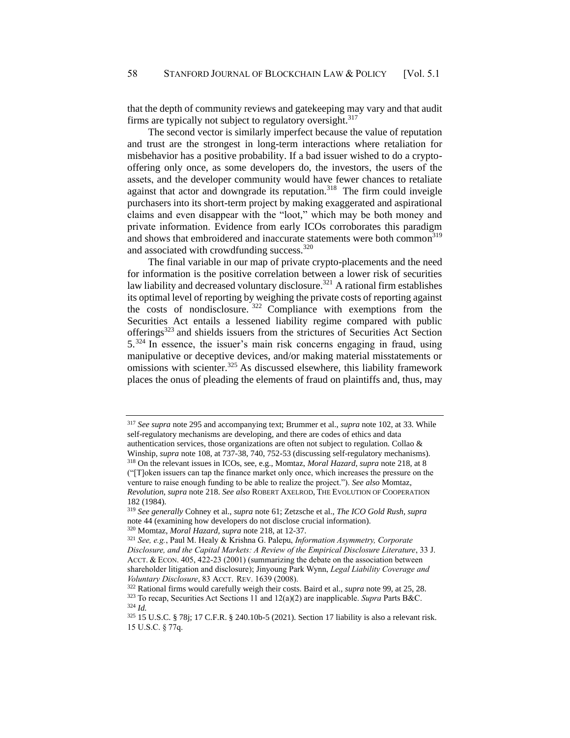that the depth of community reviews and gatekeeping may vary and that audit firms are typically not subject to regulatory oversight.[317]

The second vector is similarly imperfect because the value of reputation and trust are the strongest in long-term interactions where retaliation for misbehavior has a positive probability. If a bad issuer wished to do a crypto-offering only once, as some developers do, the investors, the users of the assets, and the developer community would have fewer chances to retaliate against that actor and downgrade its reputation.[318] The firm could inveigle purchasers into its short-term project by making exaggerated and aspirational claims and even disappear with the "loot," which may be both money and private information. Evidence from early ICOs corroborates this paradigm and shows that embroidered and inaccurate statements were both common[319] and associated with crowdfunding success.[320]

The final variable in our map of private crypto-placements and the need for information is the positive correlation between a lower risk of securities law liability and decreased voluntary disclosure.[321] A rational firm establishes its optimal level of reporting by weighing the private costs of reporting against the costs of nondisclosure.[322] Compliance with exemptions from the Securities Act entails a lessened liability regime compared with public offerings[323] and shields issuers from the strictures of Securities Act Section 5.[324] In essence, the issuer's main risk concerns engaging in fraud, using manipulative or deceptive devices, and/or making material misstatements or omissions with scienter.[325] As discussed elsewhere, this liability framework places the onus of pleading the elements of fraud on plaintiffs and, thus, may

---

[317] *See supra* note 295 and accompanying text; Brummer et al., *supra* note 102, at 33. While self-regulatory mechanisms are developing, and there are codes of ethics and data authentication services, those organizations are often not subject to regulation. Collao & Winship, *supra* note 108, at 737-38, 740, 752-53 (discussing self-regulatory mechanisms).

[318] On the relevant issues in ICOs, see, e.g., Momtaz, *Moral Hazard*, *supra* note 218, at 8 ("[T]oken issuers can tap the finance market only once, which increases the pressure on the venture to raise enough funding to be able to realize the project."). *See also* Momtaz, *Revolution*, *supra* note 218. *See also* ROBERT AXELROD, THE EVOLUTION OF COOPERATION 182 (1984).

[319] *See generally* Cohney et al., *supra* note 61; Zetzsche et al., *The ICO Gold Rush*, *supra* note 44 (examining how developers do not disclose crucial information).

[320] Momtaz, *Moral Hazard*, *supra* note 218, at 12-37.

[321] *See, e.g.*, Paul M. Healy & Krishna G. Palepu, *Information Asymmetry, Corporate Disclosure, and the Capital Markets: A Review of the Empirical Disclosure Literature*, 33 J. ACCT. & ECON. 405, 422-23 (2001) (summarizing the debate on the association between shareholder litigation and disclosure); Jinyoung Park Wynn, *Legal Liability Coverage and Voluntary Disclosure*, 83 ACCT. REV. 1639 (2008).

[322] Rational firms would carefully weigh their costs. Baird et al., *supra* note 99, at 25, 28.

[323] To recap, Securities Act Sections 11 and 12(a)(2) are inapplicable. *Supra* Parts B&C.

[324] *Id.*

[325] 15 U.S.C. § 78j; 17 C.F.R. § 240.10b-5 (2021). Section 17 liability is also a relevant risk. 15 U.S.C. § 77q.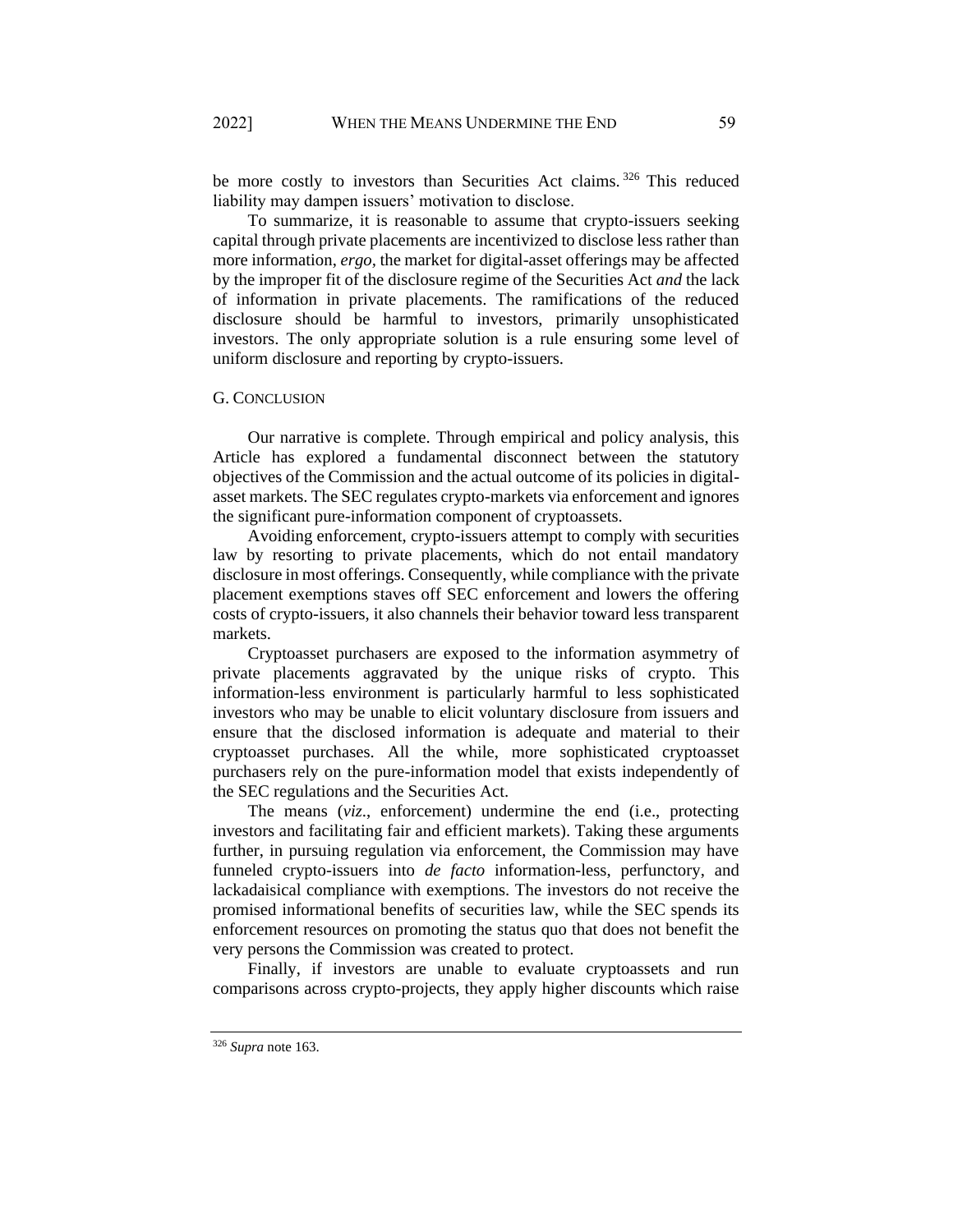be more costly to investors than Securities Act claims.[326] This reduced liability may dampen issuers' motivation to disclose.

To summarize, it is reasonable to assume that crypto-issuers seeking capital through private placements are incentivized to disclose less rather than more information, *ergo*, the market for digital-asset offerings may be affected by the improper fit of the disclosure regime of the Securities Act *and* the lack of information in private placements. The ramifications of the reduced disclosure should be harmful to investors, primarily unsophisticated investors. The only appropriate solution is a rule ensuring some level of uniform disclosure and reporting by crypto-issuers.

## G. Conclusion

Our narrative is complete. Through empirical and policy analysis, this Article has explored a fundamental disconnect between the statutory objectives of the Commission and the actual outcome of its policies in digital-asset markets. The SEC regulates crypto-markets via enforcement and ignores the significant pure-information component of cryptoassets.

Avoiding enforcement, crypto-issuers attempt to comply with securities law by resorting to private placements, which do not entail mandatory disclosure in most offerings. Consequently, while compliance with the private placement exemptions staves off SEC enforcement and lowers the offering costs of crypto-issuers, it also channels their behavior toward less transparent markets.

Cryptoasset purchasers are exposed to the information asymmetry of private placements aggravated by the unique risks of crypto. This information-less environment is particularly harmful to less sophisticated investors who may be unable to elicit voluntary disclosure from issuers and ensure that the disclosed information is adequate and material to their cryptoasset purchases. All the while, more sophisticated cryptoasset purchasers rely on the pure-information model that exists independently of the SEC regulations and the Securities Act.

The means (*viz.*, enforcement) undermine the end (i.e., protecting investors and facilitating fair and efficient markets). Taking these arguments further, in pursuing regulation via enforcement, the Commission may have funneled crypto-issuers into *de facto* information-less, perfunctory, and lackadaisical compliance with exemptions. The investors do not receive the promised informational benefits of securities law, while the SEC spends its enforcement resources on promoting the status quo that does not benefit the very persons the Commission was created to protect.

Finally, if investors are unable to evaluate cryptoassets and run comparisons across crypto-projects, they apply higher discounts which raise

[326] *Supra* note 163.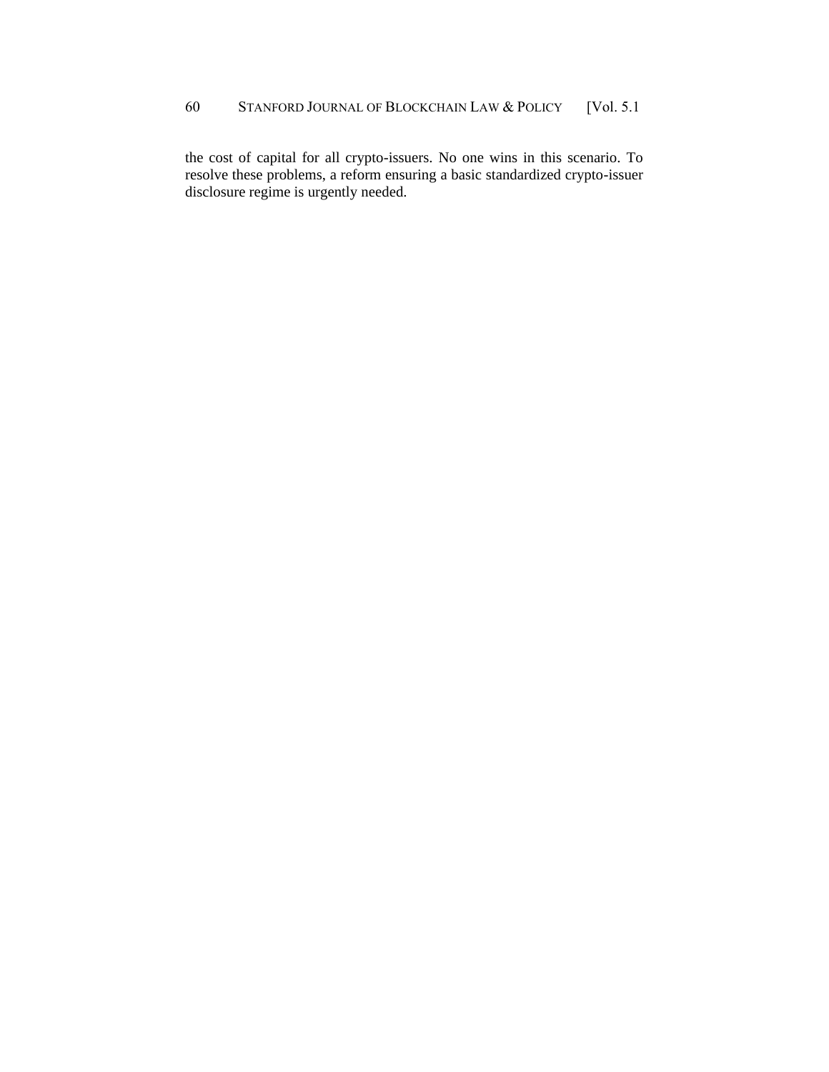the cost of capital for all crypto-issuers. No one wins in this scenario. To resolve these problems, a reform ensuring a basic standardized crypto-issuer disclosure regime is urgently needed.